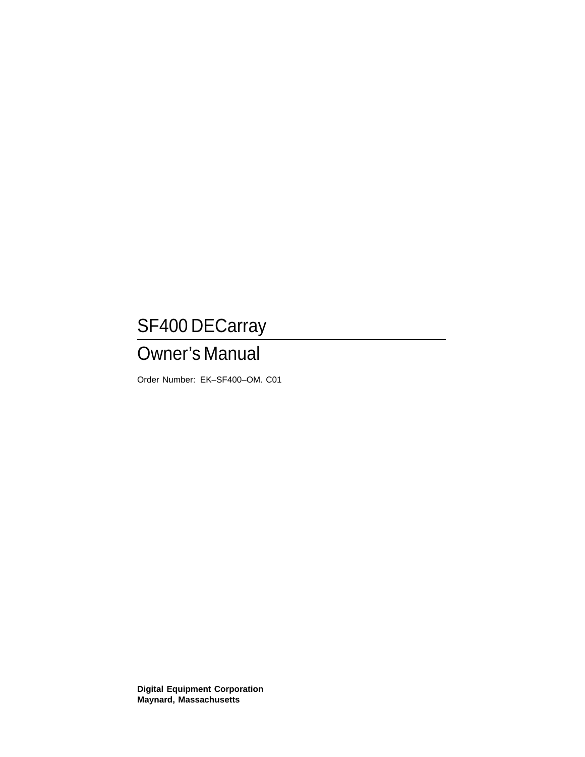# SF400 DECarray

## Owner's Manual

Order Number: EK–SF400–OM. C01

**Digital Equipment Corporation**
**Maynard, Massachusetts**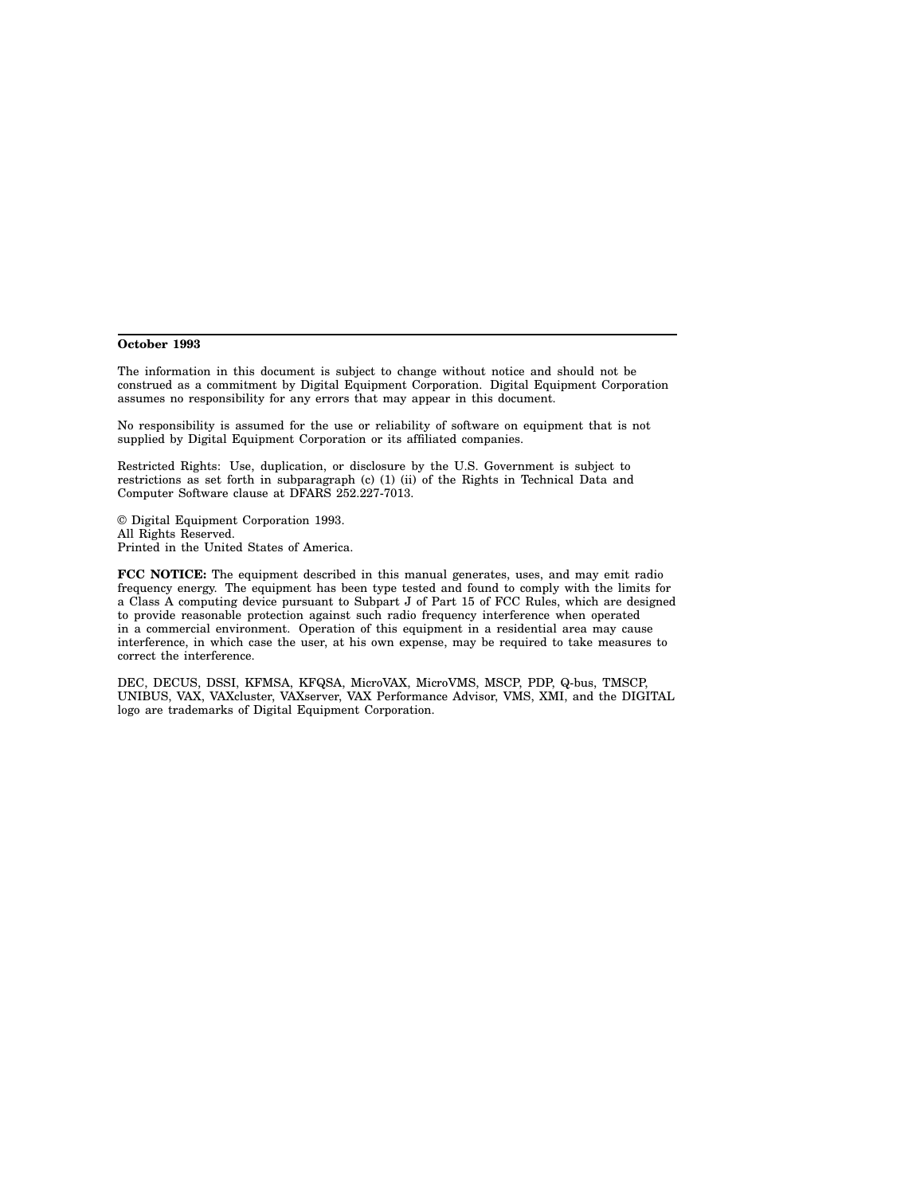**October 1993**

The information in this document is subject to change without notice and should not be construed as a commitment by Digital Equipment Corporation. Digital Equipment Corporation assumes no responsibility for any errors that may appear in this document.

No responsibility is assumed for the use or reliability of software on equipment that is not supplied by Digital Equipment Corporation or its affiliated companies.

Restricted Rights: Use, duplication, or disclosure by the U.S. Government is subject to restrictions as set forth in subparagraph (c) (1) (ii) of the Rights in Technical Data and Computer Software clause at DFARS 252.227-7013.

© Digital Equipment Corporation 1993.
All Rights Reserved.
Printed in the United States of America.

**FCC NOTICE:** The equipment described in this manual generates, uses, and may emit radio frequency energy. The equipment has been type tested and found to comply with the limits for a Class A computing device pursuant to Subpart J of Part 15 of FCC Rules, which are designed to provide reasonable protection against such radio frequency interference when operated in a commercial environment. Operation of this equipment in a residential area may cause interference, in which case the user, at his own expense, may be required to take measures to correct the interference.

DEC, DECUS, DSSI, KFMSA, KFQSA, MicroVAX, MicroVMS, MSCP, PDP, Q-bus, TMSCP, UNIBUS, VAX, VAXcluster, VAXserver, VAX Performance Advisor, VMS, XMI, and the DIGITAL logo are trademarks of Digital Equipment Corporation.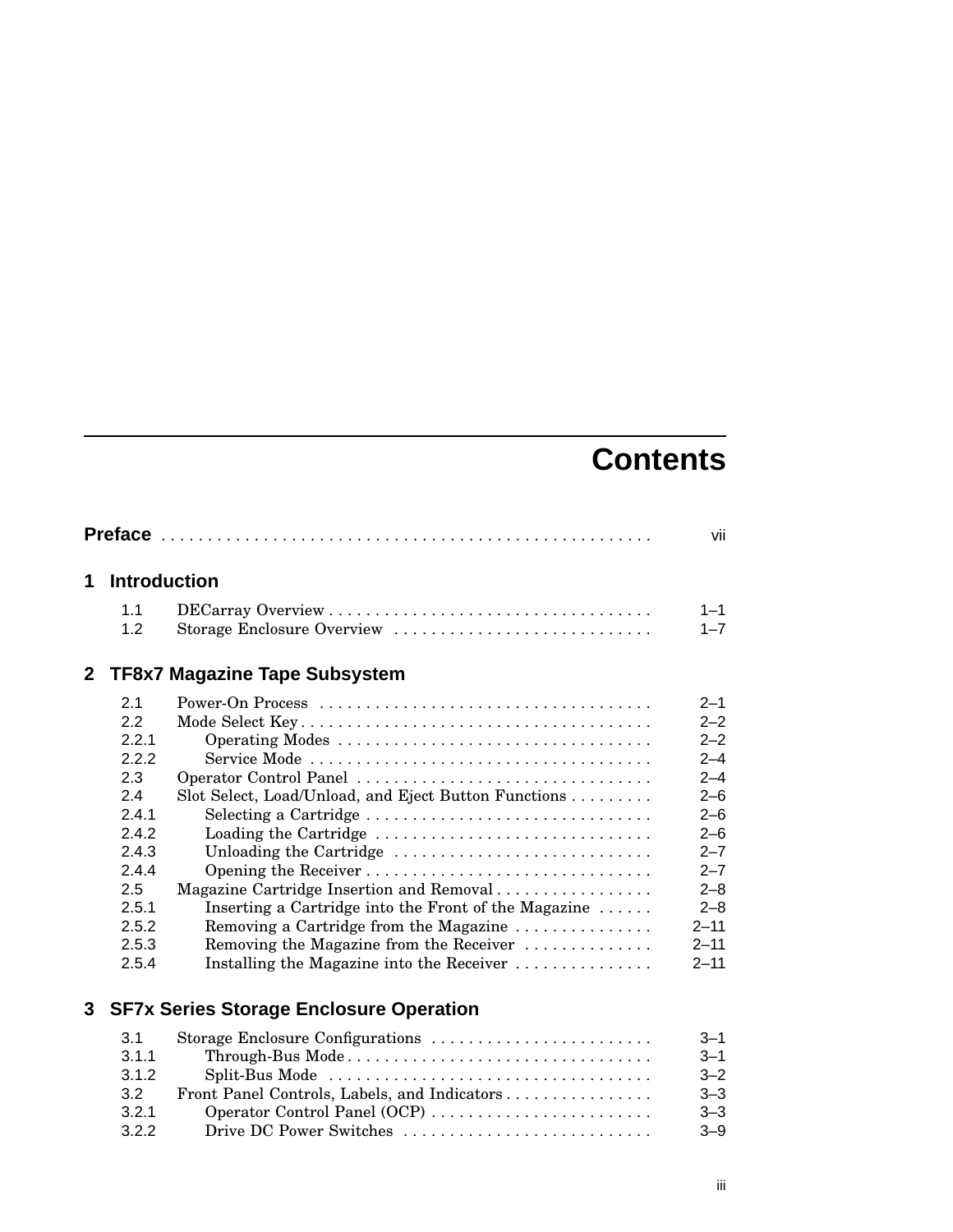# Contents

**Preface** . . . . . . . . . . . . . . . . . . . . . . . . . . . . . . . . . . . . . . . . . . . . . . . . . . . vii

## 1 Introduction

| | | |
|---|---|---|
| 1.1 | DECarray Overview | 1–1 |
| 1.2 | Storage Enclosure Overview | 1–7 |

## 2 TF8x7 Magazine Tape Subsystem

| | | |
|---|---|---|
| 2.1 | Power-On Process | 2–1 |
| 2.2 | Mode Select Key | 2–2 |
| 2.2.1 | Operating Modes | 2–2 |
| 2.2.2 | Service Mode | 2–4 |
| 2.3 | Operator Control Panel | 2–4 |
| 2.4 | Slot Select, Load/Unload, and Eject Button Functions | 2–6 |
| 2.4.1 | Selecting a Cartridge | 2–6 |
| 2.4.2 | Loading the Cartridge | 2–6 |
| 2.4.3 | Unloading the Cartridge | 2–7 |
| 2.4.4 | Opening the Receiver | 2–7 |
| 2.5 | Magazine Cartridge Insertion and Removal | 2–8 |
| 2.5.1 | Inserting a Cartridge into the Front of the Magazine | 2–8 |
| 2.5.2 | Removing a Cartridge from the Magazine | 2–11 |
| 2.5.3 | Removing the Magazine from the Receiver | 2–11 |
| 2.5.4 | Installing the Magazine into the Receiver | 2–11 |

## 3 SF7x Series Storage Enclosure Operation

| | | |
|---|---|---|
| 3.1 | Storage Enclosure Configurations | 3–1 |
| 3.1.1 | Through-Bus Mode | 3–1 |
| 3.1.2 | Split-Bus Mode | 3–2 |
| 3.2 | Front Panel Controls, Labels, and Indicators | 3–3 |
| 3.2.1 | Operator Control Panel (OCP) | 3–3 |
| 3.2.2 | Drive DC Power Switches | 3–9 |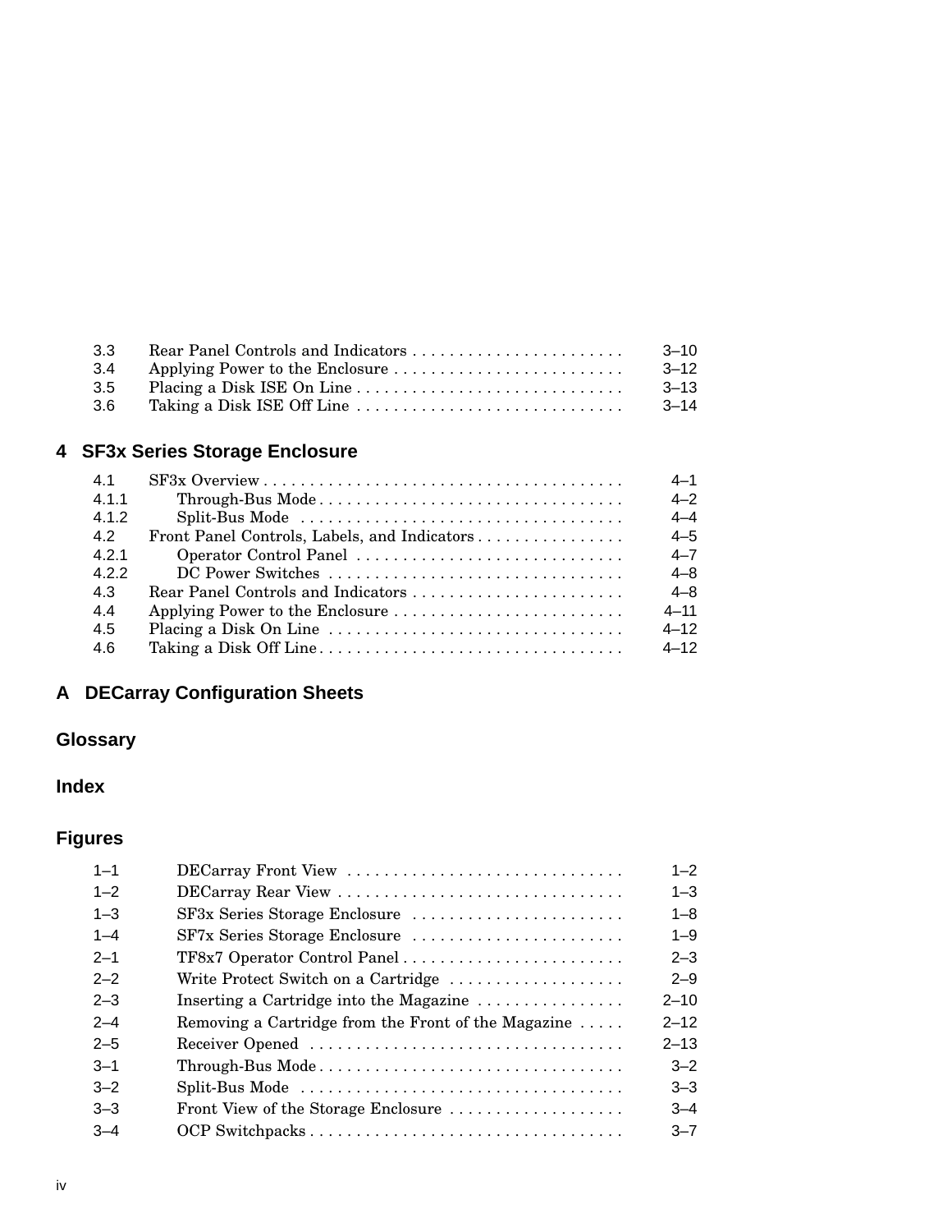| | | |
|---|---|---|
| 3.3 | Rear Panel Controls and Indicators | 3–10 |
| 3.4 | Applying Power to the Enclosure | 3–12 |
| 3.5 | Placing a Disk ISE On Line | 3–13 |
| 3.6 | Taking a Disk ISE Off Line | 3–14 |

## 4 SF3x Series Storage Enclosure

| | | |
|---|---|---|
| 4.1 | SF3x Overview | 4–1 |
| 4.1.1 | Through-Bus Mode | 4–2 |
| 4.1.2 | Split-Bus Mode | 4–4 |
| 4.2 | Front Panel Controls, Labels, and Indicators | 4–5 |
| 4.2.1 | Operator Control Panel | 4–7 |
| 4.2.2 | DC Power Switches | 4–8 |
| 4.3 | Rear Panel Controls and Indicators | 4–8 |
| 4.4 | Applying Power to the Enclosure | 4–11 |
| 4.5 | Placing a Disk On Line | 4–12 |
| 4.6 | Taking a Disk Off Line | 4–12 |

## A DECarray Configuration Sheets

## Glossary

## Index

## Figures

| | | |
|---|---|---|
| 1–1 | DECarray Front View | 1–2 |
| 1–2 | DECarray Rear View | 1–3 |
| 1–3 | SF3x Series Storage Enclosure | 1–8 |
| 1–4 | SF7x Series Storage Enclosure | 1–9 |
| 2–1 | TF8x7 Operator Control Panel | 2–3 |
| 2–2 | Write Protect Switch on a Cartridge | 2–9 |
| 2–3 | Inserting a Cartridge into the Magazine | 2–10 |
| 2–4 | Removing a Cartridge from the Front of the Magazine | 2–12 |
| 2–5 | Receiver Opened | 2–13 |
| 3–1 | Through-Bus Mode | 3–2 |
| 3–2 | Split-Bus Mode | 3–3 |
| 3–3 | Front View of the Storage Enclosure | 3–4 |
| 3–4 | OCP Switchpacks | 3–7 |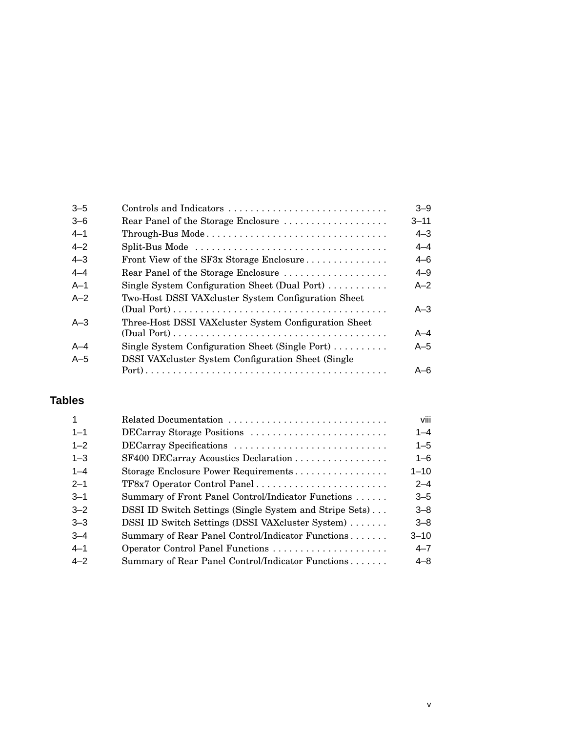| | | |
|---|---|---|
| 3–5 | Controls and Indicators | 3–9 |
| 3–6 | Rear Panel of the Storage Enclosure | 3–11 |
| 4–1 | Through-Bus Mode | 4–3 |
| 4–2 | Split-Bus Mode | 4–4 |
| 4–3 | Front View of the SF3x Storage Enclosure | 4–6 |
| 4–4 | Rear Panel of the Storage Enclosure | 4–9 |
| A–1 | Single System Configuration Sheet (Dual Port) | A–2 |
| A–2 | Two-Host DSSI VAXcluster System Configuration Sheet (Dual Port) | A–3 |
| A–3 | Three-Host DSSI VAXcluster System Configuration Sheet (Dual Port) | A–4 |
| A–4 | Single System Configuration Sheet (Single Port) | A–5 |
| A–5 | DSSI VAXcluster System Configuration Sheet (Single Port) | A–6 |

## Tables

| | | |
|---|---|---|
| 1 | Related Documentation | viii |
| 1–1 | DECarray Storage Positions | 1–4 |
| 1–2 | DECarray Specifications | 1–5 |
| 1–3 | SF400 DECarray Acoustics Declaration | 1–6 |
| 1–4 | Storage Enclosure Power Requirements | 1–10 |
| 2–1 | TF8x7 Operator Control Panel | 2–4 |
| 3–1 | Summary of Front Panel Control/Indicator Functions | 3–5 |
| 3–2 | DSSI ID Switch Settings (Single System and Stripe Sets) | 3–8 |
| 3–3 | DSSI ID Switch Settings (DSSI VAXcluster System) | 3–8 |
| 3–4 | Summary of Rear Panel Control/Indicator Functions | 3–10 |
| 4–1 | Operator Control Panel Functions | 4–7 |
| 4–2 | Summary of Rear Panel Control/Indicator Functions | 4–8 |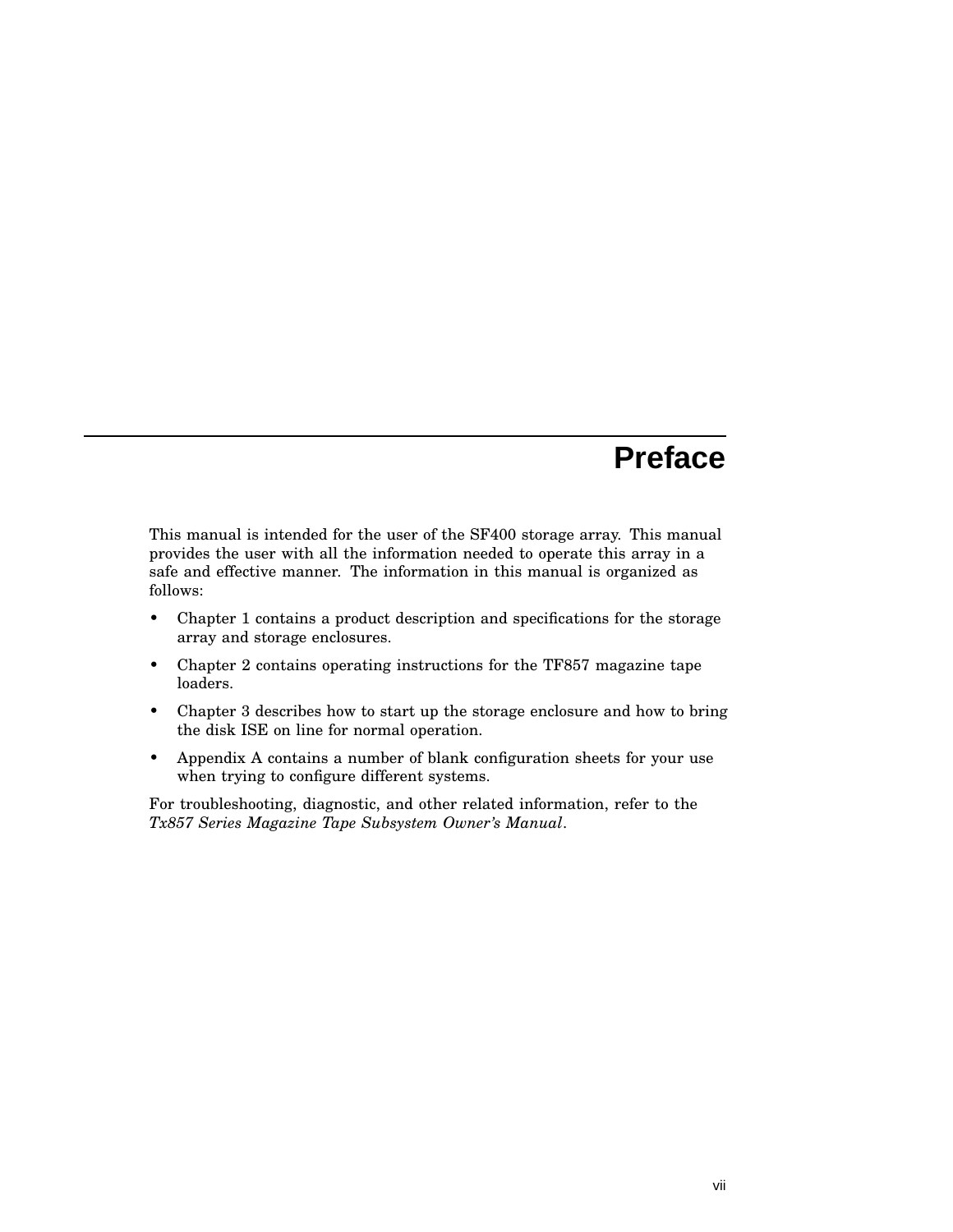# Preface

This manual is intended for the user of the SF400 storage array. This manual provides the user with all the information needed to operate this array in a safe and effective manner. The information in this manual is organized as follows:

- Chapter 1 contains a product description and specifications for the storage array and storage enclosures.
- Chapter 2 contains operating instructions for the TF857 magazine tape loaders.
- Chapter 3 describes how to start up the storage enclosure and how to bring the disk ISE on line for normal operation.
- Appendix A contains a number of blank configuration sheets for your use when trying to configure different systems.

For troubleshooting, diagnostic, and other related information, refer to the *Tx857 Series Magazine Tape Subsystem Owner's Manual*.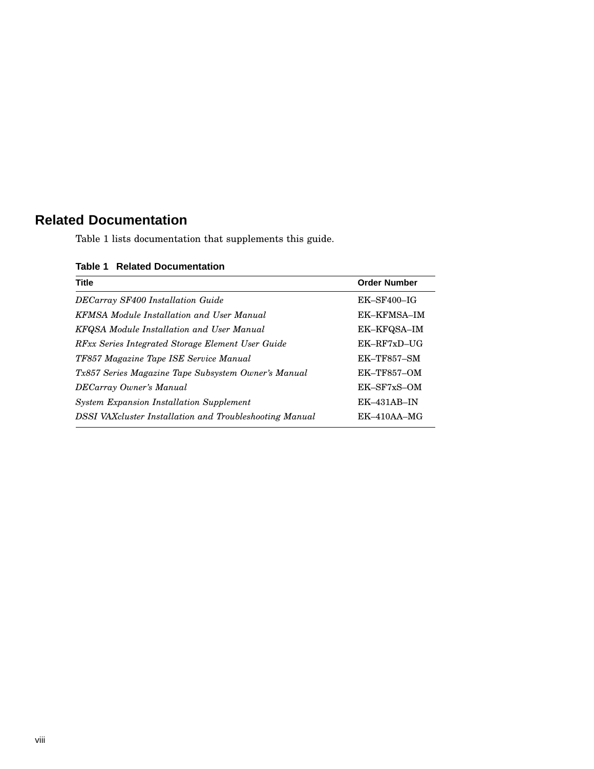## Related Documentation

Table 1 lists documentation that supplements this guide.

**Table 1 Related Documentation**

| Title | Order Number |
|---|---|
| *DECarray SF400 Installation Guide* | EK–SF400–IG |
| *KFMSA Module Installation and User Manual* | EK–KFMSA–IM |
| *KFQSA Module Installation and User Manual* | EK–KFQSA–IM |
| *RFxx Series Integrated Storage Element User Guide* | EK–RF7xD–UG |
| *TF857 Magazine Tape ISE Service Manual* | EK–TF857–SM |
| *Tx857 Series Magazine Tape Subsystem Owner's Manual* | EK–TF857–OM |
| *DECarray Owner's Manual* | EK–SF7xS–OM |
| *System Expansion Installation Supplement* | EK–431AB–IN |
| *DSSI VAXcluster Installation and Troubleshooting Manual* | EK–410AA–MG |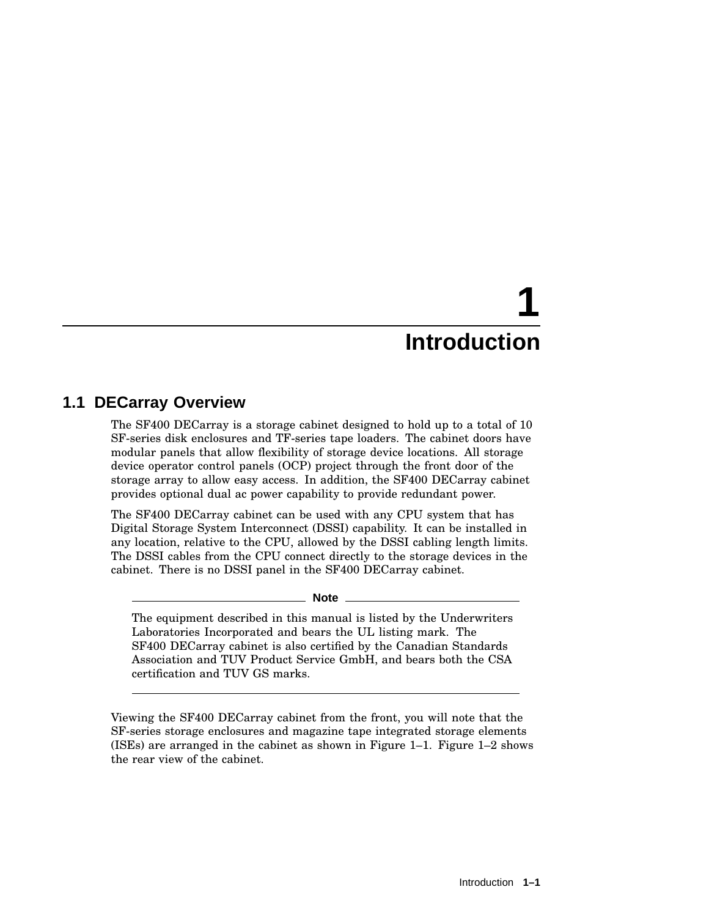# 1 Introduction

## 1.1 DECarray Overview

The SF400 DECarray is a storage cabinet designed to hold up to a total of 10 SF-series disk enclosures and TF-series tape loaders. The cabinet doors have modular panels that allow flexibility of storage device locations. All storage device operator control panels (OCP) project through the front door of the storage array to allow easy access. In addition, the SF400 DECarray cabinet provides optional dual ac power capability to provide redundant power.

The SF400 DECarray cabinet can be used with any CPU system that has Digital Storage System Interconnect (DSSI) capability. It can be installed in any location, relative to the CPU, allowed by the DSSI cabling length limits. The DSSI cables from the CPU connect directly to the storage devices in the cabinet. There is no DSSI panel in the SF400 DECarray cabinet.

---

**Note**

The equipment described in this manual is listed by the Underwriters Laboratories Incorporated and bears the UL listing mark. The SF400 DECarray cabinet is also certified by the Canadian Standards Association and TUV Product Service GmbH, and bears both the CSA certification and TUV GS marks.

---

Viewing the SF400 DECarray cabinet from the front, you will note that the SF-series storage enclosures and magazine tape integrated storage elements (ISEs) are arranged in the cabinet as shown in Figure 1–1. Figure 1–2 shows the rear view of the cabinet.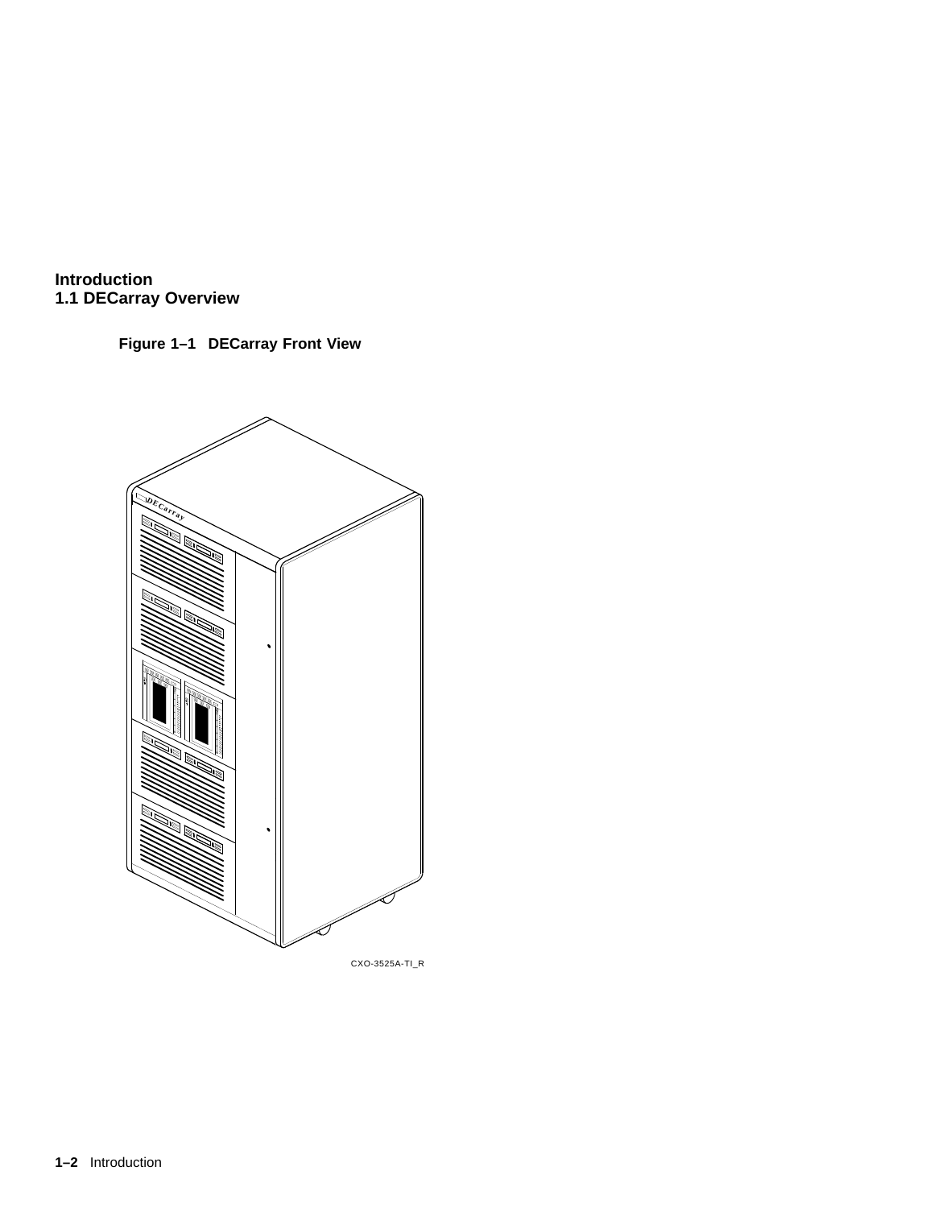## 1.1 DECarray Overview

**Figure 1–1 DECarray Front View**

CXO-3525A-TI_R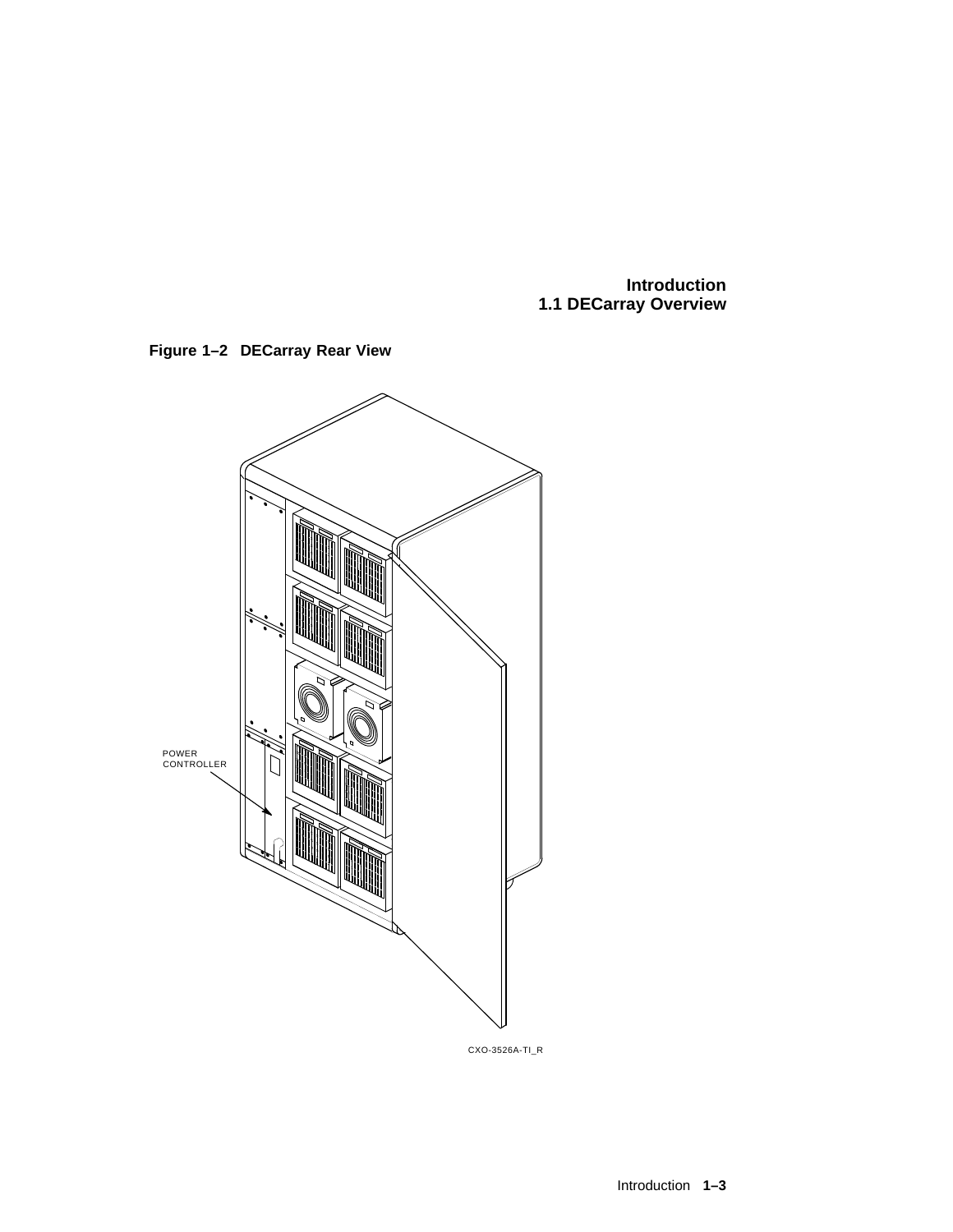**Figure 1–2 DECarray Rear View**

POWER CONTROLLER

CXO-3526A-TI_R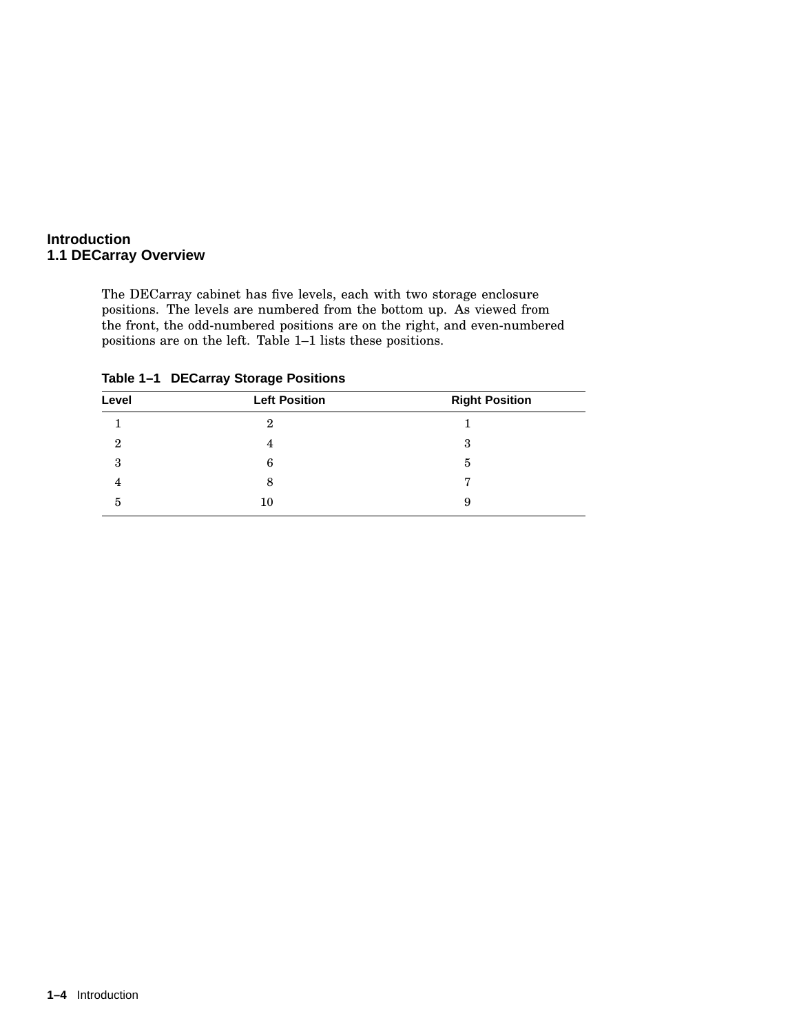## 1.1 DECarray Overview

The DECarray cabinet has five levels, each with two storage enclosure positions. The levels are numbered from the bottom up. As viewed from the front, the odd-numbered positions are on the right, and even-numbered positions are on the left. Table 1–1 lists these positions.

**Table 1–1 DECarray Storage Positions**

| Level | Left Position | Right Position |
|---|---|---|
| 1 | 2 | 1 |
| 2 | 4 | 3 |
| 3 | 6 | 5 |
| 4 | 8 | 7 |
| 5 | 10 | 9 |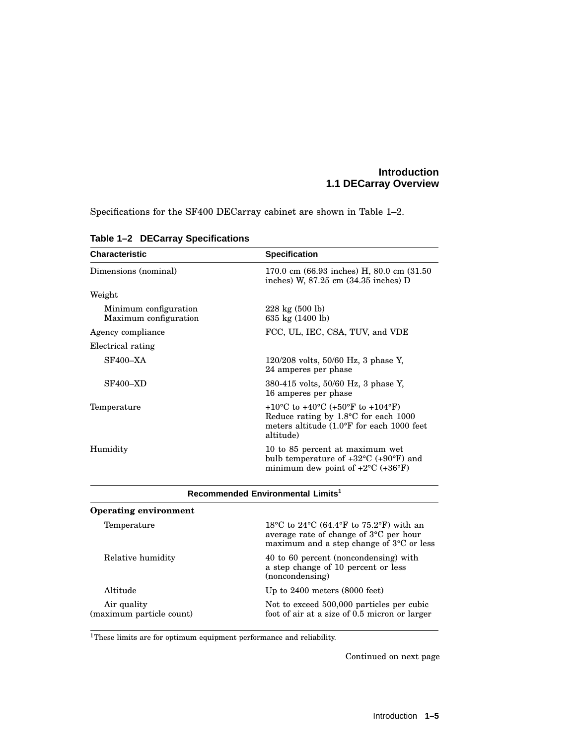Specifications for the SF400 DECarray cabinet are shown in Table 1–2.

**Table 1–2 DECarray Specifications**

| Characteristic | Specification |
|---|---|
| Dimensions (nominal) | 170.0 cm (66.93 inches) H, 80.0 cm (31.50 inches) W, 87.25 cm (34.35 inches) D |
| Weight | |
| Minimum configuration | 228 kg (500 lb) |
| Maximum configuration | 635 kg (1400 lb) |
| Agency compliance | FCC, UL, IEC, CSA, TUV, and VDE |
| Electrical rating | |
| SF400–XA | 120/208 volts, 50/60 Hz, 3 phase Y, 24 amperes per phase |
| SF400–XD | 380-415 volts, 50/60 Hz, 3 phase Y, 16 amperes per phase |
| Temperature | +10°C to +40°C (+50°F to +104°F) Reduce rating by 1.8°C for each 1000 meters altitude (1.0°F for each 1000 feet altitude) |
| Humidity | 10 to 85 percent at maximum wet bulb temperature of +32°C (+90°F) and minimum dew point of +2°C (+36°F) |
| **Recommended Environmental Limits[1]** | |
| **Operating environment** | |
| Temperature | 18°C to 24°C (64.4°F to 75.2°F) with an average rate of change of 3°C per hour maximum and a step change of 3°C or less |
| Relative humidity | 40 to 60 percent (noncondensing) with a step change of 10 percent or less (noncondensing) |
| Altitude | Up to 2400 meters (8000 feet) |
| Air quality (maximum particle count) | Not to exceed 500,000 particles per cubic foot of air at a size of 0.5 micron or larger |

[1]These limits are for optimum equipment performance and reliability.

Continued on next page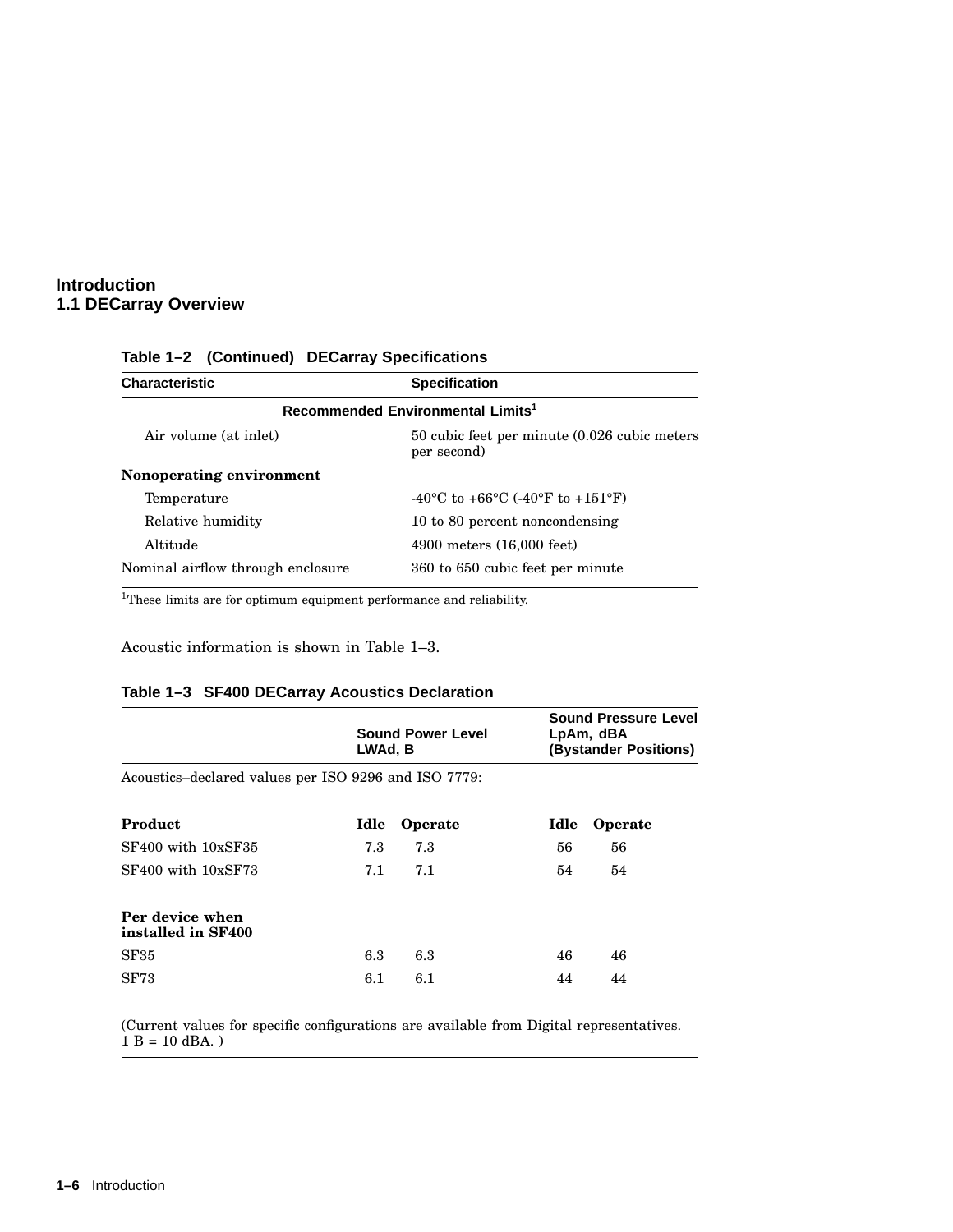**Table 1–2 (Continued) DECarray Specifications**

| Characteristic | Specification |
|---|---|
| **Recommended Environmental Limits**[1] | |
| Air volume (at inlet) | 50 cubic feet per minute (0.026 cubic meters per second) |
| **Nonoperating environment** | |
| Temperature | -40°C to +66°C (-40°F to +151°F) |
| Relative humidity | 10 to 80 percent noncondensing |
| Altitude | 4900 meters (16,000 feet) |
| Nominal airflow through enclosure | 360 to 650 cubic feet per minute |

[1]These limits are for optimum equipment performance and reliability.

Acoustic information is shown in Table 1–3.

**Table 1–3 SF400 DECarray Acoustics Declaration**

| | Sound Power Level LWAd, B | | Sound Pressure Level LpAm, dBA (Bystander Positions) | |
|---|---|---|---|---|
| Acoustics–declared values per ISO 9296 and ISO 7779: | | | | |
| **Product** | **Idle** | **Operate** | **Idle** | **Operate** |
| SF400 with 10xSF35 | 7.3 | 7.3 | 56 | 56 |
| SF400 with 10xSF73 | 7.1 | 7.1 | 54 | 54 |
| **Per device when installed in SF400** | | | | |
| SF35 | 6.3 | 6.3 | 46 | 46 |
| SF73 | 6.1 | 6.1 | 44 | 44 |

(Current values for specific configurations are available from Digital representatives. 1 B = 10 dBA. )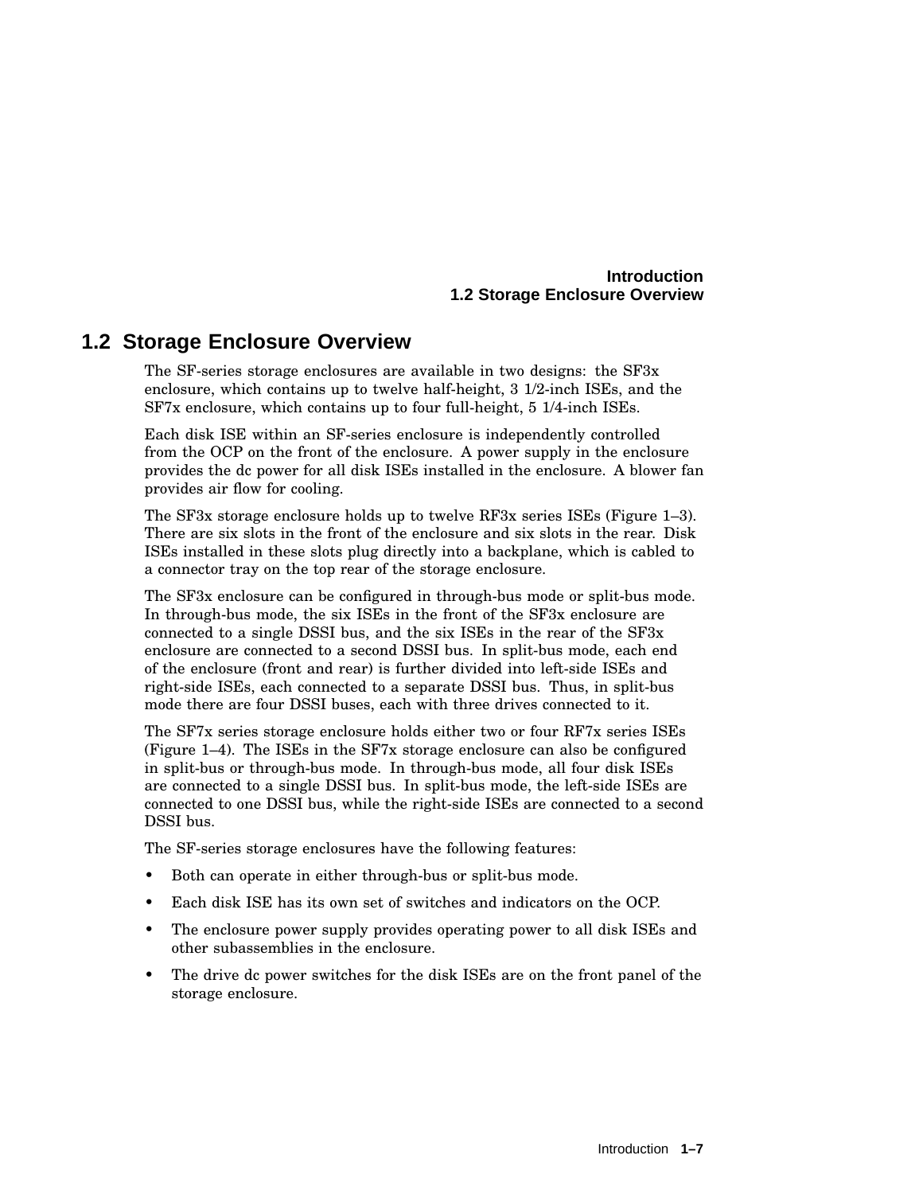## 1.2 Storage Enclosure Overview

The SF-series storage enclosures are available in two designs: the SF3x enclosure, which contains up to twelve half-height, 3 1/2-inch ISEs, and the SF7x enclosure, which contains up to four full-height, 5 1/4-inch ISEs.

Each disk ISE within an SF-series enclosure is independently controlled from the OCP on the front of the enclosure. A power supply in the enclosure provides the dc power for all disk ISEs installed in the enclosure. A blower fan provides air flow for cooling.

The SF3x storage enclosure holds up to twelve RF3x series ISEs (Figure 1–3). There are six slots in the front of the enclosure and six slots in the rear. Disk ISEs installed in these slots plug directly into a backplane, which is cabled to a connector tray on the top rear of the storage enclosure.

The SF3x enclosure can be configured in through-bus mode or split-bus mode. In through-bus mode, the six ISEs in the front of the SF3x enclosure are connected to a single DSSI bus, and the six ISEs in the rear of the SF3x enclosure are connected to a second DSSI bus. In split-bus mode, each end of the enclosure (front and rear) is further divided into left-side ISEs and right-side ISEs, each connected to a separate DSSI bus. Thus, in split-bus mode there are four DSSI buses, each with three drives connected to it.

The SF7x series storage enclosure holds either two or four RF7x series ISEs (Figure 1–4). The ISEs in the SF7x storage enclosure can also be configured in split-bus or through-bus mode. In through-bus mode, all four disk ISEs are connected to a single DSSI bus. In split-bus mode, the left-side ISEs are connected to one DSSI bus, while the right-side ISEs are connected to a second DSSI bus.

The SF-series storage enclosures have the following features:

- Both can operate in either through-bus or split-bus mode.
- Each disk ISE has its own set of switches and indicators on the OCP.
- The enclosure power supply provides operating power to all disk ISEs and other subassemblies in the enclosure.
- The drive dc power switches for the disk ISEs are on the front panel of the storage enclosure.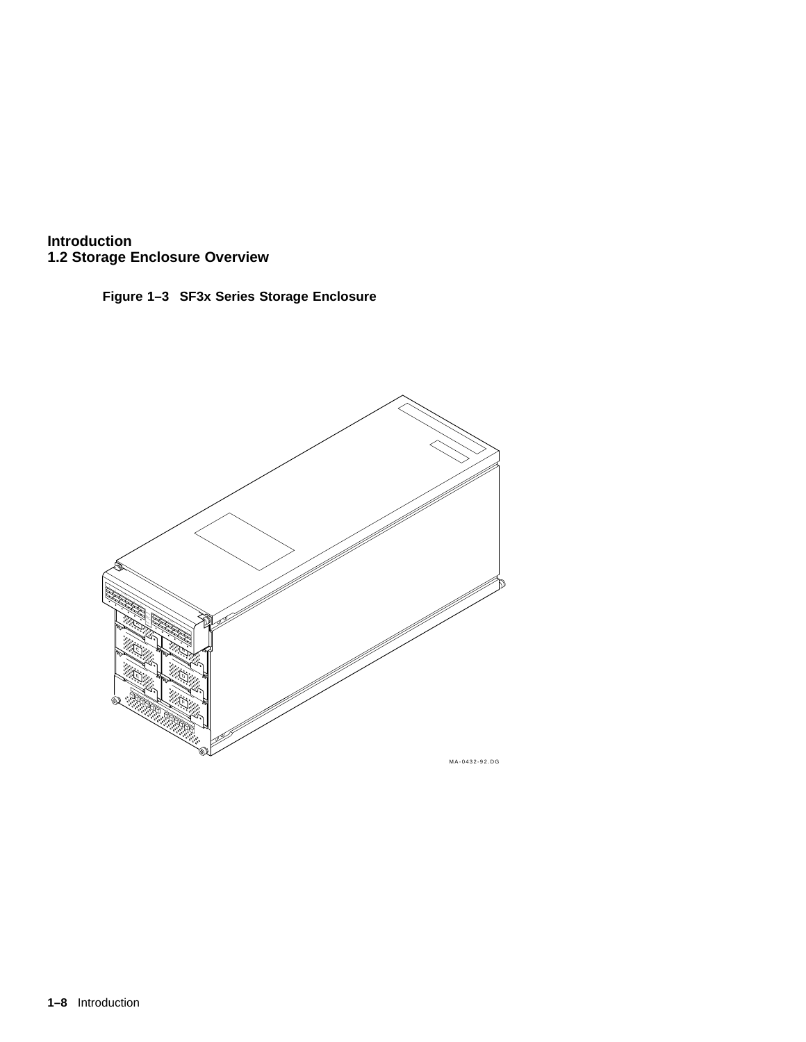## 1.2 Storage Enclosure Overview

**Figure 1–3 SF3x Series Storage Enclosure**

MA-0432-92.DG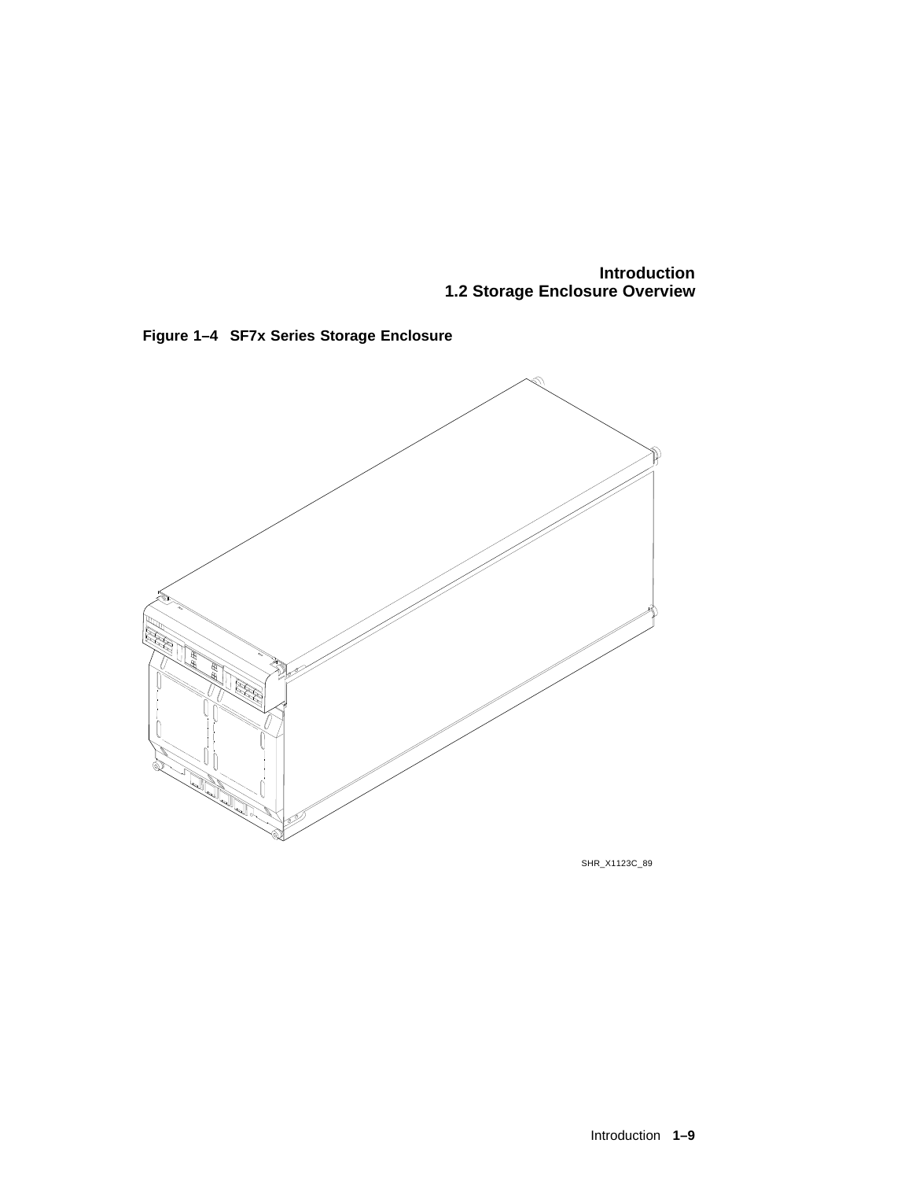**Figure 1–4 SF7x Series Storage Enclosure**

SHR_X1123C_89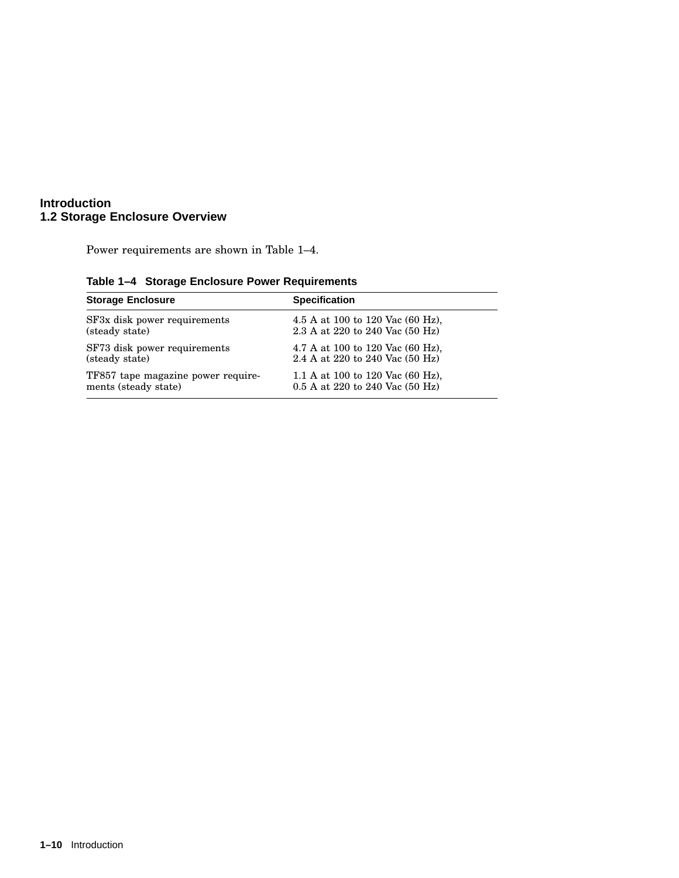Power requirements are shown in Table 1–4.

**Table 1–4 Storage Enclosure Power Requirements**

| Storage Enclosure | Specification |
|---|---|
| SF3x disk power requirements (steady state) | 4.5 A at 100 to 120 Vac (60 Hz), 2.3 A at 220 to 240 Vac (50 Hz) |
| SF73 disk power requirements (steady state) | 4.7 A at 100 to 120 Vac (60 Hz), 2.4 A at 220 to 240 Vac (50 Hz) |
| TF857 tape magazine power requirements (steady state) | 1.1 A at 100 to 120 Vac (60 Hz), 0.5 A at 220 to 240 Vac (50 Hz) |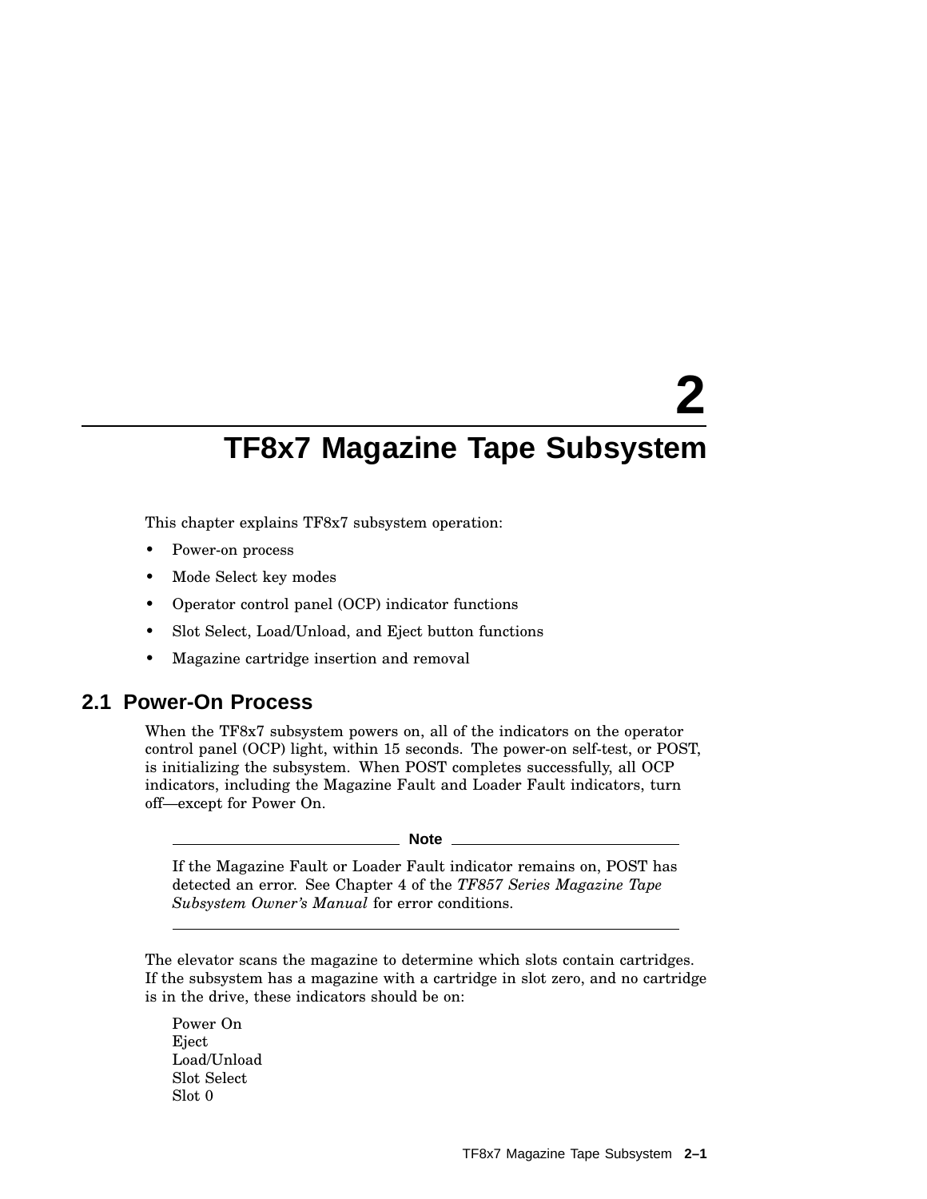# 2 TF8x7 Magazine Tape Subsystem

This chapter explains TF8x7 subsystem operation:

- Power-on process
- Mode Select key modes
- Operator control panel (OCP) indicator functions
- Slot Select, Load/Unload, and Eject button functions
- Magazine cartridge insertion and removal

## 2.1 Power-On Process

When the TF8x7 subsystem powers on, all of the indicators on the operator control panel (OCP) light, within 15 seconds. The power-on self-test, or POST, is initializing the subsystem. When POST completes successfully, all OCP indicators, including the Magazine Fault and Loader Fault indicators, turn off—except for Power On.

**Note**

If the Magazine Fault or Loader Fault indicator remains on, POST has detected an error. See Chapter 4 of the *TF857 Series Magazine Tape Subsystem Owner's Manual* for error conditions.

---

The elevator scans the magazine to determine which slots contain cartridges. If the subsystem has a magazine with a cartridge in slot zero, and no cartridge is in the drive, these indicators should be on:

Power On
Eject
Load/Unload
Slot Select
Slot 0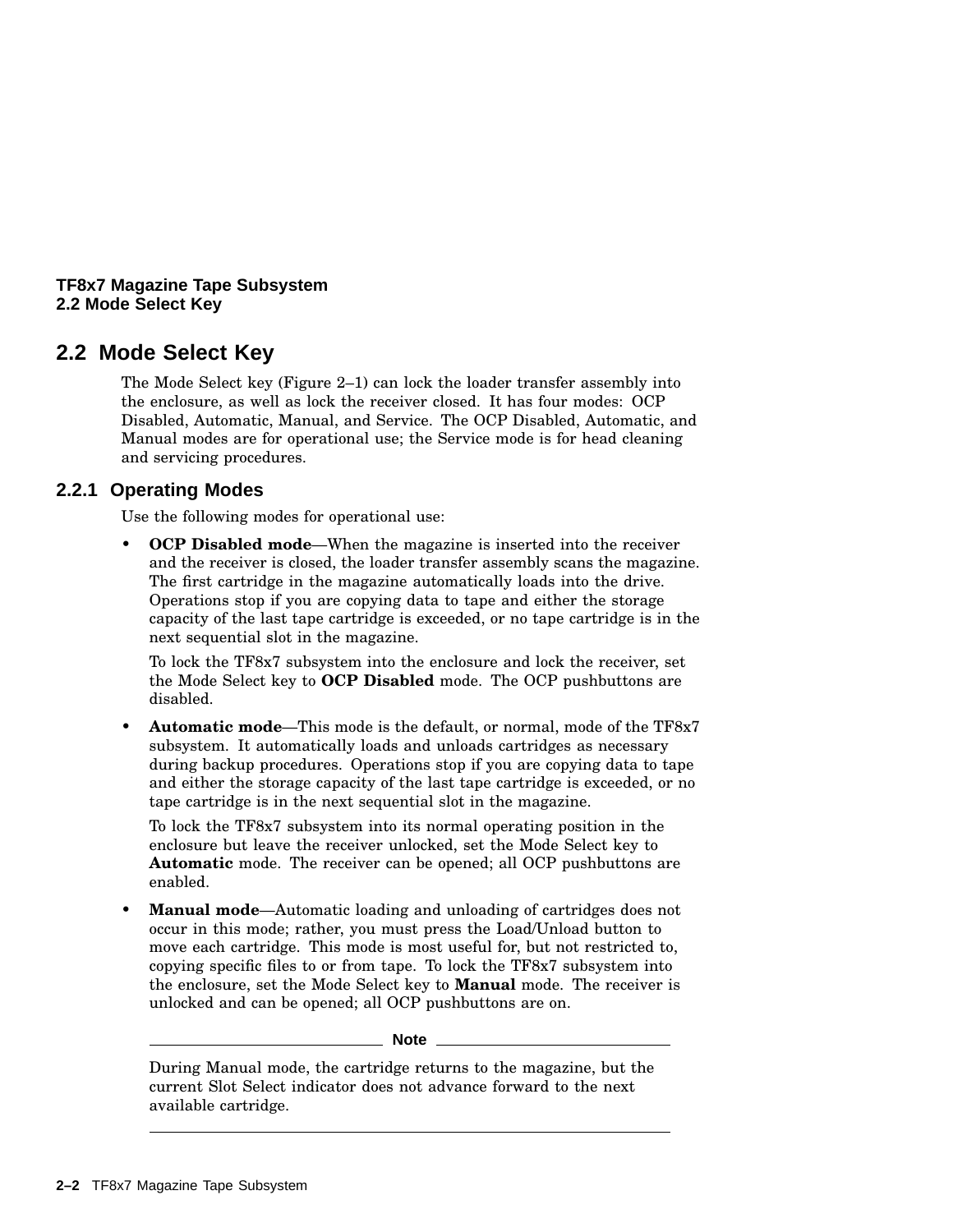## 2.2 Mode Select Key

The Mode Select key (Figure 2–1) can lock the loader transfer assembly into the enclosure, as well as lock the receiver closed. It has four modes: OCP Disabled, Automatic, Manual, and Service. The OCP Disabled, Automatic, and Manual modes are for operational use; the Service mode is for head cleaning and servicing procedures.

### 2.2.1 Operating Modes

Use the following modes for operational use:

- **OCP Disabled mode**—When the magazine is inserted into the receiver and the receiver is closed, the loader transfer assembly scans the magazine. The first cartridge in the magazine automatically loads into the drive. Operations stop if you are copying data to tape and either the storage capacity of the last tape cartridge is exceeded, or no tape cartridge is in the next sequential slot in the magazine.

  To lock the TF8x7 subsystem into the enclosure and lock the receiver, set the Mode Select key to **OCP Disabled** mode. The OCP pushbuttons are disabled.

- **Automatic mode**—This mode is the default, or normal, mode of the TF8x7 subsystem. It automatically loads and unloads cartridges as necessary during backup procedures. Operations stop if you are copying data to tape and either the storage capacity of the last tape cartridge is exceeded, or no tape cartridge is in the next sequential slot in the magazine.

  To lock the TF8x7 subsystem into its normal operating position in the enclosure but leave the receiver unlocked, set the Mode Select key to **Automatic** mode. The receiver can be opened; all OCP pushbuttons are enabled.

- **Manual mode**—Automatic loading and unloading of cartridges does not occur in this mode; rather, you must press the Load/Unload button to move each cartridge. This mode is most useful for, but not restricted to, copying specific files to or from tape. To lock the TF8x7 subsystem into the enclosure, set the Mode Select key to **Manual** mode. The receiver is unlocked and can be opened; all OCP pushbuttons are on.

  **Note**

  During Manual mode, the cartridge returns to the magazine, but the current Slot Select indicator does not advance forward to the next available cartridge.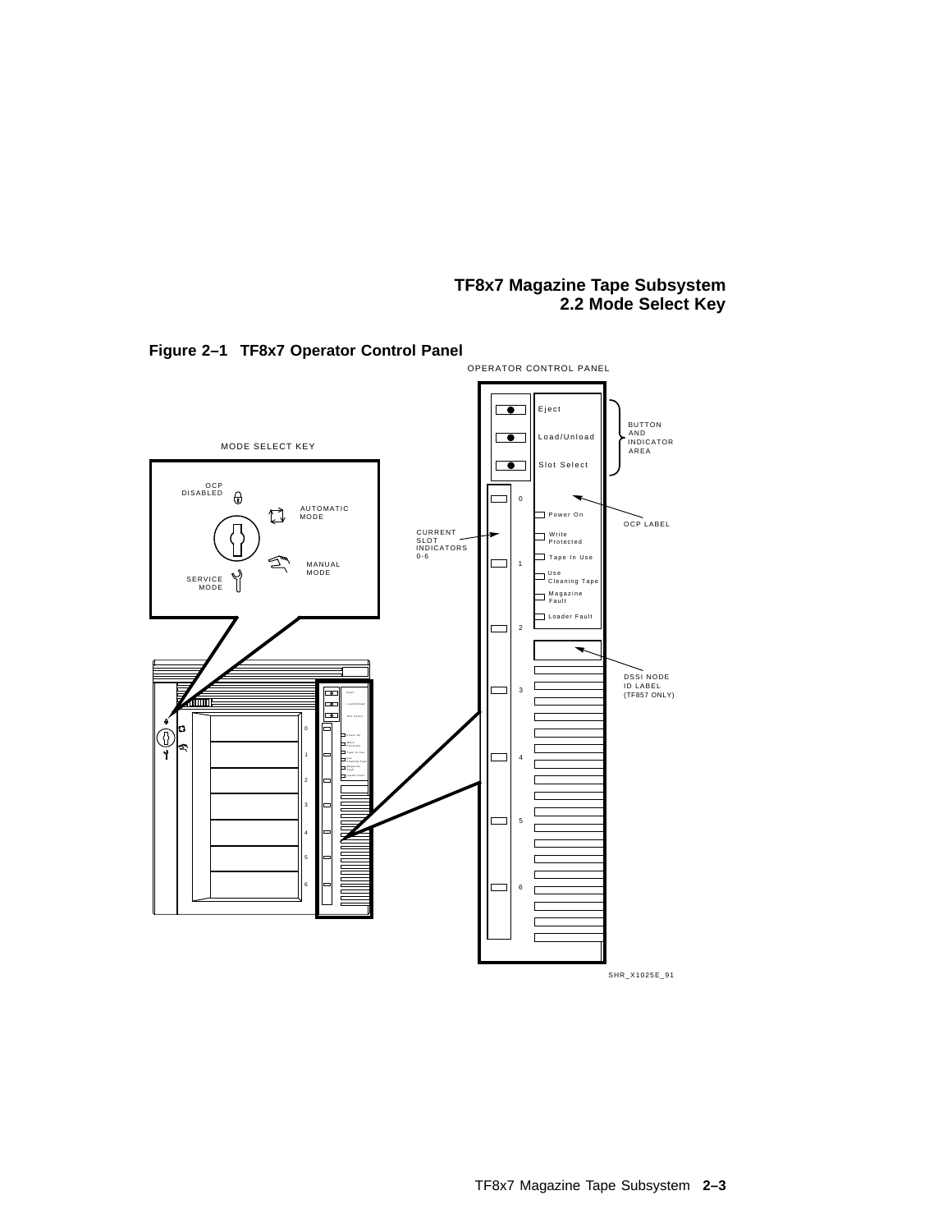**Figure 2–1 TF8x7 Operator Control Panel**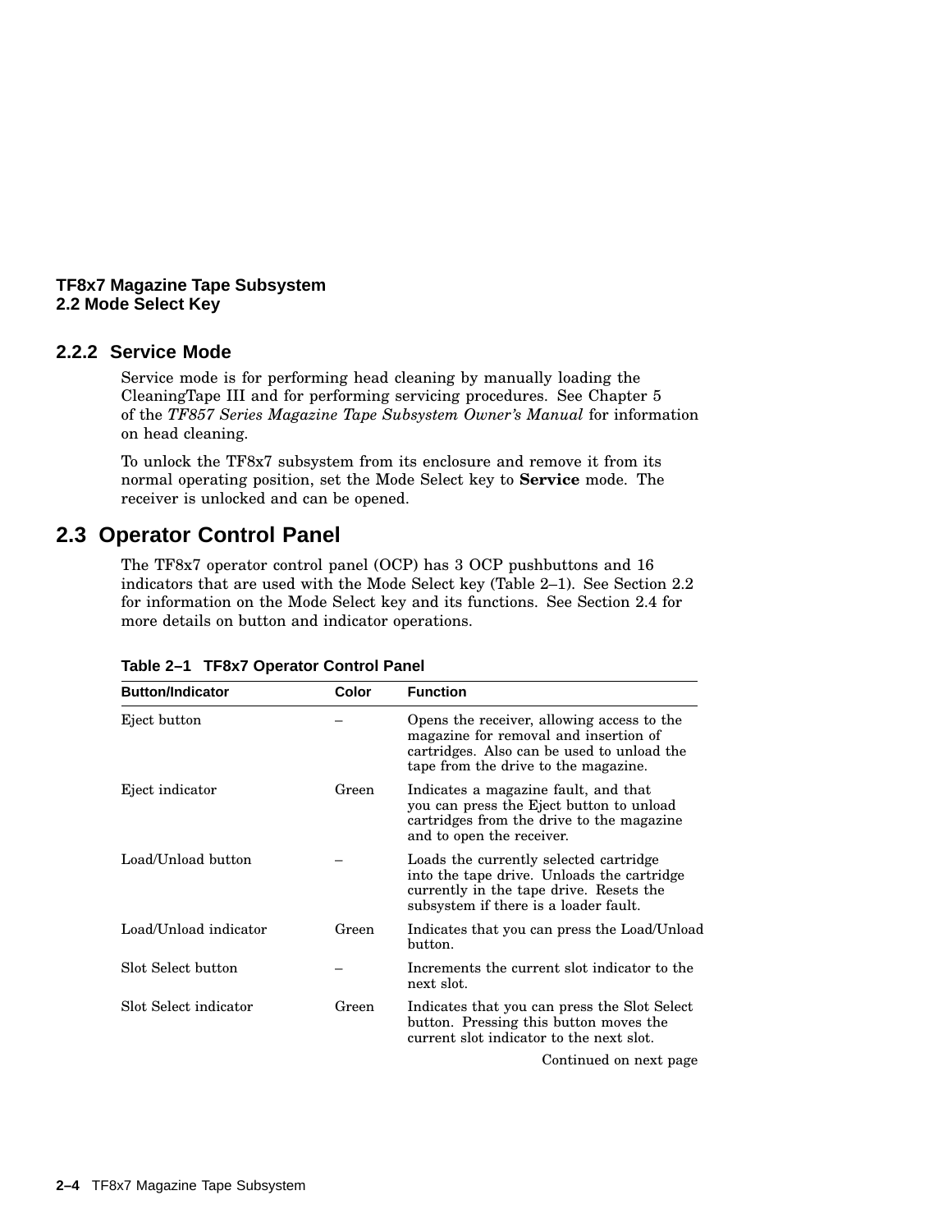### 2.2.2 Service Mode

Service mode is for performing head cleaning by manually loading the CleaningTape III and for performing servicing procedures. See Chapter 5 of the *TF857 Series Magazine Tape Subsystem Owner's Manual* for information on head cleaning.

To unlock the TF8x7 subsystem from its enclosure and remove it from its normal operating position, set the Mode Select key to **Service** mode. The receiver is unlocked and can be opened.

## 2.3 Operator Control Panel

The TF8x7 operator control panel (OCP) has 3 OCP pushbuttons and 16 indicators that are used with the Mode Select key (Table 2–1). See Section 2.2 for information on the Mode Select key and its functions. See Section 2.4 for more details on button and indicator operations.

**Table 2–1 TF8x7 Operator Control Panel**

| Button/Indicator | Color | Function |
|---|---|---|
| Eject button | – | Opens the receiver, allowing access to the magazine for removal and insertion of cartridges. Also can be used to unload the tape from the drive to the magazine. |
| Eject indicator | Green | Indicates a magazine fault, and that you can press the Eject button to unload cartridges from the drive to the magazine and to open the receiver. |
| Load/Unload button | – | Loads the currently selected cartridge into the tape drive. Unloads the cartridge currently in the tape drive. Resets the subsystem if there is a loader fault. |
| Load/Unload indicator | Green | Indicates that you can press the Load/Unload button. |
| Slot Select button | – | Increments the current slot indicator to the next slot. |
| Slot Select indicator | Green | Indicates that you can press the Slot Select button. Pressing this button moves the current slot indicator to the next slot. |

Continued on next page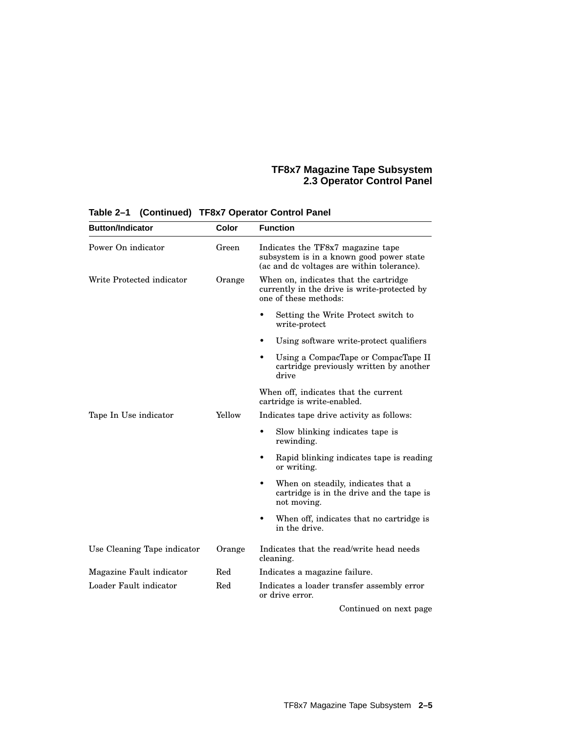**Table 2–1 (Continued) TF8x7 Operator Control Panel**

| Button/Indicator | Color | Function |
|---|---|---|
| Power On indicator | Green | Indicates the TF8x7 magazine tape subsystem is in a known good power state (ac and dc voltages are within tolerance). |
| Write Protected indicator | Orange | When on, indicates that the cartridge currently in the drive is write-protected by one of these methods:<br>• Setting the Write Protect switch to write-protect<br>• Using software write-protect qualifiers<br>• Using a CompacTape or CompacTape II cartridge previously written by another drive<br><br>When off, indicates that the current cartridge is write-enabled. |
| Tape In Use indicator | Yellow | Indicates tape drive activity as follows:<br>• Slow blinking indicates tape is rewinding.<br>• Rapid blinking indicates tape is reading or writing.<br>• When on steadily, indicates that a cartridge is in the drive and the tape is not moving.<br>• When off, indicates that no cartridge is in the drive. |
| Use Cleaning Tape indicator | Orange | Indicates that the read/write head needs cleaning. |
| Magazine Fault indicator | Red | Indicates a magazine failure. |
| Loader Fault indicator | Red | Indicates a loader transfer assembly error or drive error. |

Continued on next page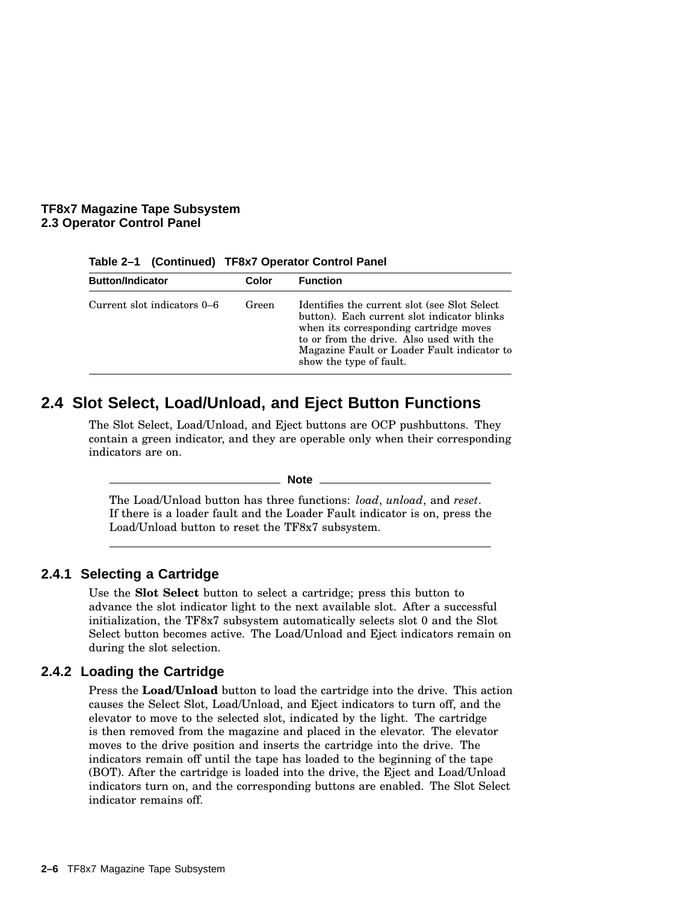**Table 2–1 (Continued) TF8x7 Operator Control Panel**

| Button/Indicator | Color | Function |
| --- | --- | --- |
| Current slot indicators 0–6 | Green | Identifies the current slot (see Slot Select button). Each current slot indicator blinks when its corresponding cartridge moves to or from the drive. Also used with the Magazine Fault or Loader Fault indicator to show the type of fault. |

## 2.4 Slot Select, Load/Unload, and Eject Button Functions

The Slot Select, Load/Unload, and Eject buttons are OCP pushbuttons. They contain a green indicator, and they are operable only when their corresponding indicators are on.

**Note**

The Load/Unload button has three functions: *load*, *unload*, and *reset*. If there is a loader fault and the Loader Fault indicator is on, press the Load/Unload button to reset the TF8x7 subsystem.

### 2.4.1 Selecting a Cartridge

Use the **Slot Select** button to select a cartridge; press this button to advance the slot indicator light to the next available slot. After a successful initialization, the TF8x7 subsystem automatically selects slot 0 and the Slot Select button becomes active. The Load/Unload and Eject indicators remain on during the slot selection.

### 2.4.2 Loading the Cartridge

Press the **Load/Unload** button to load the cartridge into the drive. This action causes the Select Slot, Load/Unload, and Eject indicators to turn off, and the elevator to move to the selected slot, indicated by the light. The cartridge is then removed from the magazine and placed in the elevator. The elevator moves to the drive position and inserts the cartridge into the drive. The indicators remain off until the tape has loaded to the beginning of the tape (BOT). After the cartridge is loaded into the drive, the Eject and Load/Unload indicators turn on, and the corresponding buttons are enabled. The Slot Select indicator remains off.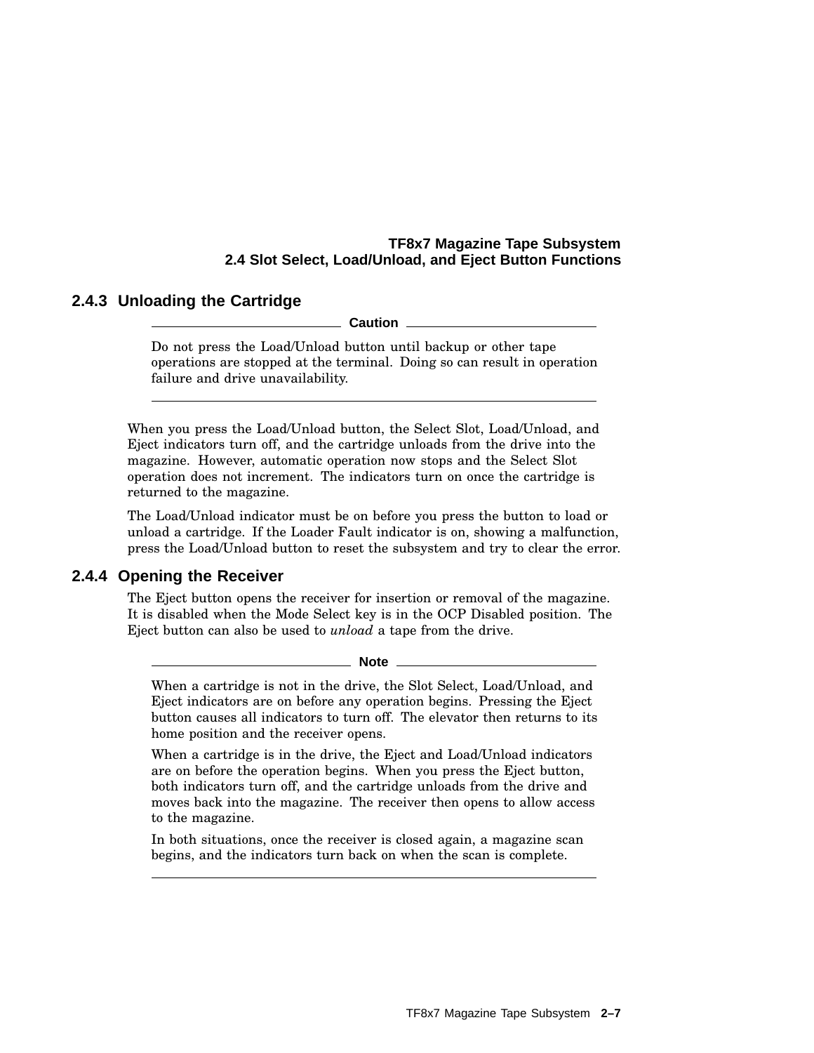### 2.4.3 Unloading the Cartridge

**Caution**

Do not press the Load/Unload button until backup or other tape operations are stopped at the terminal. Doing so can result in operation failure and drive unavailability.

---

When you press the Load/Unload button, the Select Slot, Load/Unload, and Eject indicators turn off, and the cartridge unloads from the drive into the magazine. However, automatic operation now stops and the Select Slot operation does not increment. The indicators turn on once the cartridge is returned to the magazine.

The Load/Unload indicator must be on before you press the button to load or unload a cartridge. If the Loader Fault indicator is on, showing a malfunction, press the Load/Unload button to reset the subsystem and try to clear the error.

### 2.4.4 Opening the Receiver

The Eject button opens the receiver for insertion or removal of the magazine. It is disabled when the Mode Select key is in the OCP Disabled position. The Eject button can also be used to *unload* a tape from the drive.

**Note**

When a cartridge is not in the drive, the Slot Select, Load/Unload, and Eject indicators are on before any operation begins. Pressing the Eject button causes all indicators to turn off. The elevator then returns to its home position and the receiver opens.

When a cartridge is in the drive, the Eject and Load/Unload indicators are on before the operation begins. When you press the Eject button, both indicators turn off, and the cartridge unloads from the drive and moves back into the magazine. The receiver then opens to allow access to the magazine.

In both situations, once the receiver is closed again, a magazine scan begins, and the indicators turn back on when the scan is complete.

---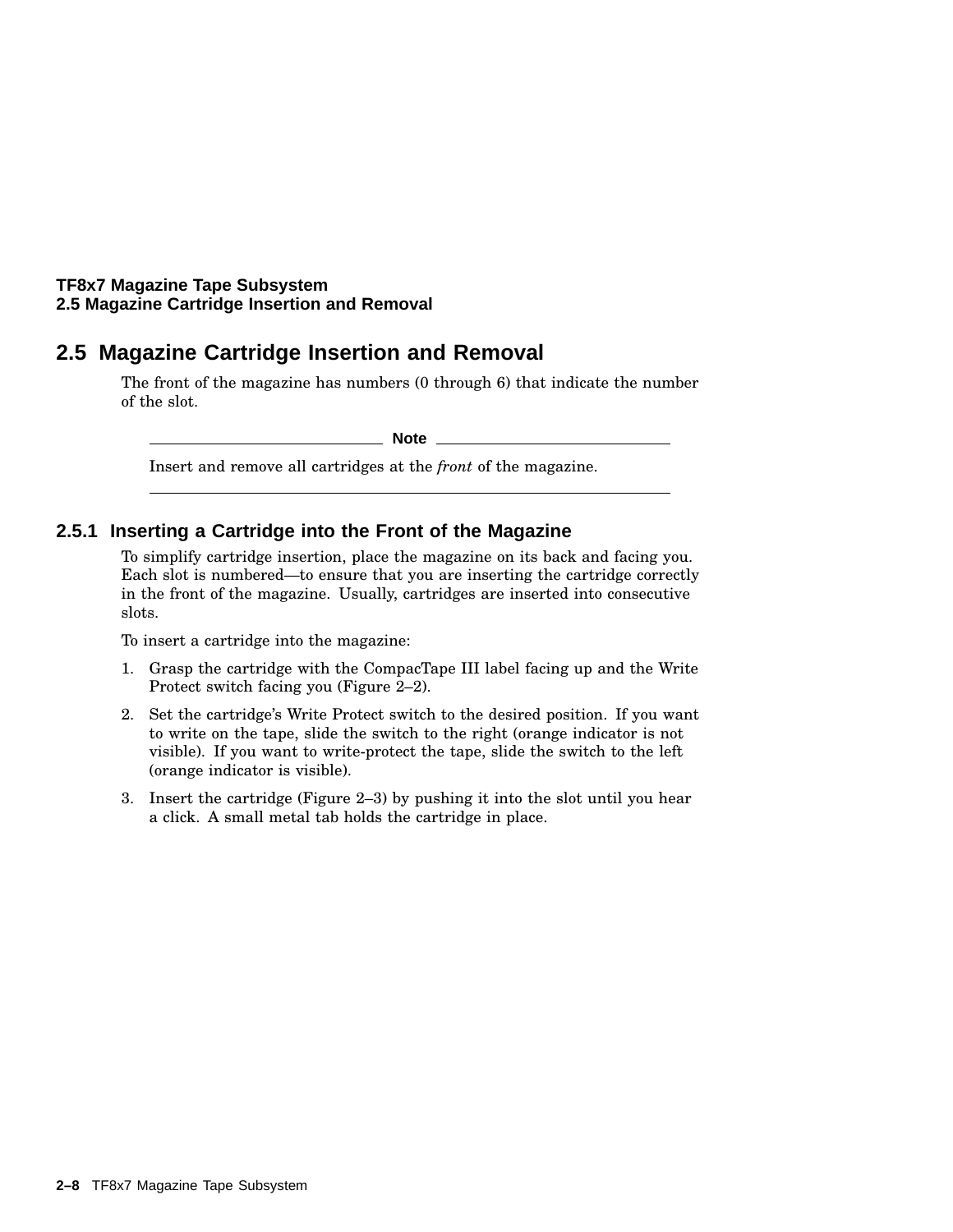## 2.5 Magazine Cartridge Insertion and Removal

The front of the magazine has numbers (0 through 6) that indicate the number of the slot.

**Note**

Insert and remove all cartridges at the *front* of the magazine.

### 2.5.1 Inserting a Cartridge into the Front of the Magazine

To simplify cartridge insertion, place the magazine on its back and facing you. Each slot is numbered—to ensure that you are inserting the cartridge correctly in the front of the magazine. Usually, cartridges are inserted into consecutive slots.

To insert a cartridge into the magazine:

1. Grasp the cartridge with the CompacTape III label facing up and the Write Protect switch facing you (Figure 2–2).
2. Set the cartridge's Write Protect switch to the desired position. If you want to write on the tape, slide the switch to the right (orange indicator is not visible). If you want to write-protect the tape, slide the switch to the left (orange indicator is visible).
3. Insert the cartridge (Figure 2–3) by pushing it into the slot until you hear a click. A small metal tab holds the cartridge in place.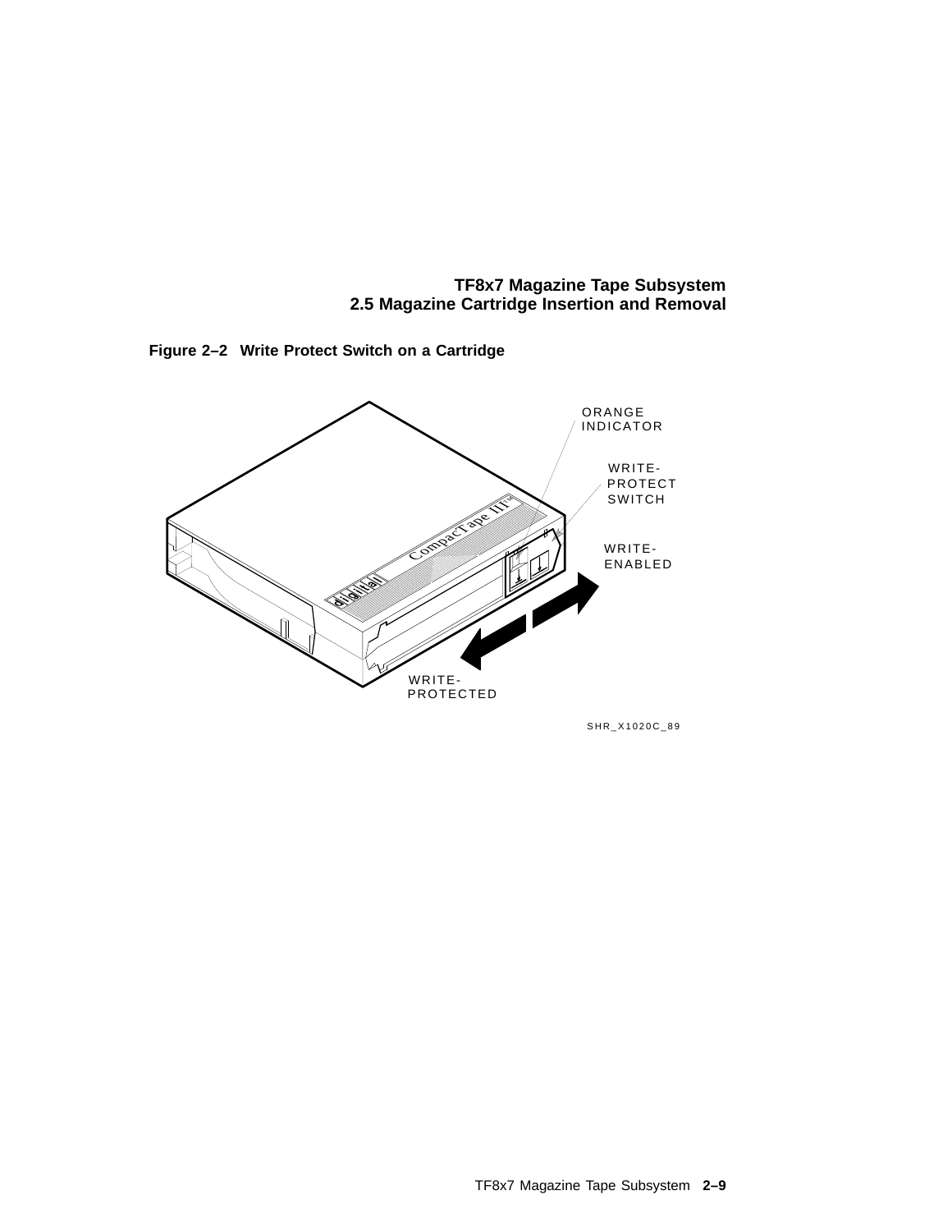**Figure 2–2 Write Protect Switch on a Cartridge**

ORANGE INDICATOR

WRITE-PROTECT SWITCH

WRITE-ENABLED

WRITE-PROTECTED

SHR_X1020C_89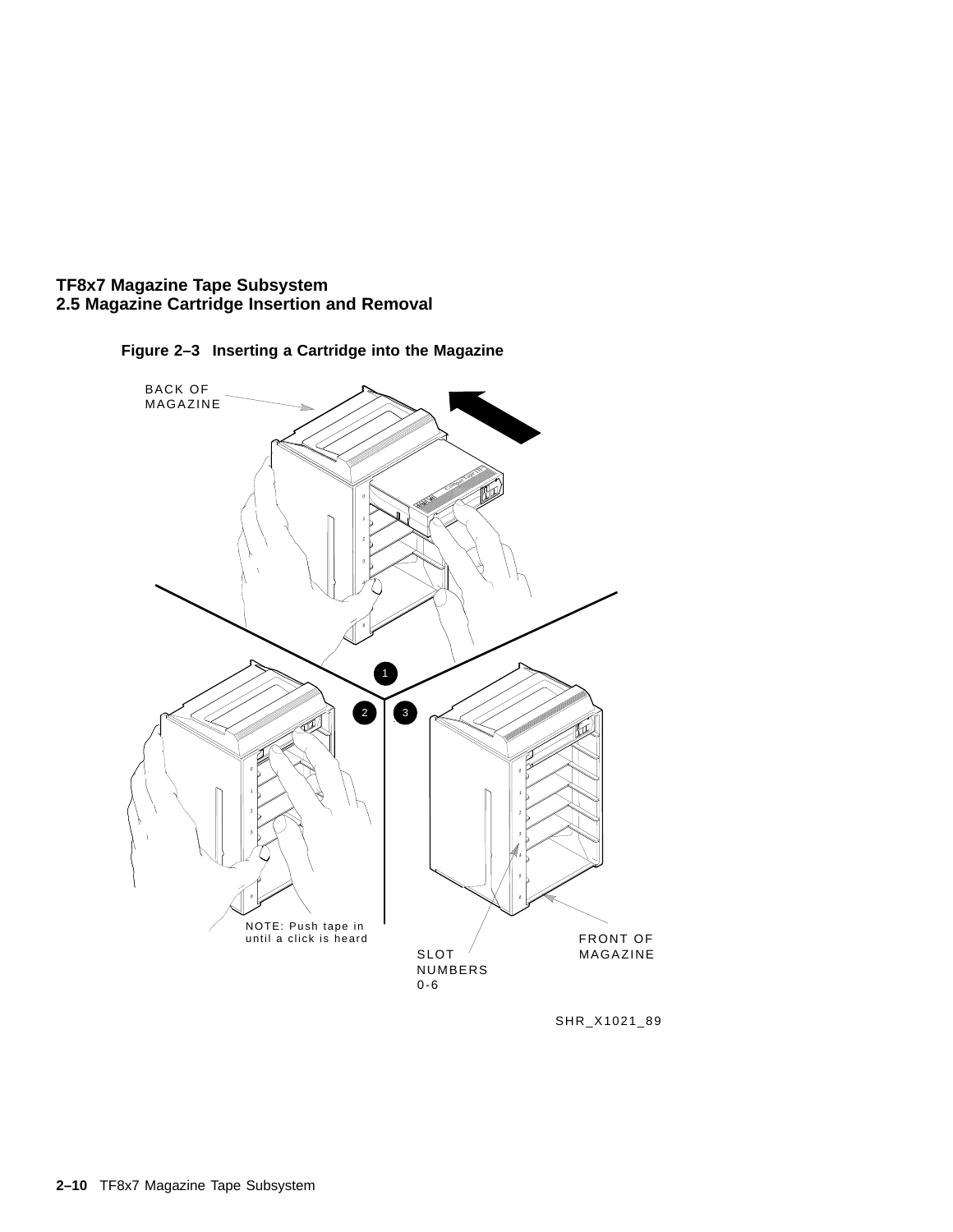**Figure 2–3 Inserting a Cartridge into the Magazine**

BACK OF MAGAZINE

NOTE: Push tape in until a click is heard

SLOT NUMBERS 0-6

FRONT OF MAGAZINE

SHR_X1021_89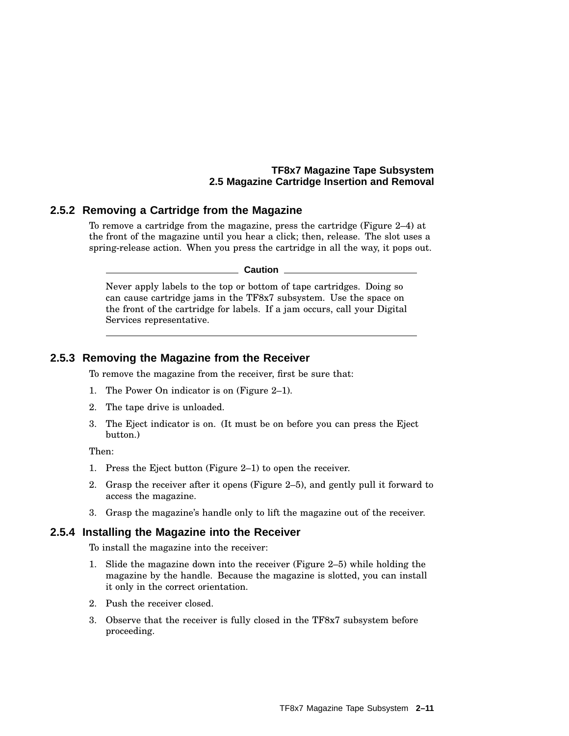### 2.5.2 Removing a Cartridge from the Magazine

To remove a cartridge from the magazine, press the cartridge (Figure 2–4) at the front of the magazine until you hear a click; then, release. The slot uses a spring-release action. When you press the cartridge in all the way, it pops out.

**Caution**

Never apply labels to the top or bottom of tape cartridges. Doing so can cause cartridge jams in the TF8x7 subsystem. Use the space on the front of the cartridge for labels. If a jam occurs, call your Digital Services representative.

---

### 2.5.3 Removing the Magazine from the Receiver

To remove the magazine from the receiver, first be sure that:

1. The Power On indicator is on (Figure 2–1).
2. The tape drive is unloaded.
3. The Eject indicator is on. (It must be on before you can press the Eject button.)

Then:

1. Press the Eject button (Figure 2–1) to open the receiver.
2. Grasp the receiver after it opens (Figure 2–5), and gently pull it forward to access the magazine.
3. Grasp the magazine's handle only to lift the magazine out of the receiver.

### 2.5.4 Installing the Magazine into the Receiver

To install the magazine into the receiver:

1. Slide the magazine down into the receiver (Figure 2–5) while holding the magazine by the handle. Because the magazine is slotted, you can install it only in the correct orientation.
2. Push the receiver closed.
3. Observe that the receiver is fully closed in the TF8x7 subsystem before proceeding.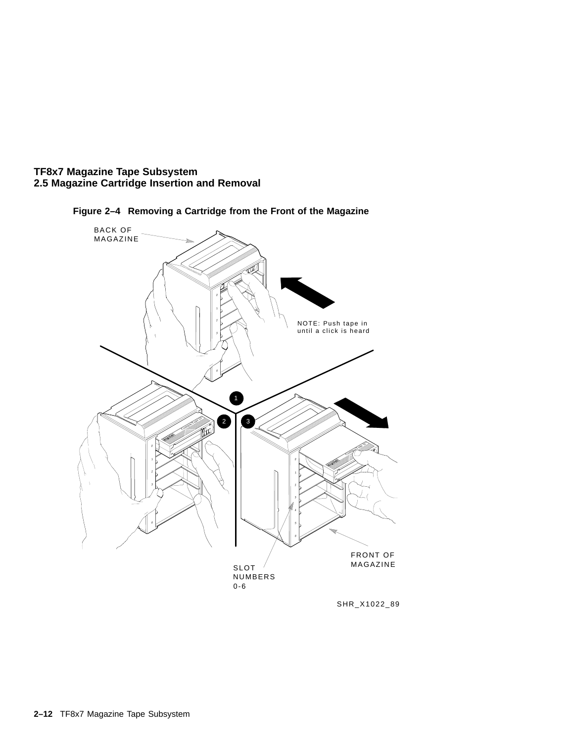**Figure 2–4 Removing a Cartridge from the Front of the Magazine**

BACK OF MAGAZINE

NOTE: Push tape in until a click is heard

SLOT NUMBERS 0-6

FRONT OF MAGAZINE

SHR_X1022_89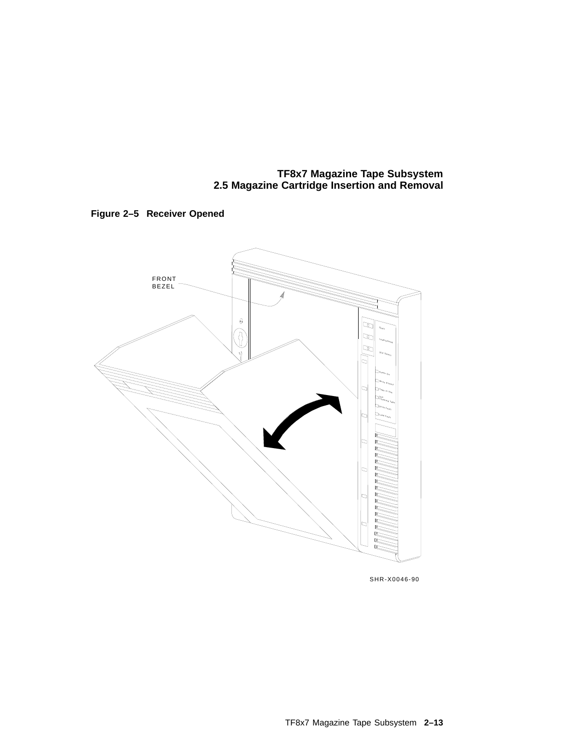**Figure 2–5 Receiver Opened**

FRONT BEZEL

SHR-X0046-90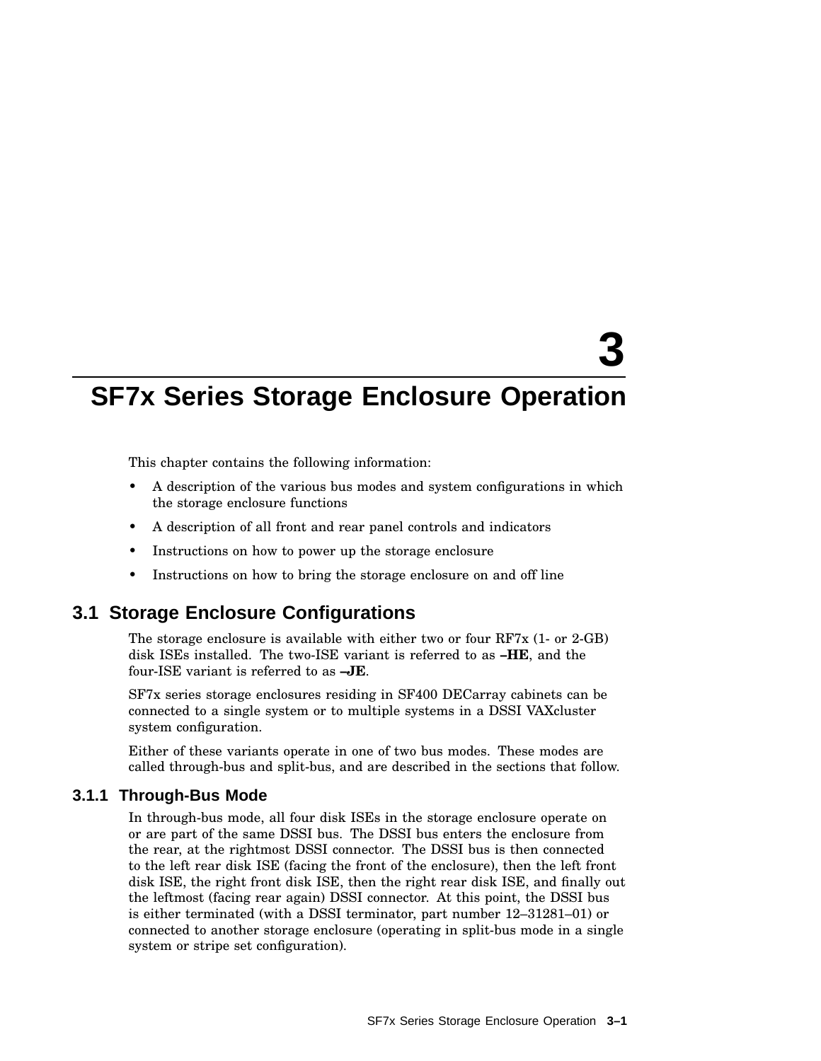# 3 SF7x Series Storage Enclosure Operation

This chapter contains the following information:

- A description of the various bus modes and system configurations in which the storage enclosure functions
- A description of all front and rear panel controls and indicators
- Instructions on how to power up the storage enclosure
- Instructions on how to bring the storage enclosure on and off line

## 3.1 Storage Enclosure Configurations

The storage enclosure is available with either two or four RF7x (1- or 2-GB) disk ISEs installed. The two-ISE variant is referred to as **–HE**, and the four-ISE variant is referred to as **–JE**.

SF7x series storage enclosures residing in SF400 DECarray cabinets can be connected to a single system or to multiple systems in a DSSI VAXcluster system configuration.

Either of these variants operate in one of two bus modes. These modes are called through-bus and split-bus, and are described in the sections that follow.

### 3.1.1 Through-Bus Mode

In through-bus mode, all four disk ISEs in the storage enclosure operate on or are part of the same DSSI bus. The DSSI bus enters the enclosure from the rear, at the rightmost DSSI connector. The DSSI bus is then connected to the left rear disk ISE (facing the front of the enclosure), then the left front disk ISE, the right front disk ISE, then the right rear disk ISE, and finally out the leftmost (facing rear again) DSSI connector. At this point, the DSSI bus is either terminated (with a DSSI terminator, part number 12–31281–01) or connected to another storage enclosure (operating in split-bus mode in a single system or stripe set configuration).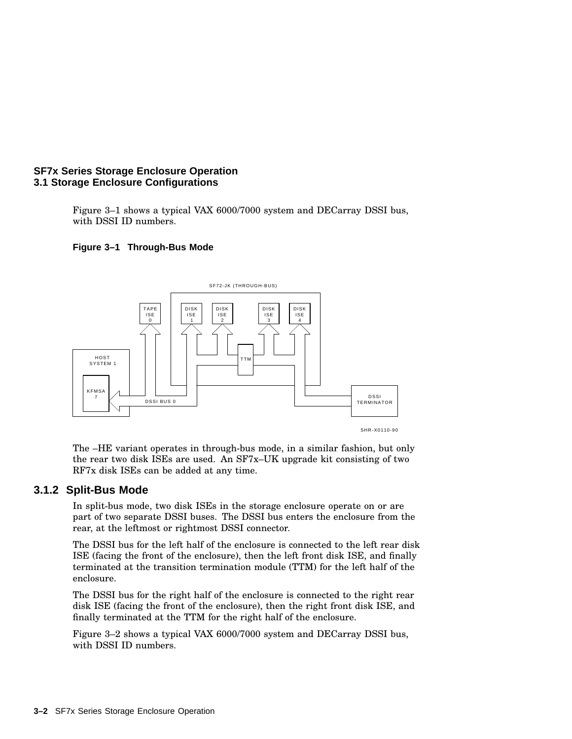**SF7x Series Storage Enclosure Operation**
**3.1 Storage Enclosure Configurations**

Figure 3–1 shows a typical VAX 6000/7000 system and DECarray DSSI bus, with DSSI ID numbers.

**Figure 3–1 Through-Bus Mode**

SF72-JK (THROUGH-BUS)

TAPE ISE 0

DISK ISE 1

DISK ISE 2

DISK ISE 3

DISK ISE 4

TTM

HOST SYSTEM 1

KFMSA 7

DSSI BUS 0

DSSI TERMINATOR

SHR-X0110-90

The –HE variant operates in through-bus mode, in a similar fashion, but only the rear two disk ISEs are used. An SF7x–UK upgrade kit consisting of two RF7x disk ISEs can be added at any time.

### 3.1.2 Split-Bus Mode

In split-bus mode, two disk ISEs in the storage enclosure operate on or are part of two separate DSSI buses. The DSSI bus enters the enclosure from the rear, at the leftmost or rightmost DSSI connector.

The DSSI bus for the left half of the enclosure is connected to the left rear disk ISE (facing the front of the enclosure), then the left front disk ISE, and finally terminated at the transition termination module (TTM) for the left half of the enclosure.

The DSSI bus for the right half of the enclosure is connected to the right rear disk ISE (facing the front of the enclosure), then the right front disk ISE, and finally terminated at the TTM for the right half of the enclosure.

Figure 3–2 shows a typical VAX 6000/7000 system and DECarray DSSI bus, with DSSI ID numbers.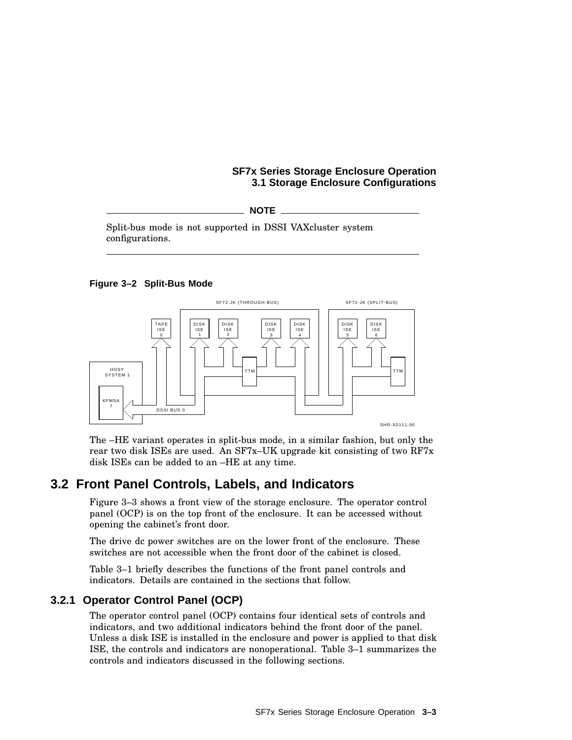**NOTE**

Split-bus mode is not supported in DSSI VAXcluster system configurations.

---

**Figure 3–2 Split-Bus Mode**

The –HE variant operates in split-bus mode, in a similar fashion, but only the rear two disk ISEs are used. An SF7x–UK upgrade kit consisting of two RF7x disk ISEs can be added to an –HE at any time.

## 3.2 Front Panel Controls, Labels, and Indicators

Figure 3–3 shows a front view of the storage enclosure. The operator control panel (OCP) is on the top front of the enclosure. It can be accessed without opening the cabinet's front door.

The drive dc power switches are on the lower front of the enclosure. These switches are not accessible when the front door of the cabinet is closed.

Table 3–1 briefly describes the functions of the front panel controls and indicators. Details are contained in the sections that follow.

### 3.2.1 Operator Control Panel (OCP)

The operator control panel (OCP) contains four identical sets of controls and indicators, and two additional indicators behind the front door of the panel. Unless a disk ISE is installed in the enclosure and power is applied to that disk ISE, the controls and indicators are nonoperational. Table 3–1 summarizes the controls and indicators discussed in the following sections.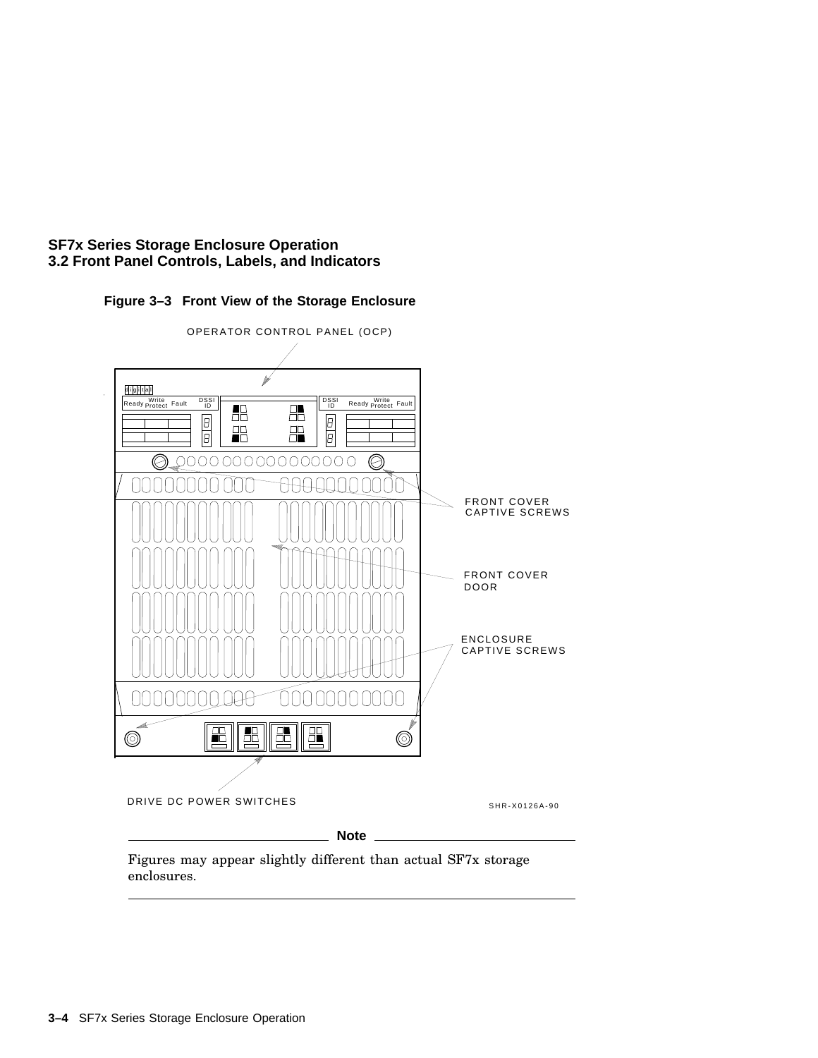## SF7x Series Storage Enclosure Operation
## 3.2 Front Panel Controls, Labels, and Indicators

**Figure 3–3 Front View of the Storage Enclosure**

OPERATOR CONTROL PANEL (OCP)

FRONT COVER CAPTIVE SCREWS

FRONT COVER DOOR

ENCLOSURE CAPTIVE SCREWS

DRIVE DC POWER SWITCHES

SHR-X0126A-90

---

**Note**

Figures may appear slightly different than actual SF7x storage enclosures.

---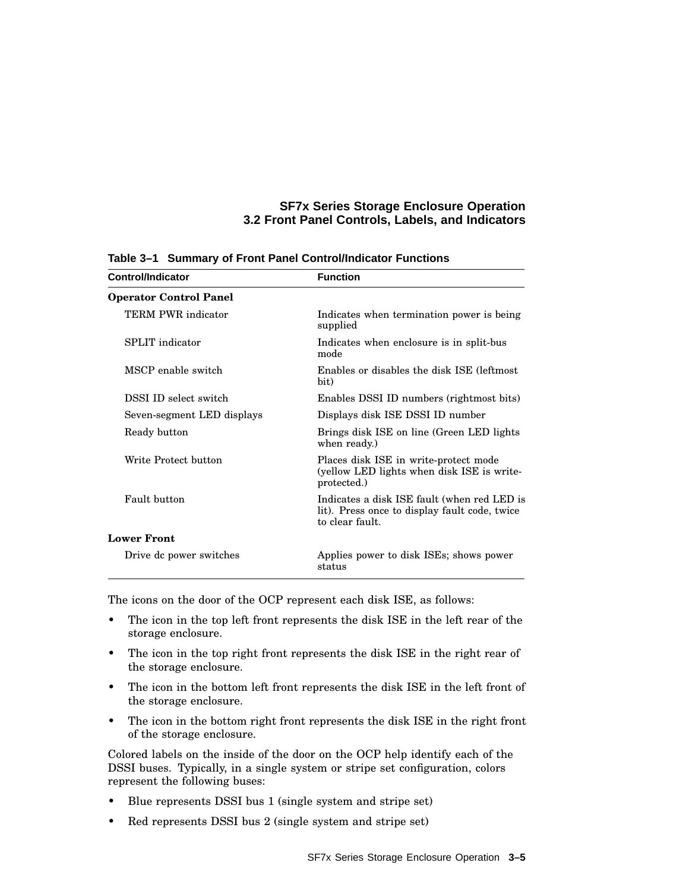**Table 3–1 Summary of Front Panel Control/Indicator Functions**

| Control/Indicator | Function |
|---|---|
| **Operator Control Panel** | |
| TERM PWR indicator | Indicates when termination power is being supplied |
| SPLIT indicator | Indicates when enclosure is in split-bus mode |
| MSCP enable switch | Enables or disables the disk ISE (leftmost bit) |
| DSSI ID select switch | Enables DSSI ID numbers (rightmost bits) |
| Seven-segment LED displays | Displays disk ISE DSSI ID number |
| Ready button | Brings disk ISE on line (Green LED lights when ready.) |
| Write Protect button | Places disk ISE in write-protect mode (yellow LED lights when disk ISE is write-protected.) |
| Fault button | Indicates a disk ISE fault (when red LED is lit). Press once to display fault code, twice to clear fault. |
| **Lower Front** | |
| Drive dc power switches | Applies power to disk ISEs; shows power status |

The icons on the door of the OCP represent each disk ISE, as follows:

- The icon in the top left front represents the disk ISE in the left rear of the storage enclosure.
- The icon in the top right front represents the disk ISE in the right rear of the storage enclosure.
- The icon in the bottom left front represents the disk ISE in the left front of the storage enclosure.
- The icon in the bottom right front represents the disk ISE in the right front of the storage enclosure.

Colored labels on the inside of the door on the OCP help identify each of the DSSI buses. Typically, in a single system or stripe set configuration, colors represent the following buses:

- Blue represents DSSI bus 1 (single system and stripe set)
- Red represents DSSI bus 2 (single system and stripe set)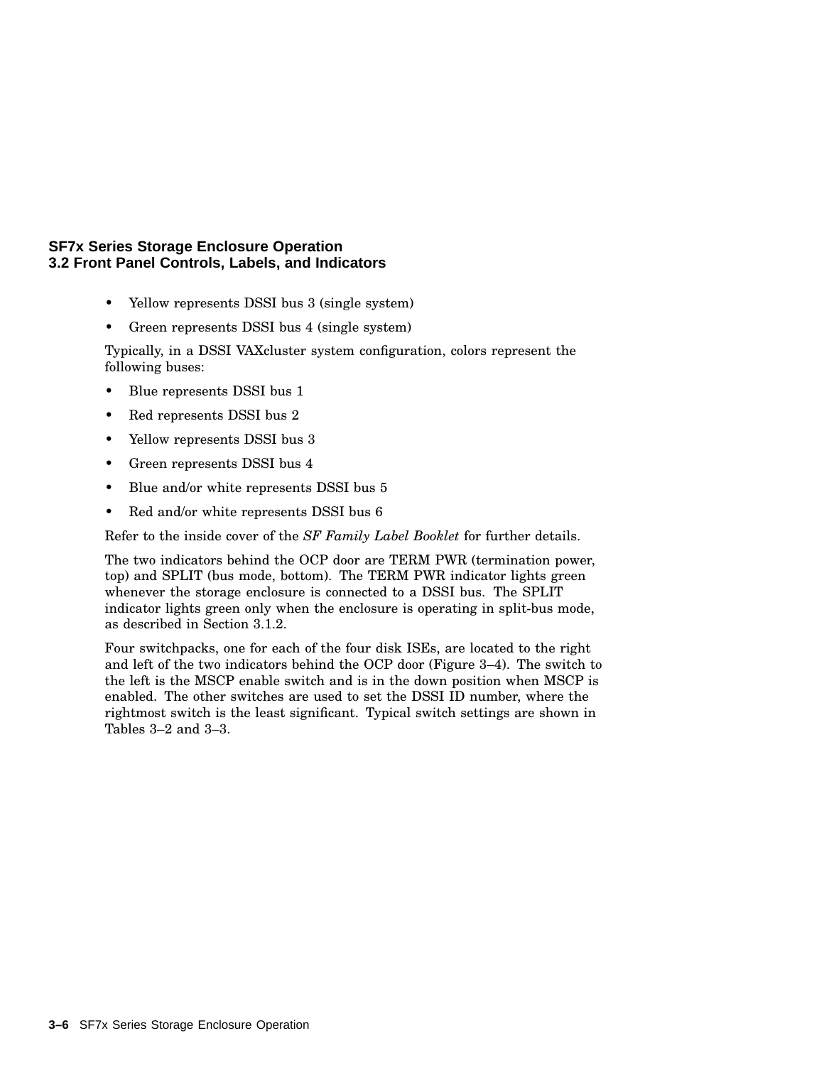- Yellow represents DSSI bus 3 (single system)
- Green represents DSSI bus 4 (single system)

Typically, in a DSSI VAXcluster system configuration, colors represent the following buses:

- Blue represents DSSI bus 1
- Red represents DSSI bus 2
- Yellow represents DSSI bus 3
- Green represents DSSI bus 4
- Blue and/or white represents DSSI bus 5
- Red and/or white represents DSSI bus 6

Refer to the inside cover of the *SF Family Label Booklet* for further details.

The two indicators behind the OCP door are TERM PWR (termination power, top) and SPLIT (bus mode, bottom). The TERM PWR indicator lights green whenever the storage enclosure is connected to a DSSI bus. The SPLIT indicator lights green only when the enclosure is operating in split-bus mode, as described in Section 3.1.2.

Four switchpacks, one for each of the four disk ISEs, are located to the right and left of the two indicators behind the OCP door (Figure 3–4). The switch to the left is the MSCP enable switch and is in the down position when MSCP is enabled. The other switches are used to set the DSSI ID number, where the rightmost switch is the least significant. Typical switch settings are shown in Tables 3–2 and 3–3.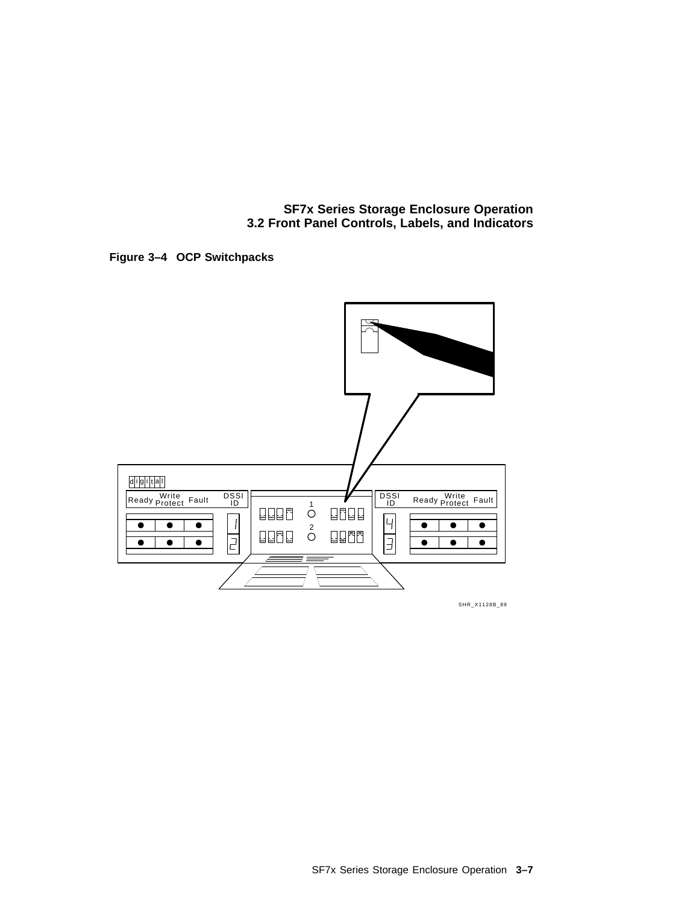**Figure 3–4 OCP Switchpacks**

SHR_X1128B_89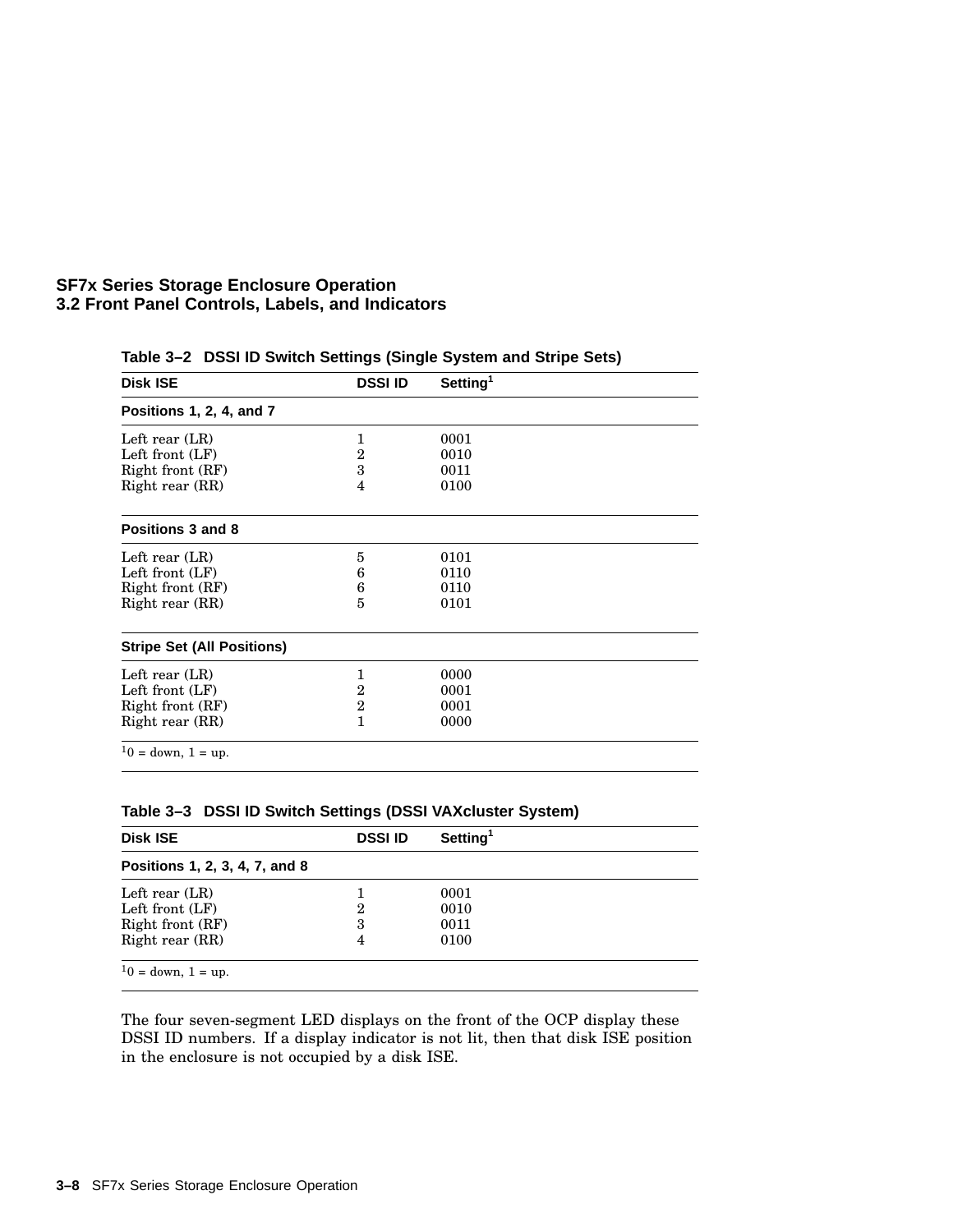**Table 3–2 DSSI ID Switch Settings (Single System and Stripe Sets)**

| Disk ISE | DSSI ID | Setting[1] |
|---|---|---|
| **Positions 1, 2, 4, and 7** | | |
| Left rear (LR) | 1 | 0001 |
| Left front (LF) | 2 | 0010 |
| Right front (RF) | 3 | 0011 |
| Right rear (RR) | 4 | 0100 |
| **Positions 3 and 8** | | |
| Left rear (LR) | 5 | 0101 |
| Left front (LF) | 6 | 0110 |
| Right front (RF) | 6 | 0110 |
| Right rear (RR) | 5 | 0101 |
| **Stripe Set (All Positions)** | | |
| Left rear (LR) | 1 | 0000 |
| Left front (LF) | 2 | 0001 |
| Right front (RF) | 2 | 0001 |
| Right rear (RR) | 1 | 0000 |

[1]0 = down, 1 = up.

**Table 3–3 DSSI ID Switch Settings (DSSI VAXcluster System)**

| Disk ISE | DSSI ID | Setting[1] |
|---|---|---|
| **Positions 1, 2, 3, 4, 7, and 8** | | |
| Left rear (LR) | 1 | 0001 |
| Left front (LF) | 2 | 0010 |
| Right front (RF) | 3 | 0011 |
| Right rear (RR) | 4 | 0100 |

[1]0 = down, 1 = up.

The four seven-segment LED displays on the front of the OCP display these DSSI ID numbers. If a display indicator is not lit, then that disk ISE position in the enclosure is not occupied by a disk ISE.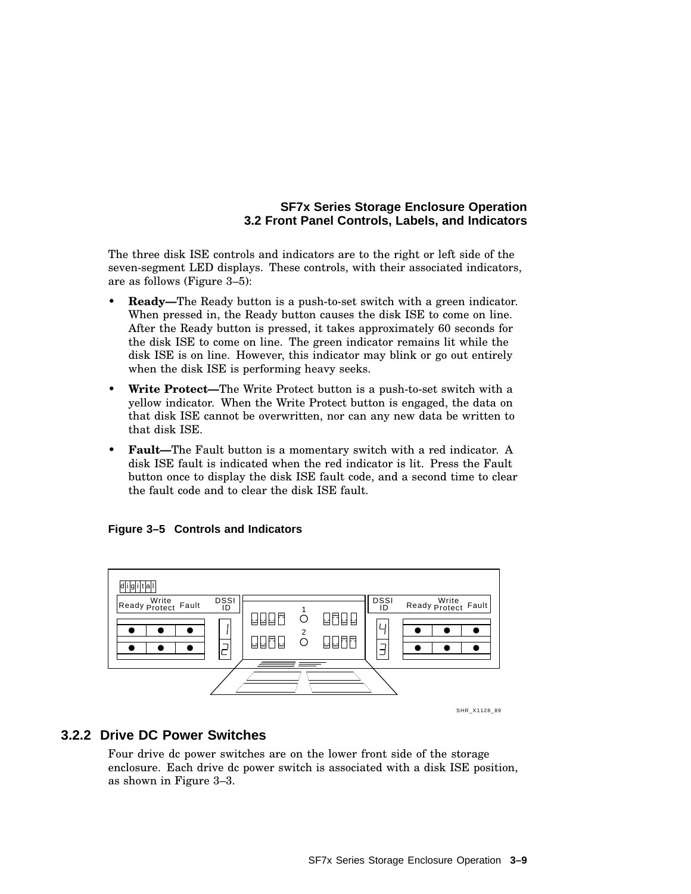The three disk ISE controls and indicators are to the right or left side of the seven-segment LED displays. These controls, with their associated indicators, are as follows (Figure 3–5):

- **Ready—**The Ready button is a push-to-set switch with a green indicator. When pressed in, the Ready button causes the disk ISE to come on line. After the Ready button is pressed, it takes approximately 60 seconds for the disk ISE to come on line. The green indicator remains lit while the disk ISE is on line. However, this indicator may blink or go out entirely when the disk ISE is performing heavy seeks.
- **Write Protect—**The Write Protect button is a push-to-set switch with a yellow indicator. When the Write Protect button is engaged, the data on that disk ISE cannot be overwritten, nor can any new data be written to that disk ISE.
- **Fault—**The Fault button is a momentary switch with a red indicator. A disk ISE fault is indicated when the red indicator is lit. Press the Fault button once to display the disk ISE fault code, and a second time to clear the fault code and to clear the disk ISE fault.

**Figure 3–5 Controls and Indicators**

SHR_X1128_89

## 3.2.2 Drive DC Power Switches

Four drive dc power switches are on the lower front side of the storage enclosure. Each drive dc power switch is associated with a disk ISE position, as shown in Figure 3–3.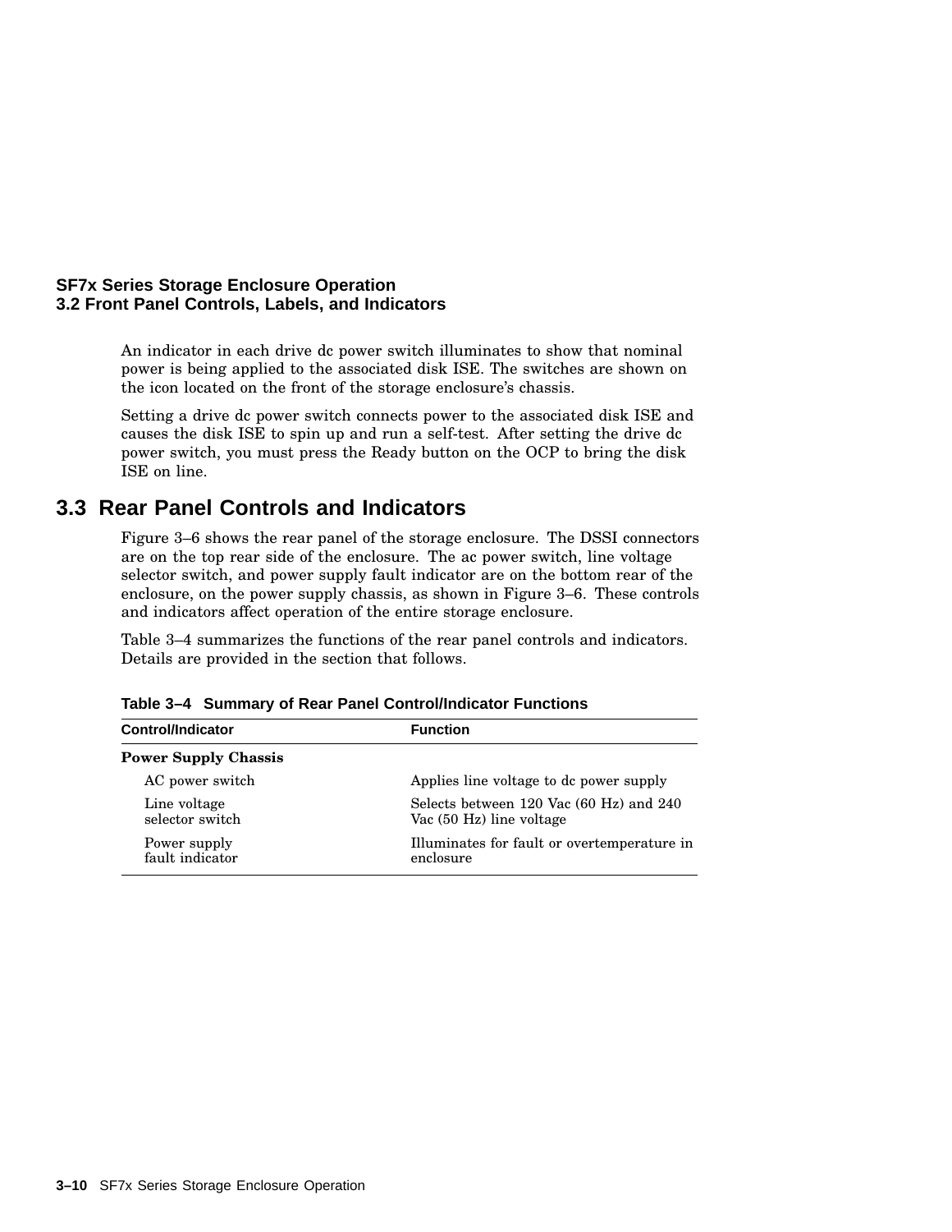An indicator in each drive dc power switch illuminates to show that nominal power is being applied to the associated disk ISE. The switches are shown on the icon located on the front of the storage enclosure's chassis.

Setting a drive dc power switch connects power to the associated disk ISE and causes the disk ISE to spin up and run a self-test. After setting the drive dc power switch, you must press the Ready button on the OCP to bring the disk ISE on line.

## 3.3 Rear Panel Controls and Indicators

Figure 3–6 shows the rear panel of the storage enclosure. The DSSI connectors are on the top rear side of the enclosure. The ac power switch, line voltage selector switch, and power supply fault indicator are on the bottom rear of the enclosure, on the power supply chassis, as shown in Figure 3–6. These controls and indicators affect operation of the entire storage enclosure.

Table 3–4 summarizes the functions of the rear panel controls and indicators. Details are provided in the section that follows.

**Table 3–4 Summary of Rear Panel Control/Indicator Functions**

| Control/Indicator | Function |
|---|---|
| **Power Supply Chassis** | |
| AC power switch | Applies line voltage to dc power supply |
| Line voltage selector switch | Selects between 120 Vac (60 Hz) and 240 Vac (50 Hz) line voltage |
| Power supply fault indicator | Illuminates for fault or overtemperature in enclosure |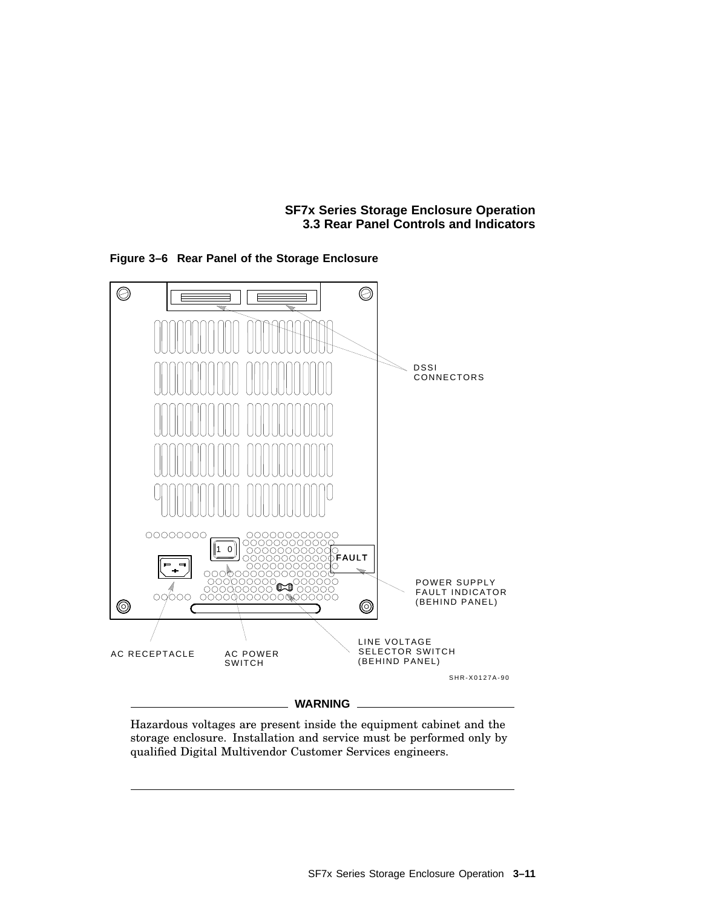**Figure 3–6 Rear Panel of the Storage Enclosure**

DSSI CONNECTORS

POWER SUPPLY FAULT INDICATOR (BEHIND PANEL)

AC RECEPTACLE

AC POWER SWITCH

LINE VOLTAGE SELECTOR SWITCH (BEHIND PANEL)

SHR-X0127A-90

---

**WARNING**

Hazardous voltages are present inside the equipment cabinet and the storage enclosure. Installation and service must be performed only by qualified Digital Multivendor Customer Services engineers.

---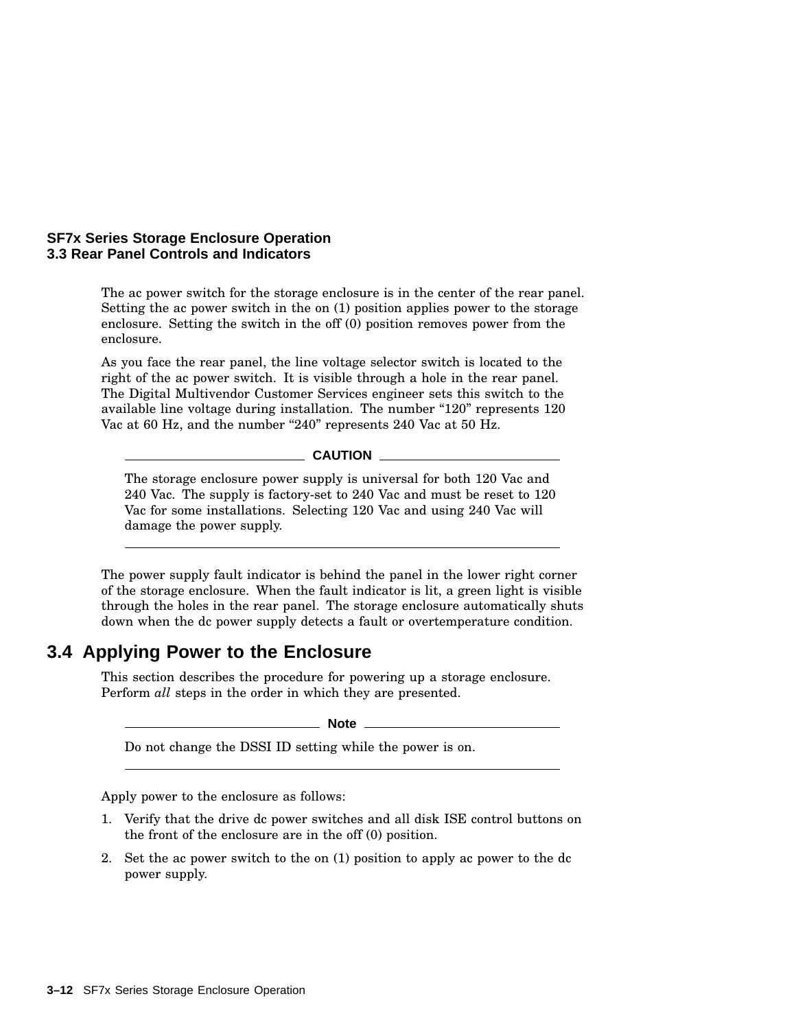The ac power switch for the storage enclosure is in the center of the rear panel. Setting the ac power switch in the on (1) position applies power to the storage enclosure. Setting the switch in the off (0) position removes power from the enclosure.

As you face the rear panel, the line voltage selector switch is located to the right of the ac power switch. It is visible through a hole in the rear panel. The Digital Multivendor Customer Services engineer sets this switch to the available line voltage during installation. The number "120" represents 120 Vac at 60 Hz, and the number "240" represents 240 Vac at 50 Hz.

**CAUTION**

The storage enclosure power supply is universal for both 120 Vac and 240 Vac. The supply is factory-set to 240 Vac and must be reset to 120 Vac for some installations. Selecting 120 Vac and using 240 Vac will damage the power supply.

---

The power supply fault indicator is behind the panel in the lower right corner of the storage enclosure. When the fault indicator is lit, a green light is visible through the holes in the rear panel. The storage enclosure automatically shuts down when the dc power supply detects a fault or overtemperature condition.

## 3.4 Applying Power to the Enclosure

This section describes the procedure for powering up a storage enclosure. Perform *all* steps in the order in which they are presented.

**Note**

Do not change the DSSI ID setting while the power is on.

---

Apply power to the enclosure as follows:

1. Verify that the drive dc power switches and all disk ISE control buttons on the front of the enclosure are in the off (0) position.
2. Set the ac power switch to the on (1) position to apply ac power to the dc power supply.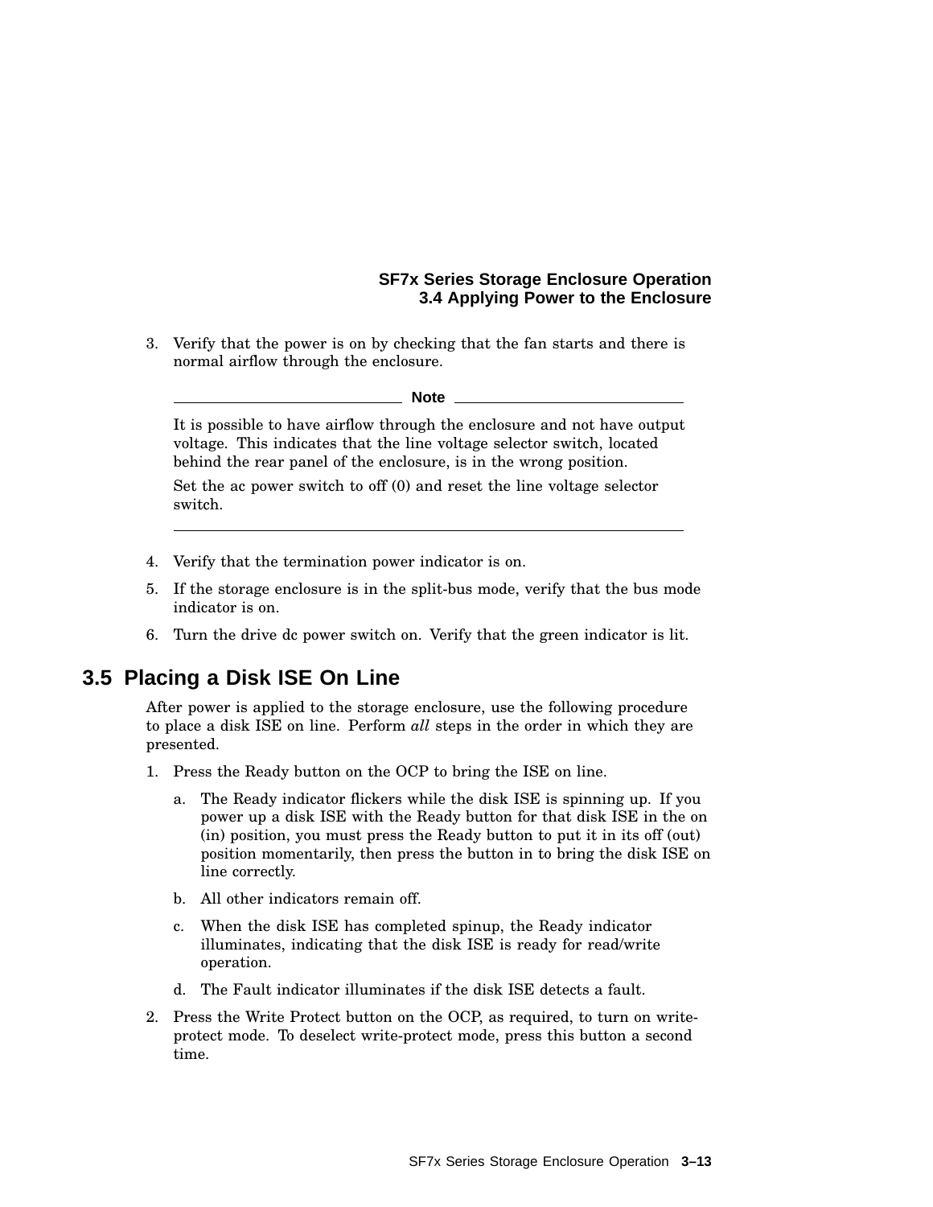3. Verify that the power is on by checking that the fan starts and there is normal airflow through the enclosure.

**Note**

It is possible to have airflow through the enclosure and not have output voltage. This indicates that the line voltage selector switch, located behind the rear panel of the enclosure, is in the wrong position.

Set the ac power switch to off (0) and reset the line voltage selector switch.

4. Verify that the termination power indicator is on.
5. If the storage enclosure is in the split-bus mode, verify that the bus mode indicator is on.
6. Turn the drive dc power switch on. Verify that the green indicator is lit.

## 3.5 Placing a Disk ISE On Line

After power is applied to the storage enclosure, use the following procedure to place a disk ISE on line. Perform *all* steps in the order in which they are presented.

1. Press the Ready button on the OCP to bring the ISE on line.
   a. The Ready indicator flickers while the disk ISE is spinning up. If you power up a disk ISE with the Ready button for that disk ISE in the on (in) position, you must press the Ready button to put it in its off (out) position momentarily, then press the button in to bring the disk ISE on line correctly.
   b. All other indicators remain off.
   c. When the disk ISE has completed spinup, the Ready indicator illuminates, indicating that the disk ISE is ready for read/write operation.
   d. The Fault indicator illuminates if the disk ISE detects a fault.
2. Press the Write Protect button on the OCP, as required, to turn on write-protect mode. To deselect write-protect mode, press this button a second time.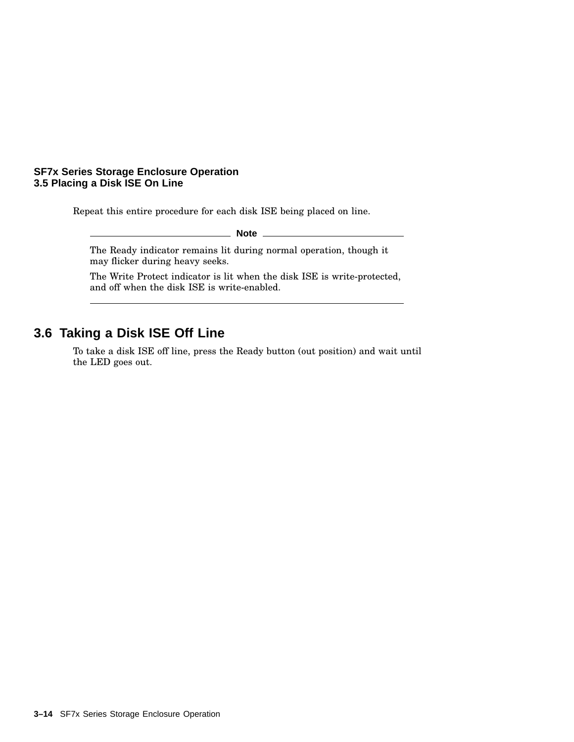Repeat this entire procedure for each disk ISE being placed on line.

**Note**

The Ready indicator remains lit during normal operation, though it may flicker during heavy seeks.

The Write Protect indicator is lit when the disk ISE is write-protected, and off when the disk ISE is write-enabled.

## 3.6 Taking a Disk ISE Off Line

To take a disk ISE off line, press the Ready button (out position) and wait until the LED goes out.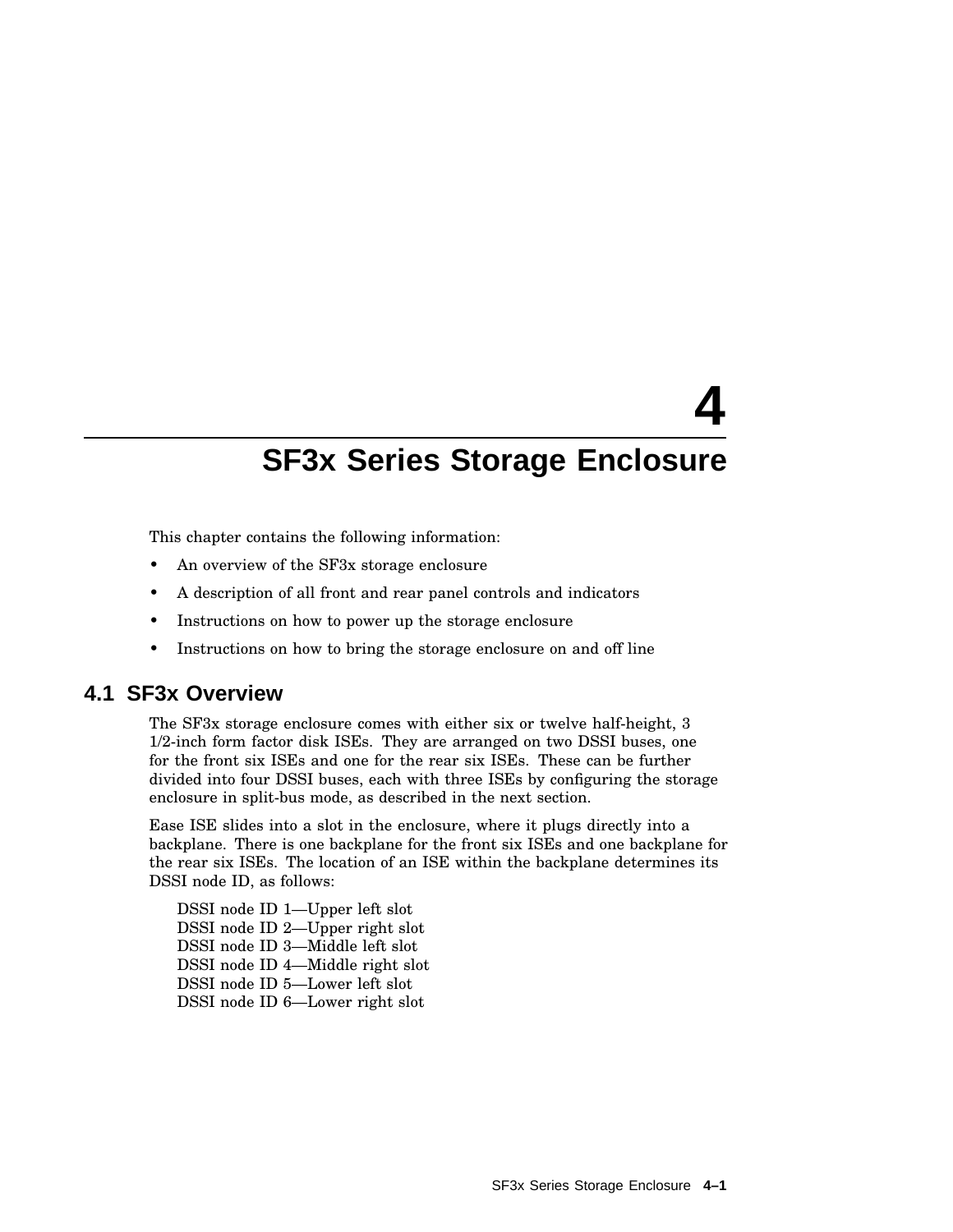# 4 SF3x Series Storage Enclosure

This chapter contains the following information:

- An overview of the SF3x storage enclosure
- A description of all front and rear panel controls and indicators
- Instructions on how to power up the storage enclosure
- Instructions on how to bring the storage enclosure on and off line

## 4.1 SF3x Overview

The SF3x storage enclosure comes with either six or twelve half-height, 3 1/2-inch form factor disk ISEs. They are arranged on two DSSI buses, one for the front six ISEs and one for the rear six ISEs. These can be further divided into four DSSI buses, each with three ISEs by configuring the storage enclosure in split-bus mode, as described in the next section.

Ease ISE slides into a slot in the enclosure, where it plugs directly into a backplane. There is one backplane for the front six ISEs and one backplane for the rear six ISEs. The location of an ISE within the backplane determines its DSSI node ID, as follows:

DSSI node ID 1—Upper left slot
DSSI node ID 2—Upper right slot
DSSI node ID 3—Middle left slot
DSSI node ID 4—Middle right slot
DSSI node ID 5—Lower left slot
DSSI node ID 6—Lower right slot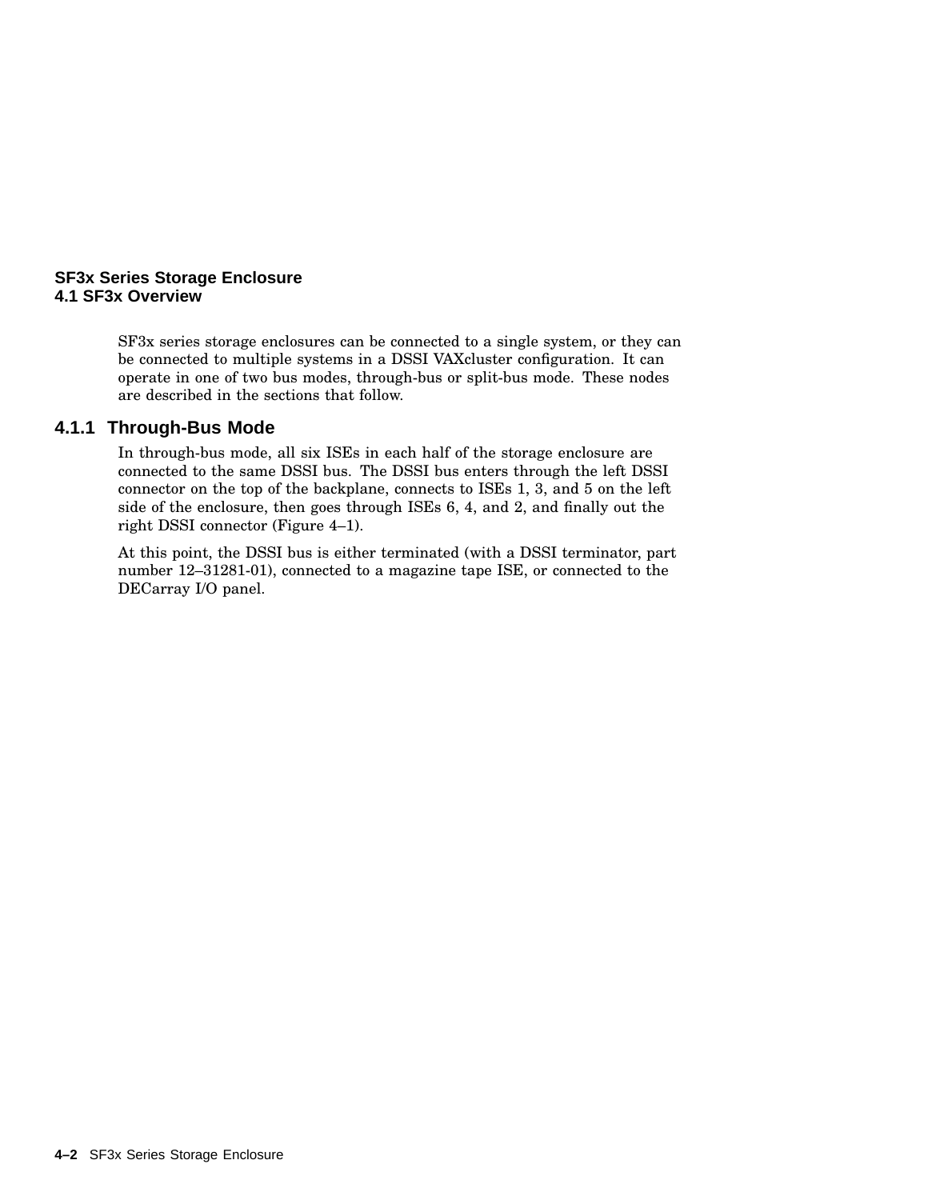## SF3x Series Storage Enclosure
## 4.1 SF3x Overview

SF3x series storage enclosures can be connected to a single system, or they can be connected to multiple systems in a DSSI VAXcluster configuration. It can operate in one of two bus modes, through-bus or split-bus mode. These nodes are described in the sections that follow.

### 4.1.1 Through-Bus Mode

In through-bus mode, all six ISEs in each half of the storage enclosure are connected to the same DSSI bus. The DSSI bus enters through the left DSSI connector on the top of the backplane, connects to ISEs 1, 3, and 5 on the left side of the enclosure, then goes through ISEs 6, 4, and 2, and finally out the right DSSI connector (Figure 4–1).

At this point, the DSSI bus is either terminated (with a DSSI terminator, part number 12–31281-01), connected to a magazine tape ISE, or connected to the DECarray I/O panel.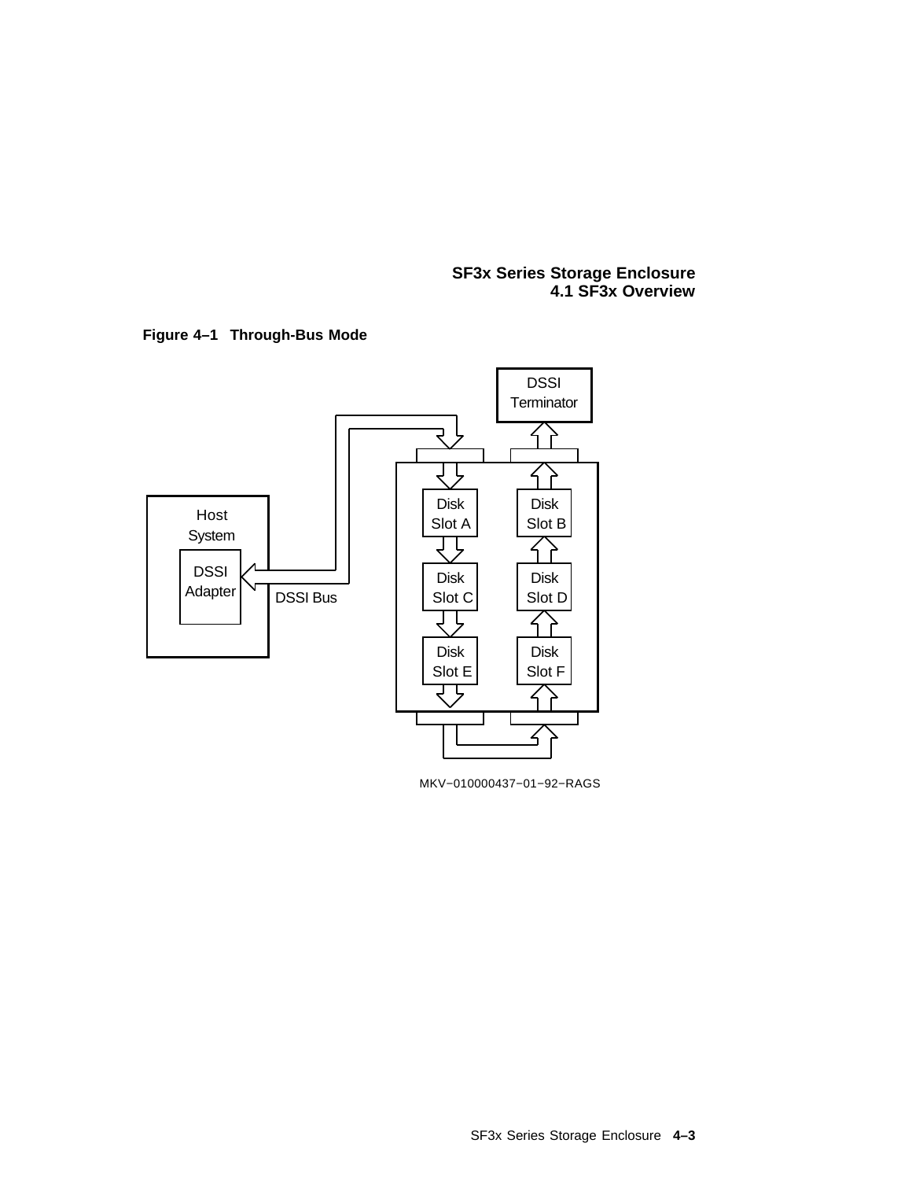**Figure 4–1 Through-Bus Mode**

MKV−010000437−01−92−RAGS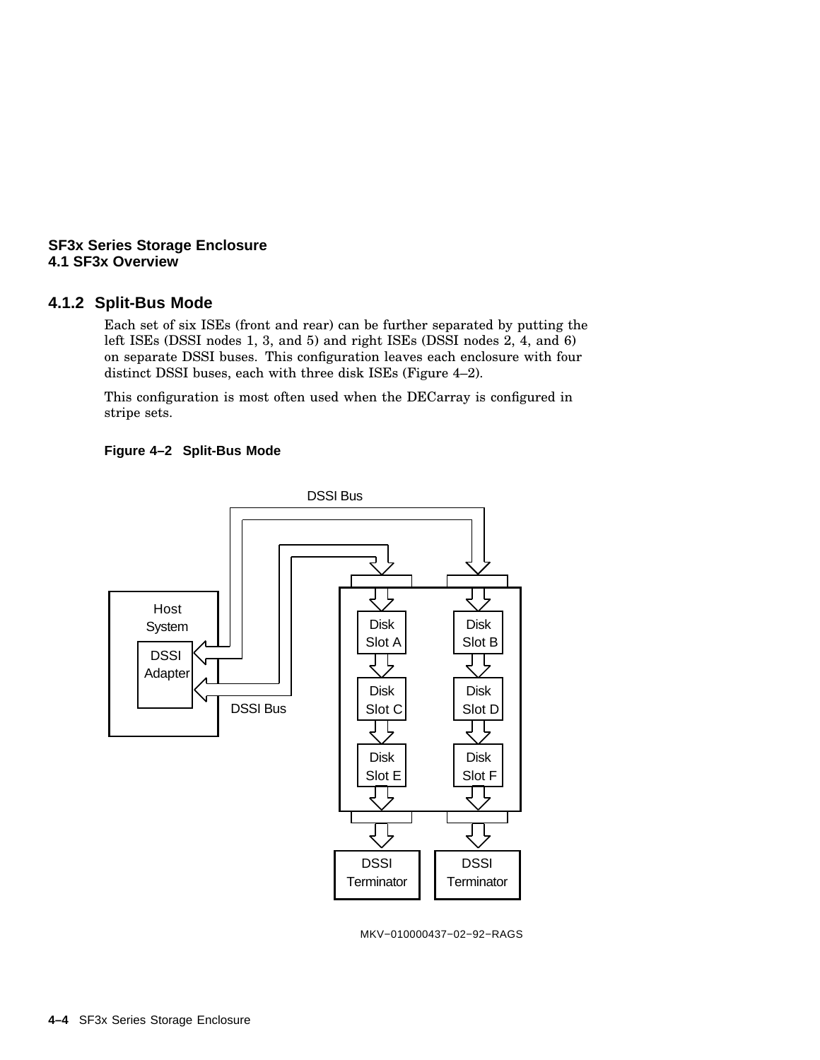### 4.1.2 Split-Bus Mode

Each set of six ISEs (front and rear) can be further separated by putting the left ISEs (DSSI nodes 1, 3, and 5) and right ISEs (DSSI nodes 2, 4, and 6) on separate DSSI buses. This configuration leaves each enclosure with four distinct DSSI buses, each with three disk ISEs (Figure 4–2).

This configuration is most often used when the DECarray is configured in stripe sets.

**Figure 4–2 Split-Bus Mode**

MKV−010000437−02−92−RAGS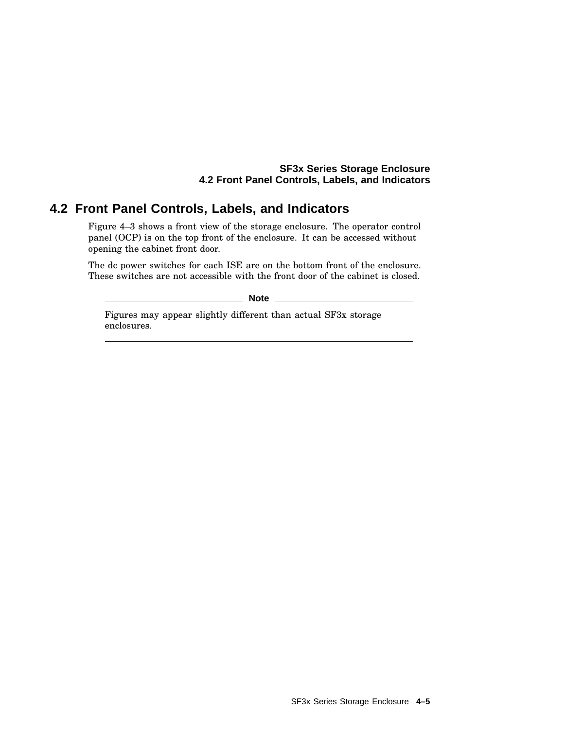## 4.2 Front Panel Controls, Labels, and Indicators

Figure 4–3 shows a front view of the storage enclosure. The operator control panel (OCP) is on the top front of the enclosure. It can be accessed without opening the cabinet front door.

The dc power switches for each ISE are on the bottom front of the enclosure. These switches are not accessible with the front door of the cabinet is closed.

---

**Note**

Figures may appear slightly different than actual SF3x storage enclosures.

---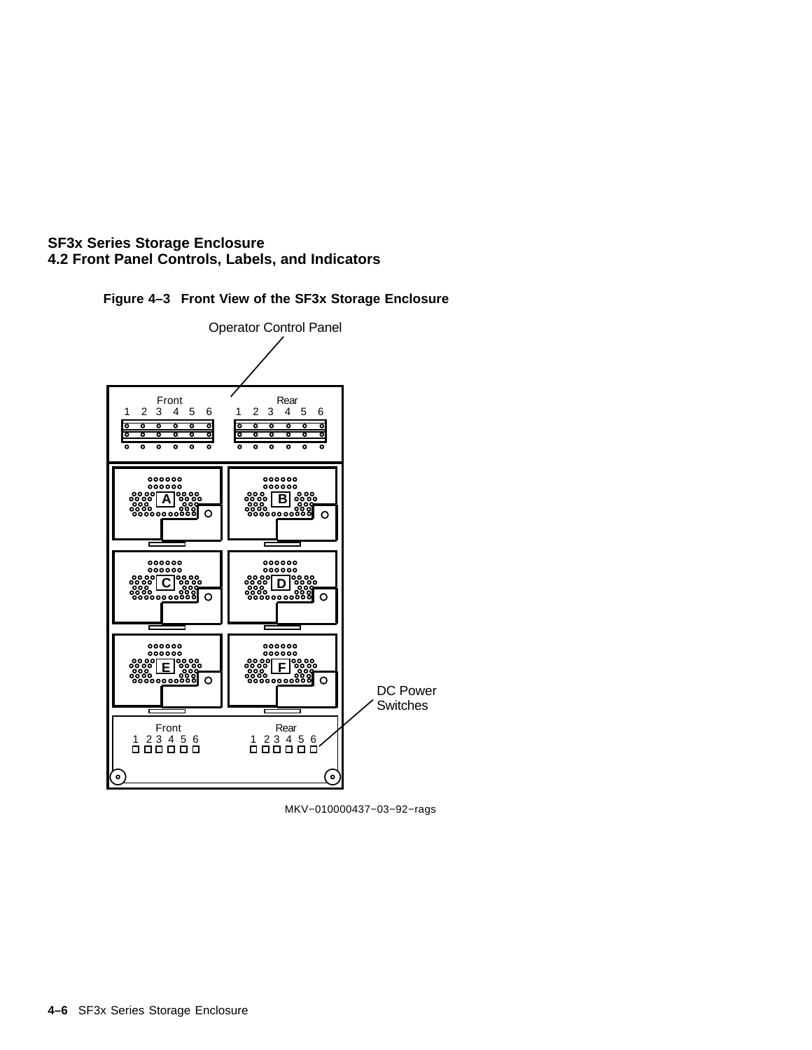## 4.2 Front Panel Controls, Labels, and Indicators

**Figure 4–3 Front View of the SF3x Storage Enclosure**

Operator Control Panel

Front
1 2 3 4 5 6

Rear
1 2 3 4 5 6

A B C D E F

DC Power Switches

Front
1 2 3 4 5 6

Rear
1 2 3 4 5 6

MKV−010000437−03−92−rags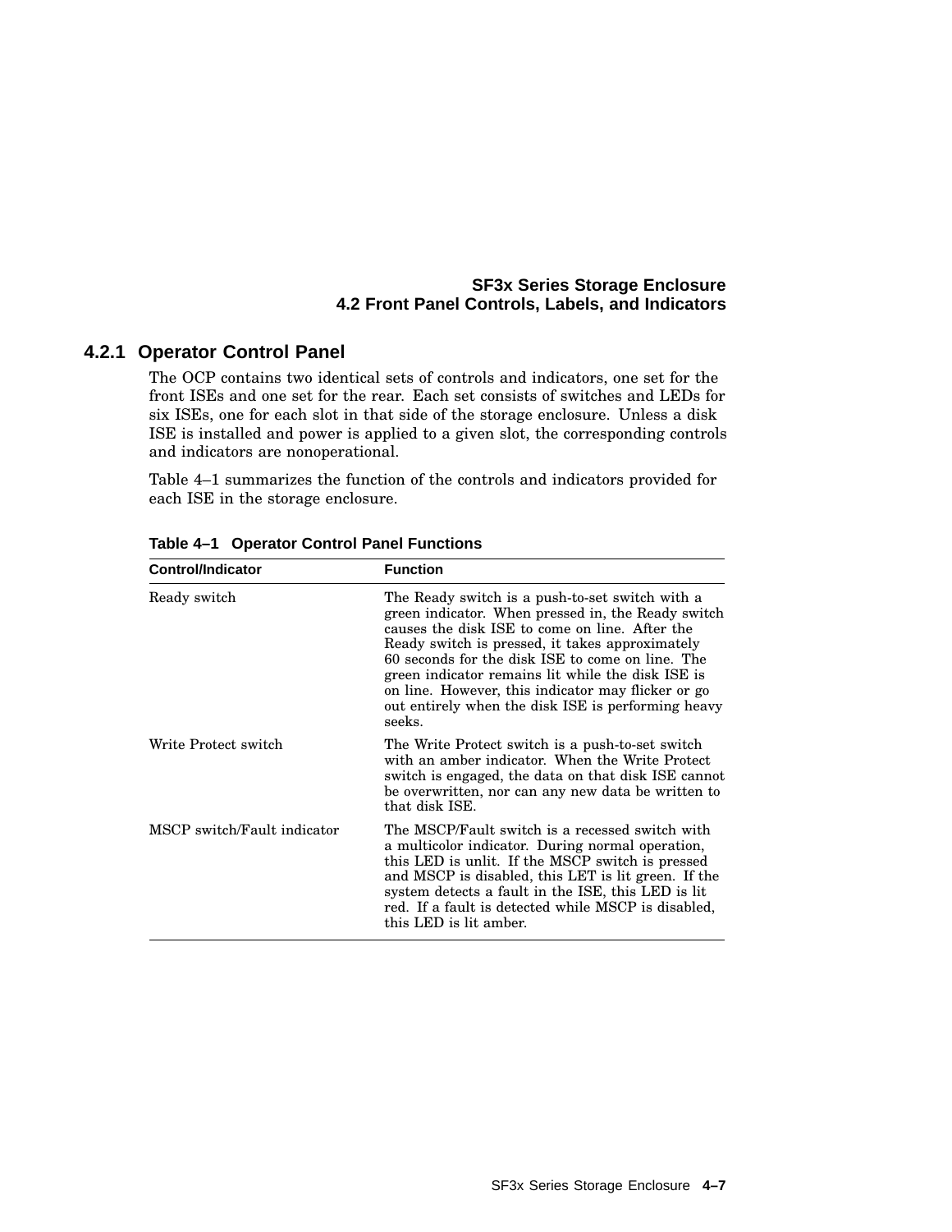### 4.2.1 Operator Control Panel

The OCP contains two identical sets of controls and indicators, one set for the front ISEs and one set for the rear. Each set consists of switches and LEDs for six ISEs, one for each slot in that side of the storage enclosure. Unless a disk ISE is installed and power is applied to a given slot, the corresponding controls and indicators are nonoperational.

Table 4–1 summarizes the function of the controls and indicators provided for each ISE in the storage enclosure.

**Table 4–1 Operator Control Panel Functions**

| Control/Indicator | Function |
|---|---|
| Ready switch | The Ready switch is a push-to-set switch with a green indicator. When pressed in, the Ready switch causes the disk ISE to come on line. After the Ready switch is pressed, it takes approximately 60 seconds for the disk ISE to come on line. The green indicator remains lit while the disk ISE is on line. However, this indicator may flicker or go out entirely when the disk ISE is performing heavy seeks. |
| Write Protect switch | The Write Protect switch is a push-to-set switch with an amber indicator. When the Write Protect switch is engaged, the data on that disk ISE cannot be overwritten, nor can any new data be written to that disk ISE. |
| MSCP switch/Fault indicator | The MSCP/Fault switch is a recessed switch with a multicolor indicator. During normal operation, this LED is unlit. If the MSCP switch is pressed and MSCP is disabled, this LET is lit green. If the system detects a fault in the ISE, this LED is lit red. If a fault is detected while MSCP is disabled, this LED is lit amber. |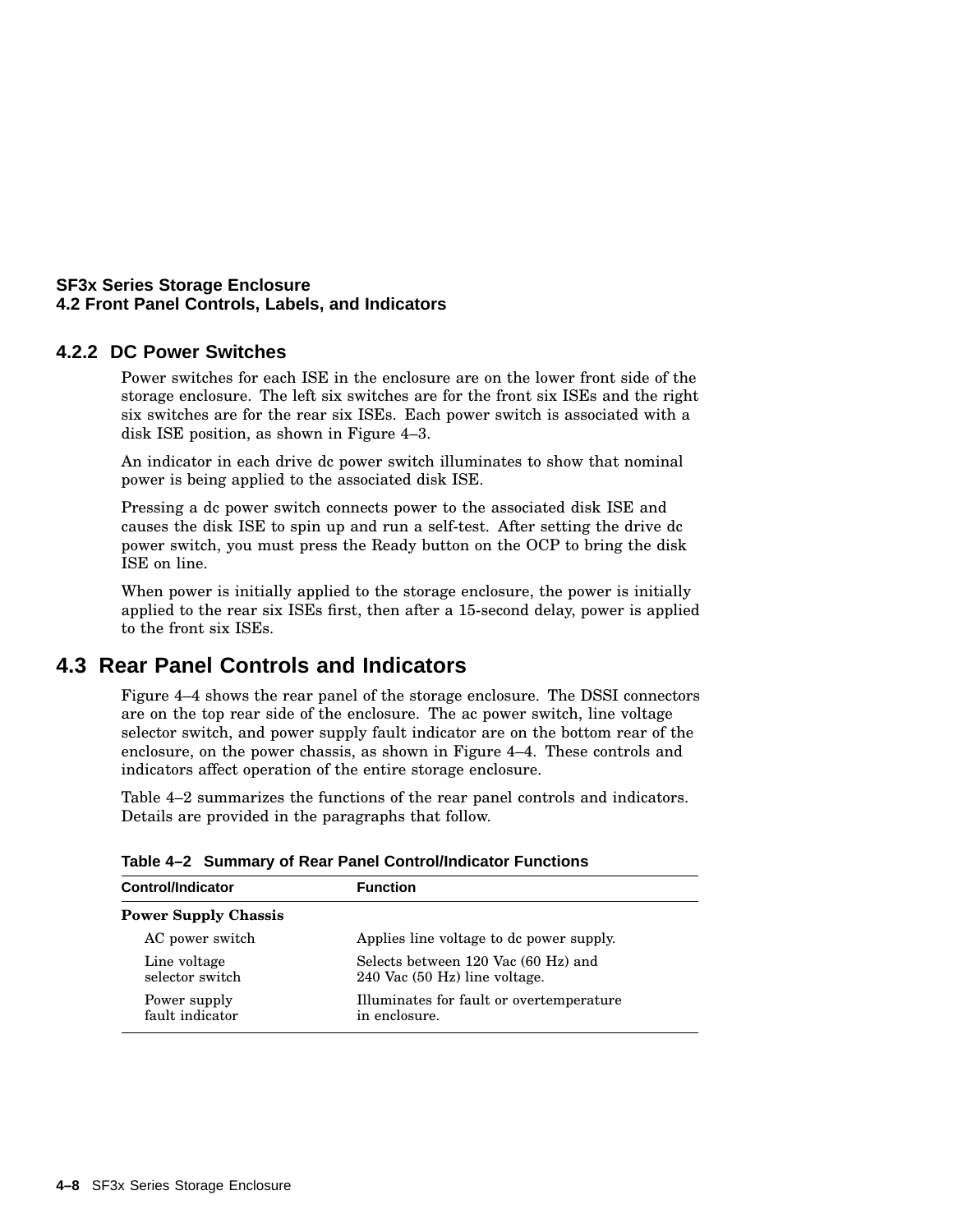### 4.2.2 DC Power Switches

Power switches for each ISE in the enclosure are on the lower front side of the storage enclosure. The left six switches are for the front six ISEs and the right six switches are for the rear six ISEs. Each power switch is associated with a disk ISE position, as shown in Figure 4–3.

An indicator in each drive dc power switch illuminates to show that nominal power is being applied to the associated disk ISE.

Pressing a dc power switch connects power to the associated disk ISE and causes the disk ISE to spin up and run a self-test. After setting the drive dc power switch, you must press the Ready button on the OCP to bring the disk ISE on line.

When power is initially applied to the storage enclosure, the power is initially applied to the rear six ISEs first, then after a 15-second delay, power is applied to the front six ISEs.

## 4.3 Rear Panel Controls and Indicators

Figure 4–4 shows the rear panel of the storage enclosure. The DSSI connectors are on the top rear side of the enclosure. The ac power switch, line voltage selector switch, and power supply fault indicator are on the bottom rear of the enclosure, on the power chassis, as shown in Figure 4–4. These controls and indicators affect operation of the entire storage enclosure.

Table 4–2 summarizes the functions of the rear panel controls and indicators. Details are provided in the paragraphs that follow.

**Table 4–2 Summary of Rear Panel Control/Indicator Functions**

| Control/Indicator | Function |
|---|---|
| **Power Supply Chassis** | |
| AC power switch | Applies line voltage to dc power supply. |
| Line voltage selector switch | Selects between 120 Vac (60 Hz) and 240 Vac (50 Hz) line voltage. |
| Power supply fault indicator | Illuminates for fault or overtemperature in enclosure. |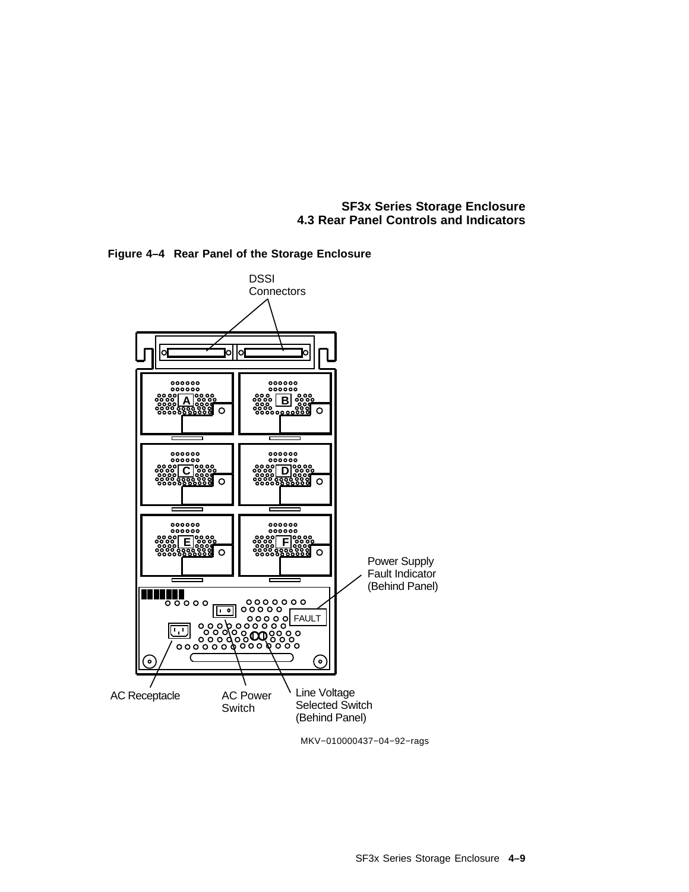**Figure 4–4 Rear Panel of the Storage Enclosure**

DSSI Connectors

Power Supply Fault Indicator (Behind Panel)

FAULT

AC Receptacle

AC Power Switch

Line Voltage Selected Switch (Behind Panel)

MKV−010000437−04−92−rags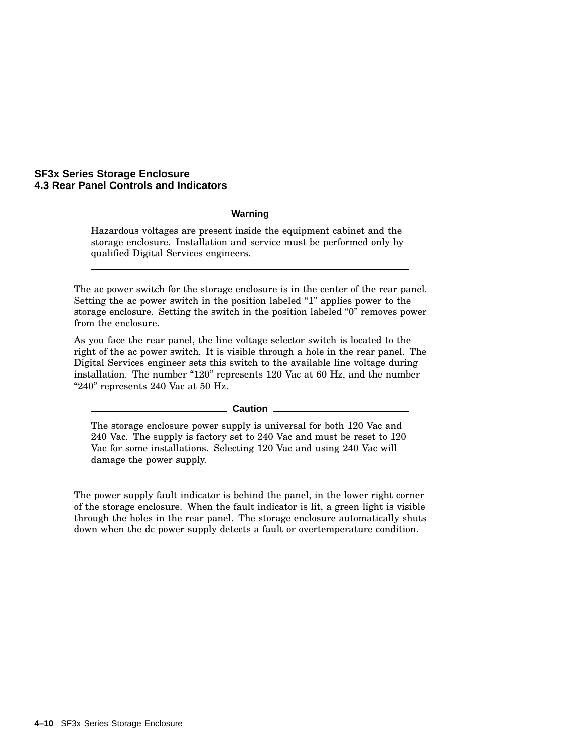## 4.3 Rear Panel Controls and Indicators

**Warning**

Hazardous voltages are present inside the equipment cabinet and the storage enclosure. Installation and service must be performed only by qualified Digital Services engineers.

---

The ac power switch for the storage enclosure is in the center of the rear panel. Setting the ac power switch in the position labeled “1” applies power to the storage enclosure. Setting the switch in the position labeled “0” removes power from the enclosure.

As you face the rear panel, the line voltage selector switch is located to the right of the ac power switch. It is visible through a hole in the rear panel. The Digital Services engineer sets this switch to the available line voltage during installation. The number “120” represents 120 Vac at 60 Hz, and the number “240” represents 240 Vac at 50 Hz.

**Caution**

The storage enclosure power supply is universal for both 120 Vac and 240 Vac. The supply is factory set to 240 Vac and must be reset to 120 Vac for some installations. Selecting 120 Vac and using 240 Vac will damage the power supply.

---

The power supply fault indicator is behind the panel, in the lower right corner of the storage enclosure. When the fault indicator is lit, a green light is visible through the holes in the rear panel. The storage enclosure automatically shuts down when the dc power supply detects a fault or overtemperature condition.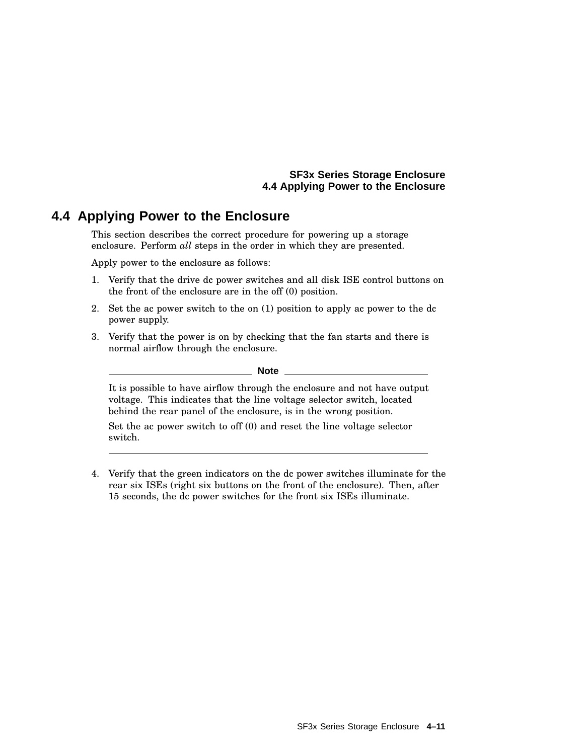## 4.4 Applying Power to the Enclosure

This section describes the correct procedure for powering up a storage enclosure. Perform *all* steps in the order in which they are presented.

Apply power to the enclosure as follows:

1. Verify that the drive dc power switches and all disk ISE control buttons on the front of the enclosure are in the off (0) position.
2. Set the ac power switch to the on (1) position to apply ac power to the dc power supply.
3. Verify that the power is on by checking that the fan starts and there is normal airflow through the enclosure.

---

**Note**

It is possible to have airflow through the enclosure and not have output voltage. This indicates that the line voltage selector switch, located behind the rear panel of the enclosure, is in the wrong position.

Set the ac power switch to off (0) and reset the line voltage selector switch.

---

4. Verify that the green indicators on the dc power switches illuminate for the rear six ISEs (right six buttons on the front of the enclosure). Then, after 15 seconds, the dc power switches for the front six ISEs illuminate.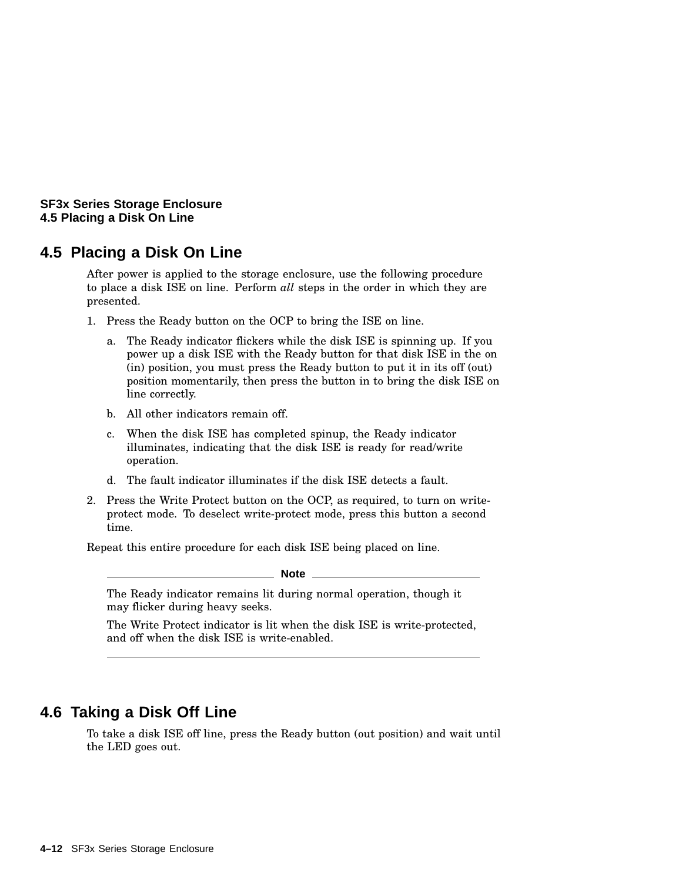## 4.5 Placing a Disk On Line

After power is applied to the storage enclosure, use the following procedure to place a disk ISE on line. Perform *all* steps in the order in which they are presented.

1. Press the Ready button on the OCP to bring the ISE on line.
   a. The Ready indicator flickers while the disk ISE is spinning up. If you power up a disk ISE with the Ready button for that disk ISE in the on (in) position, you must press the Ready button to put it in its off (out) position momentarily, then press the button in to bring the disk ISE on line correctly.
   b. All other indicators remain off.
   c. When the disk ISE has completed spinup, the Ready indicator illuminates, indicating that the disk ISE is ready for read/write operation.
   d. The fault indicator illuminates if the disk ISE detects a fault.
2. Press the Write Protect button on the OCP, as required, to turn on write-protect mode. To deselect write-protect mode, press this button a second time.

Repeat this entire procedure for each disk ISE being placed on line.

**Note**

The Ready indicator remains lit during normal operation, though it may flicker during heavy seeks.

The Write Protect indicator is lit when the disk ISE is write-protected, and off when the disk ISE is write-enabled.

## 4.6 Taking a Disk Off Line

To take a disk ISE off line, press the Ready button (out position) and wait until the LED goes out.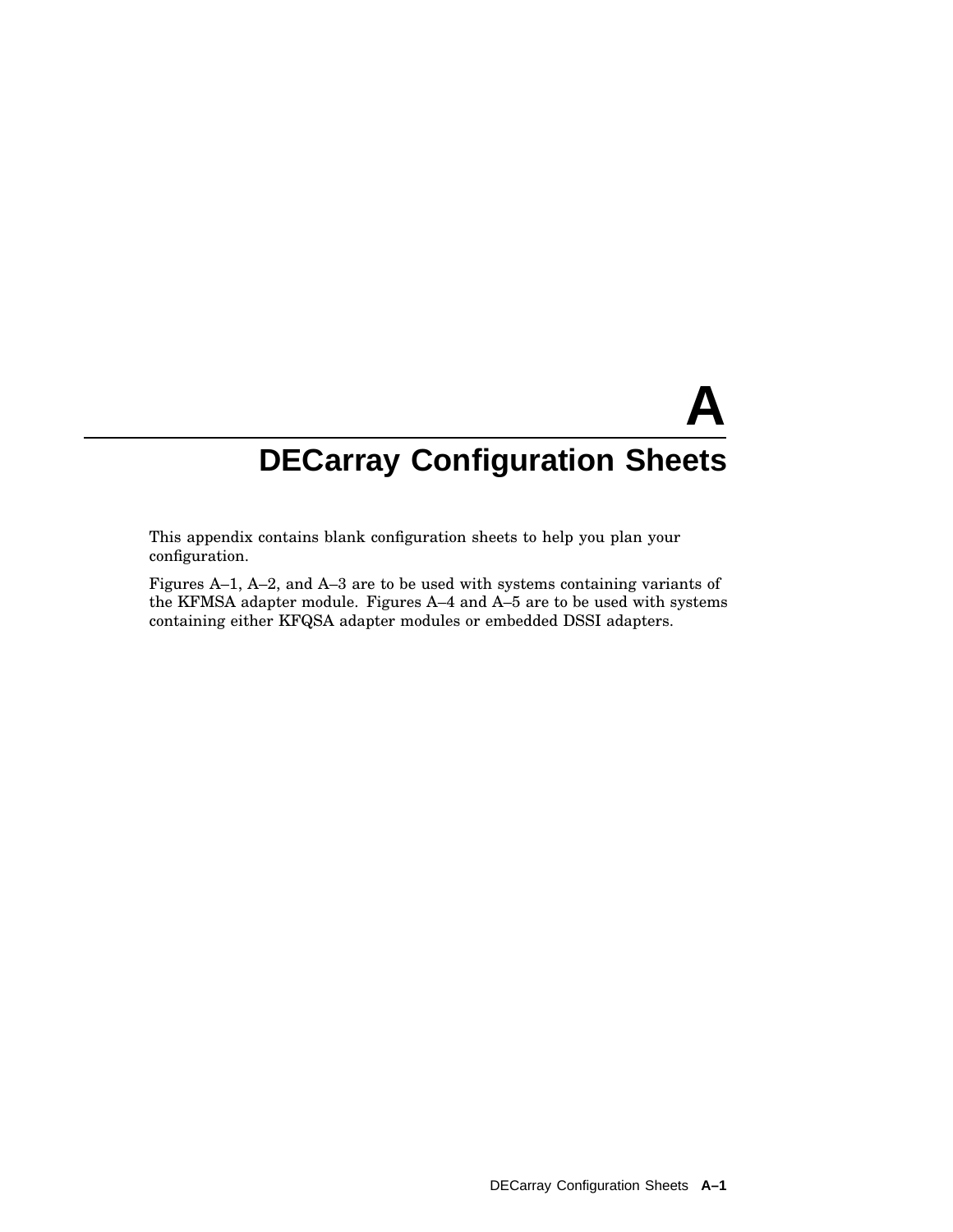# A DECarray Configuration Sheets

This appendix contains blank configuration sheets to help you plan your configuration.

Figures A–1, A–2, and A–3 are to be used with systems containing variants of the KFMSA adapter module. Figures A–4 and A–5 are to be used with systems containing either KFQSA adapter modules or embedded DSSI adapters.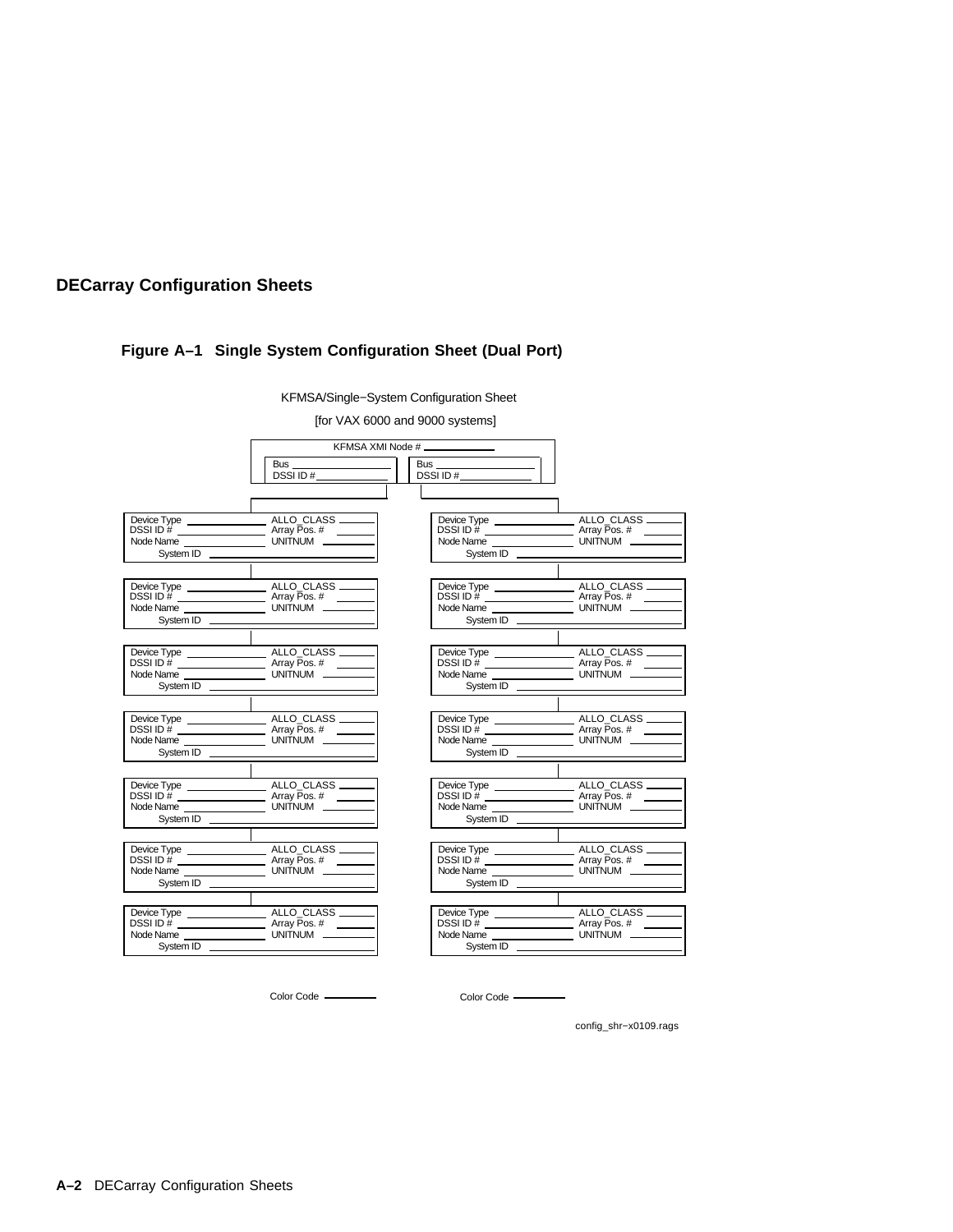## DECarray Configuration Sheets

### Figure A–1 Single System Configuration Sheet (Dual Port)

KFMSA/Single−System Configuration Sheet

[for VAX 6000 and 9000 systems]

KFMSA XMI Node # ____________

| Bus ________ DSSI ID # ________ | Bus ________ DSSI ID # ________ |
|---|---|
| Device Type ________ ALLO_CLASS ______ DSSI ID # ________ Array Pos. # ______ Node Name ________ UNITNUM ______ System ID ________ | Device Type ________ ALLO_CLASS ______ DSSI ID # ________ Array Pos. # ______ Node Name ________ UNITNUM ______ System ID ________ |
| Device Type ________ ALLO_CLASS ______ DSSI ID # ________ Array Pos. # ______ Node Name ________ UNITNUM ______ System ID ________ | Device Type ________ ALLO_CLASS ______ DSSI ID # ________ Array Pos. # ______ Node Name ________ UNITNUM ______ System ID ________ |
| Device Type ________ ALLO_CLASS ______ DSSI ID # ________ Array Pos. # ______ Node Name ________ UNITNUM ______ System ID ________ | Device Type ________ ALLO_CLASS ______ DSSI ID # ________ Array Pos. # ______ Node Name ________ UNITNUM ______ System ID ________ |
| Device Type ________ ALLO_CLASS ______ DSSI ID # ________ Array Pos. # ______ Node Name ________ UNITNUM ______ System ID ________ | Device Type ________ ALLO_CLASS ______ DSSI ID # ________ Array Pos. # ______ Node Name ________ UNITNUM ______ System ID ________ |
| Device Type ________ ALLO_CLASS ______ DSSI ID # ________ Array Pos. # ______ Node Name ________ UNITNUM ______ System ID ________ | Device Type ________ ALLO_CLASS ______ DSSI ID # ________ Array Pos. # ______ Node Name ________ UNITNUM ______ System ID ________ |
| Device Type ________ ALLO_CLASS ______ DSSI ID # ________ Array Pos. # ______ Node Name ________ UNITNUM ______ System ID ________ | Device Type ________ ALLO_CLASS ______ DSSI ID # ________ Array Pos. # ______ Node Name ________ UNITNUM ______ System ID ________ |
| Device Type ________ ALLO_CLASS ______ DSSI ID # ________ Array Pos. # ______ Node Name ________ UNITNUM ______ System ID ________ | Device Type ________ ALLO_CLASS ______ DSSI ID # ________ Array Pos. # ______ Node Name ________ UNITNUM ______ System ID ________ |
| Color Code ________ | Color Code ________ |

config_shr−x0109.rags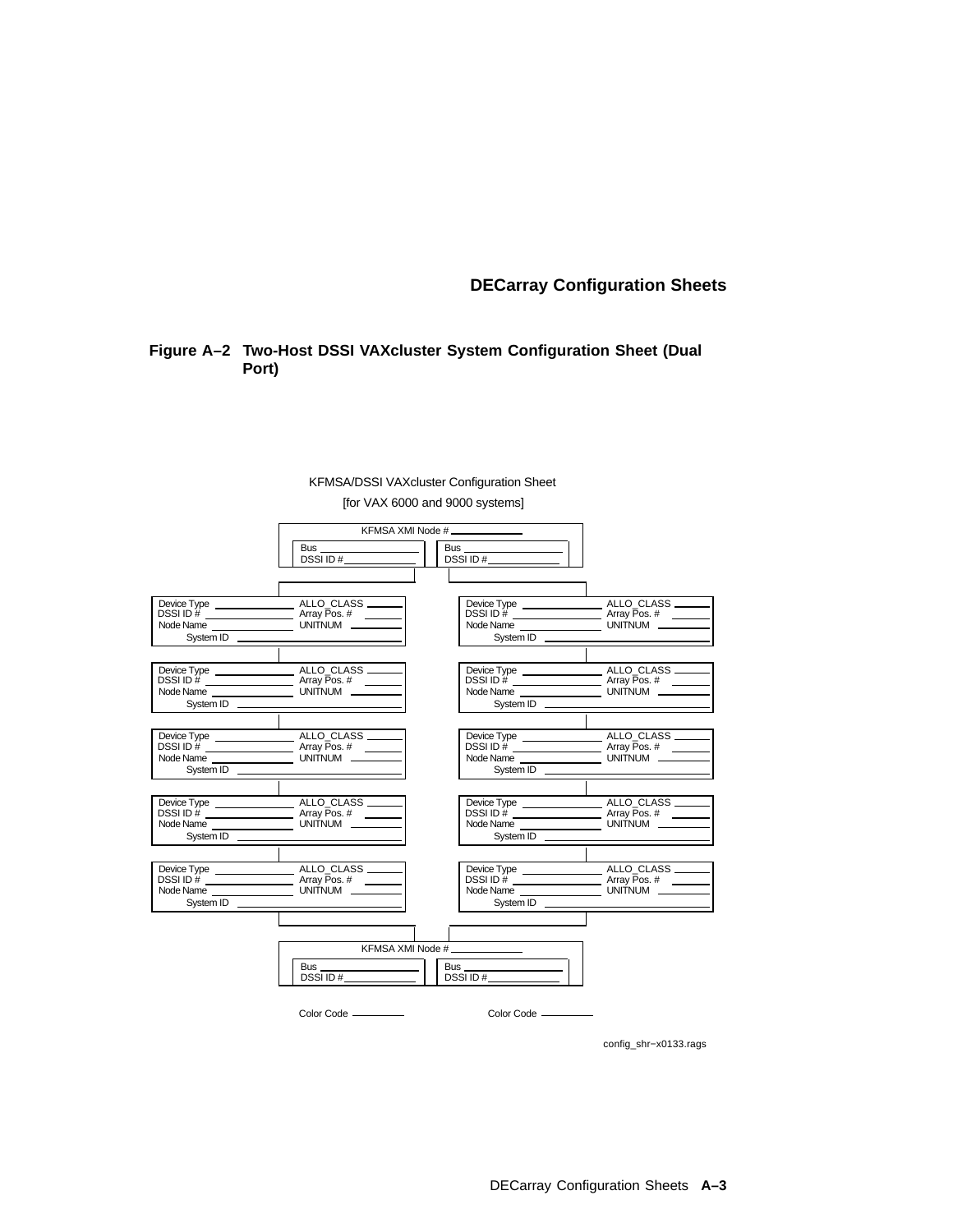**Figure A–2 Two-Host DSSI VAXcluster System Configuration Sheet (Dual Port)**

KFMSA/DSSI VAXcluster Configuration Sheet

[for VAX 6000 and 9000 systems]

KFMSA XMI Node # ____________

| Bus ____________ | Bus ____________ |
|---|---|
| DSSI ID # ____________ | DSSI ID # ____________ |

| | |
|---|---|
| Device Type ______ ALLO_CLASS ______ DSSI ID # ______ Array Pos. # ______ Node Name ______ UNITNUM ______ System ID ______ | Device Type ______ ALLO_CLASS ______ DSSI ID # ______ Array Pos. # ______ Node Name ______ UNITNUM ______ System ID ______ |
| Device Type ______ ALLO_CLASS ______ DSSI ID # ______ Array Pos. # ______ Node Name ______ UNITNUM ______ System ID ______ | Device Type ______ ALLO_CLASS ______ DSSI ID # ______ Array Pos. # ______ Node Name ______ UNITNUM ______ System ID ______ |
| Device Type ______ ALLO_CLASS ______ DSSI ID # ______ Array Pos. # ______ Node Name ______ UNITNUM ______ System ID ______ | Device Type ______ ALLO_CLASS ______ DSSI ID # ______ Array Pos. # ______ Node Name ______ UNITNUM ______ System ID ______ |
| Device Type ______ ALLO_CLASS ______ DSSI ID # ______ Array Pos. # ______ Node Name ______ UNITNUM ______ System ID ______ | Device Type ______ ALLO_CLASS ______ DSSI ID # ______ Array Pos. # ______ Node Name ______ UNITNUM ______ System ID ______ |
| Device Type ______ ALLO_CLASS ______ DSSI ID # ______ Array Pos. # ______ Node Name ______ UNITNUM ______ System ID ______ | Device Type ______ ALLO_CLASS ______ DSSI ID # ______ Array Pos. # ______ Node Name ______ UNITNUM ______ System ID ______ |

KFMSA XMI Node # ____________

| Bus ____________ | Bus ____________ |
|---|---|
| DSSI ID # ____________ | DSSI ID # ____________ |

Color Code ____________ Color Code ____________

config_shr-x0133.rags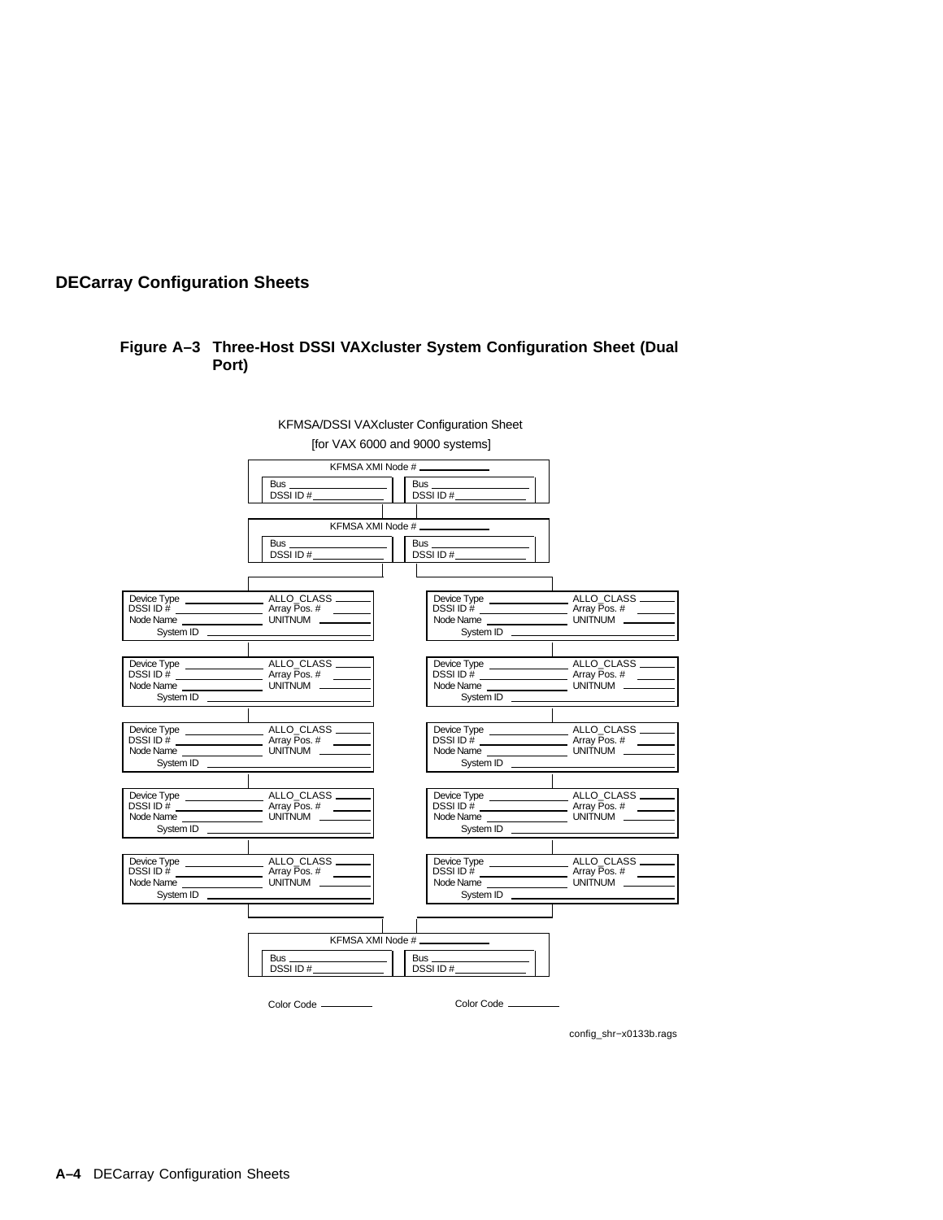## Figure A–3 Three-Host DSSI VAXcluster System Configuration Sheet (Dual Port)

KFMSA/DSSI VAXcluster Configuration Sheet

[for VAX 6000 and 9000 systems]

KFMSA XMI Node # ____________

| Bus ____________ | Bus ____________ |
|---|---|
| DSSI ID # ____________ | DSSI ID # ____________ |

KFMSA XMI Node # ____________

| Bus ____________ | Bus ____________ |
|---|---|
| DSSI ID # ____________ | DSSI ID # ____________ |

| | |
|---|---|
| Device Type ____________ ALLO_CLASS ______ | Device Type ____________ ALLO_CLASS ______ |
| DSSI ID # ____________ Array Pos. # ______ | DSSI ID # ____________ Array Pos. # ______ |
| Node Name ____________ UNITNUM ______ | Node Name ____________ UNITNUM ______ |
| System ID ____________ | System ID ____________ |
| Device Type ____________ ALLO_CLASS ______ | Device Type ____________ ALLO_CLASS ______ |
| DSSI ID # ____________ Array Pos. # ______ | DSSI ID # ____________ Array Pos. # ______ |
| Node Name ____________ UNITNUM ______ | Node Name ____________ UNITNUM ______ |
| System ID ____________ | System ID ____________ |
| Device Type ____________ ALLO_CLASS ______ | Device Type ____________ ALLO_CLASS ______ |
| DSSI ID # ____________ Array Pos. # ______ | DSSI ID # ____________ Array Pos. # ______ |
| Node Name ____________ UNITNUM ______ | Node Name ____________ UNITNUM ______ |
| System ID ____________ | System ID ____________ |
| Device Type ____________ ALLO_CLASS ______ | Device Type ____________ ALLO_CLASS ______ |
| DSSI ID # ____________ Array Pos. # ______ | DSSI ID # ____________ Array Pos. # ______ |
| Node Name ____________ UNITNUM ______ | Node Name ____________ UNITNUM ______ |
| System ID ____________ | System ID ____________ |
| Device Type ____________ ALLO_CLASS ______ | Device Type ____________ ALLO_CLASS ______ |
| DSSI ID # ____________ Array Pos. # ______ | DSSI ID # ____________ Array Pos. # ______ |
| Node Name ____________ UNITNUM ______ | Node Name ____________ UNITNUM ______ |
| System ID ____________ | System ID ____________ |

KFMSA XMI Node # ____________

| Bus ____________ | Bus ____________ |
|---|---|
| DSSI ID # ____________ | DSSI ID # ____________ |

Color Code ________ Color Code ________

config_shr−x0133b.rags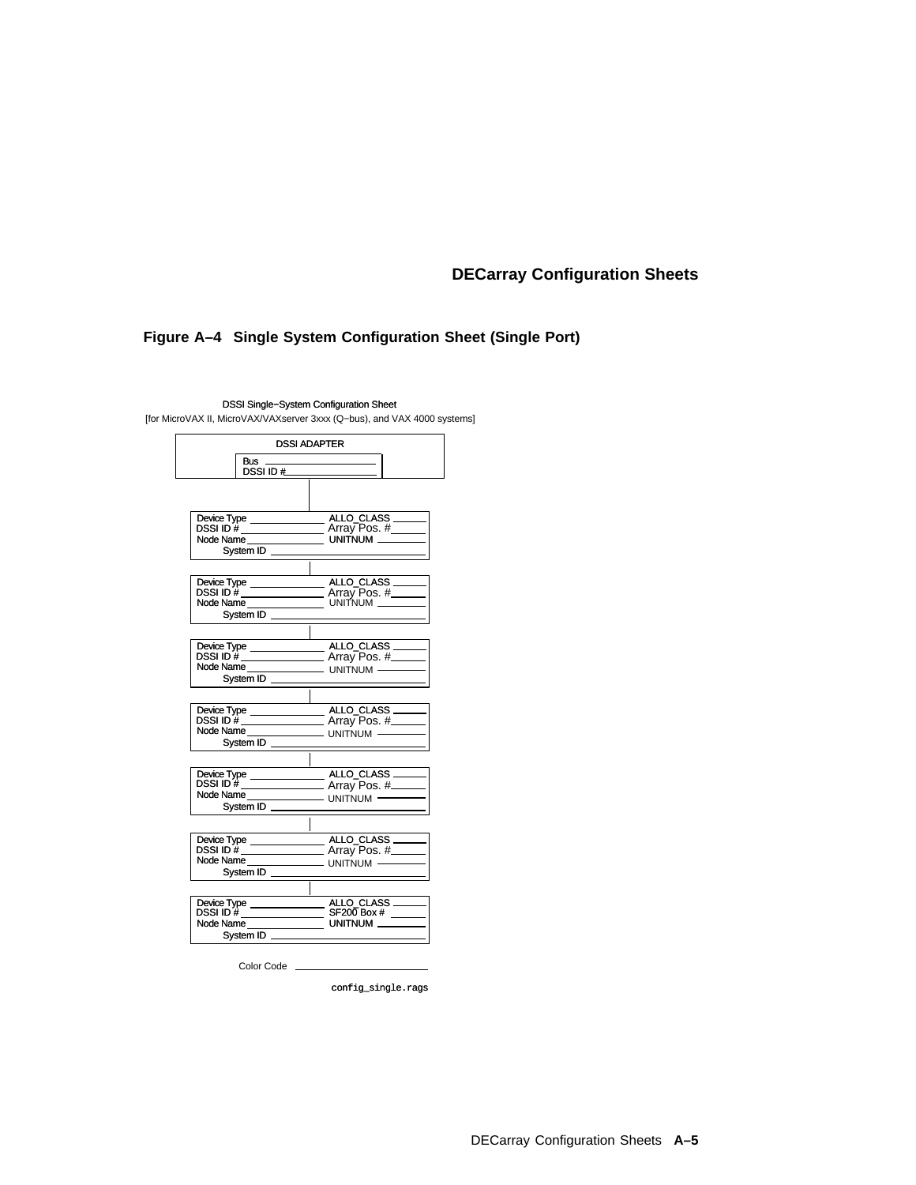## Figure A–4 Single System Configuration Sheet (Single Port)

DSSI Single–System Configuration Sheet

[for MicroVAX II, MicroVAX/VAXserver 3xxx (Q–bus), and VAX 4000 systems]

**DSSI ADAPTER**

Bus ____________
DSSI ID # ____________

Device Type ____________ ALLO_CLASS ______
DSSI ID # ____________ Array Pos. # ______
Node Name ____________ UNITNUM ______
System ID ____________

Device Type ____________ ALLO_CLASS ______
DSSI ID # ____________ Array Pos. # ______
Node Name ____________ UNITNUM ______
System ID ____________

Device Type ____________ ALLO_CLASS ______
DSSI ID # ____________ Array Pos. # ______
Node Name ____________ UNITNUM ______
System ID ____________

Device Type ____________ ALLO_CLASS ______
DSSI ID # ____________ Array Pos. # ______
Node Name ____________ UNITNUM ______
System ID ____________

Device Type ____________ ALLO_CLASS ______
DSSI ID # ____________ Array Pos. # ______
Node Name ____________ UNITNUM ______
System ID ____________

Device Type ____________ ALLO_CLASS ______
DSSI ID # ____________ Array Pos. # ______
Node Name ____________ UNITNUM ______
System ID ____________

Device Type ____________ ALLO_CLASS ______
DSSI ID # ____________ SF200 Box # ______
Node Name ____________ UNITNUM ______
System ID ____________

Color Code ____________

config_single.rags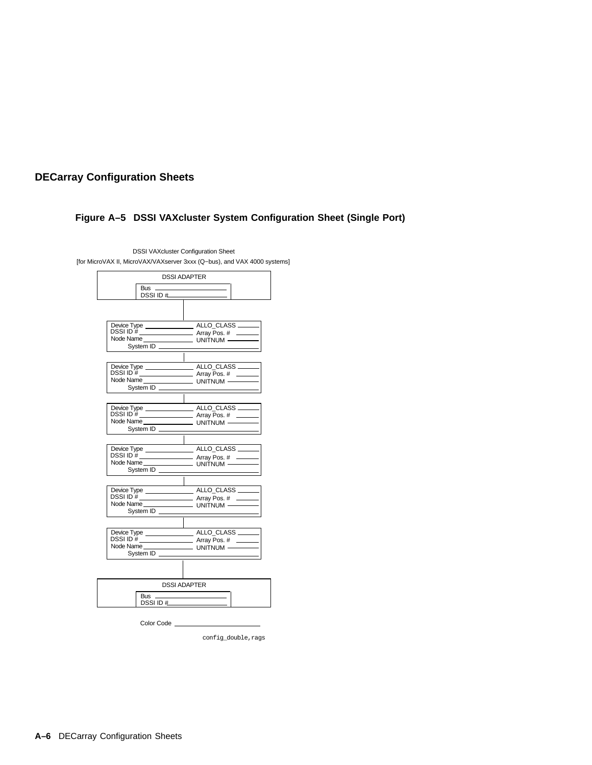## DECarray Configuration Sheets

### Figure A–5 DSSI VAXcluster System Configuration Sheet (Single Port)

DSSI VAXcluster Configuration Sheet

[for MicroVAX II, MicroVAX/VAXserver 3xxx (Q−bus), and VAX 4000 systems]

DSSI ADAPTER

Bus ____________

DSSI ID # ____________

Device Type ________ ALLO_CLASS ______
DSSI ID # ________ Array Pos. # ______
Node Name ________ UNITNUM ______
System ID ____________

Device Type ________ ALLO_CLASS ______
DSSI ID # ________ Array Pos. # ______
Node Name ________ UNITNUM ______
System ID ____________

Device Type ________ ALLO_CLASS ______
DSSI ID # ________ Array Pos. # ______
Node Name ________ UNITNUM ______
System ID ____________

Device Type ________ ALLO_CLASS ______
DSSI ID # ________ Array Pos. # ______
Node Name ________ UNITNUM ______
System ID ____________

Device Type ________ ALLO_CLASS ______
DSSI ID # ________ Array Pos. # ______
Node Name ________ UNITNUM ______
System ID ____________

Device Type ________ ALLO_CLASS ______
DSSI ID # ________ Array Pos. # ______
Node Name ________ UNITNUM ______
System ID ____________

DSSI ADAPTER

Bus ____________

DSSI ID # ____________

Color Code ____________

config_double,rags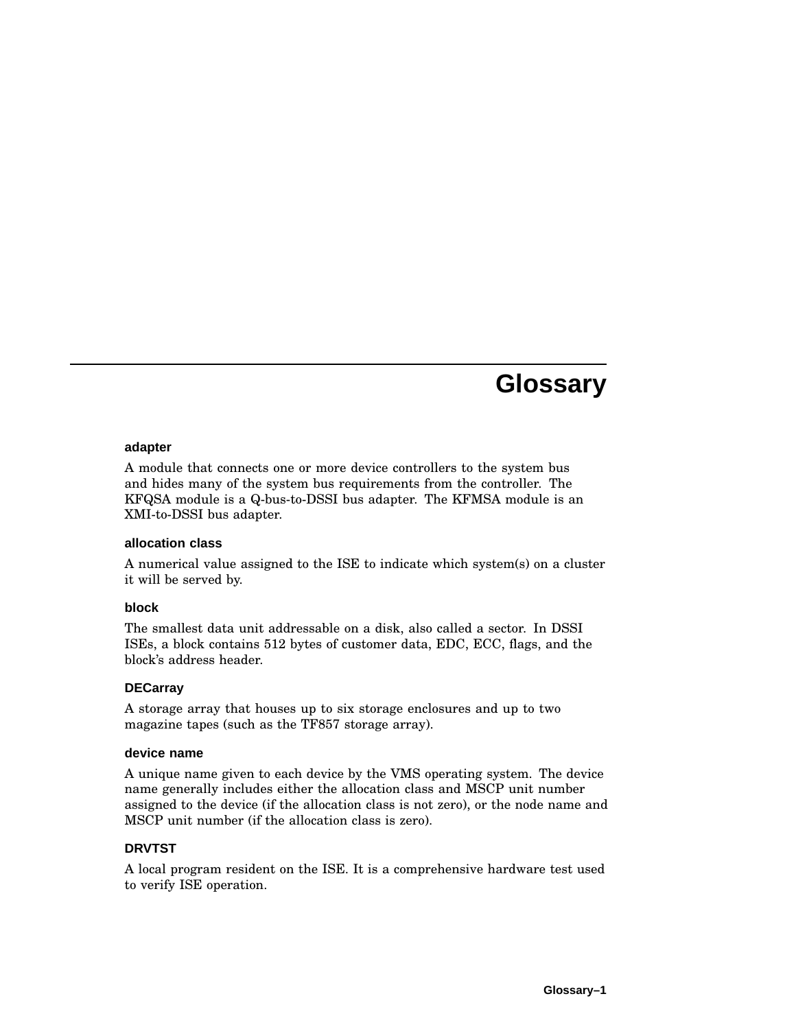# Glossary

### adapter

A module that connects one or more device controllers to the system bus and hides many of the system bus requirements from the controller. The KFQSA module is a Q-bus-to-DSSI bus adapter. The KFMSA module is an XMI-to-DSSI bus adapter.

### allocation class

A numerical value assigned to the ISE to indicate which system(s) on a cluster it will be served by.

### block

The smallest data unit addressable on a disk, also called a sector. In DSSI ISEs, a block contains 512 bytes of customer data, EDC, ECC, flags, and the block's address header.

### DECarray

A storage array that houses up to six storage enclosures and up to two magazine tapes (such as the TF857 storage array).

### device name

A unique name given to each device by the VMS operating system. The device name generally includes either the allocation class and MSCP unit number assigned to the device (if the allocation class is not zero), or the node name and MSCP unit number (if the allocation class is zero).

### DRVTST

A local program resident on the ISE. It is a comprehensive hardware test used to verify ISE operation.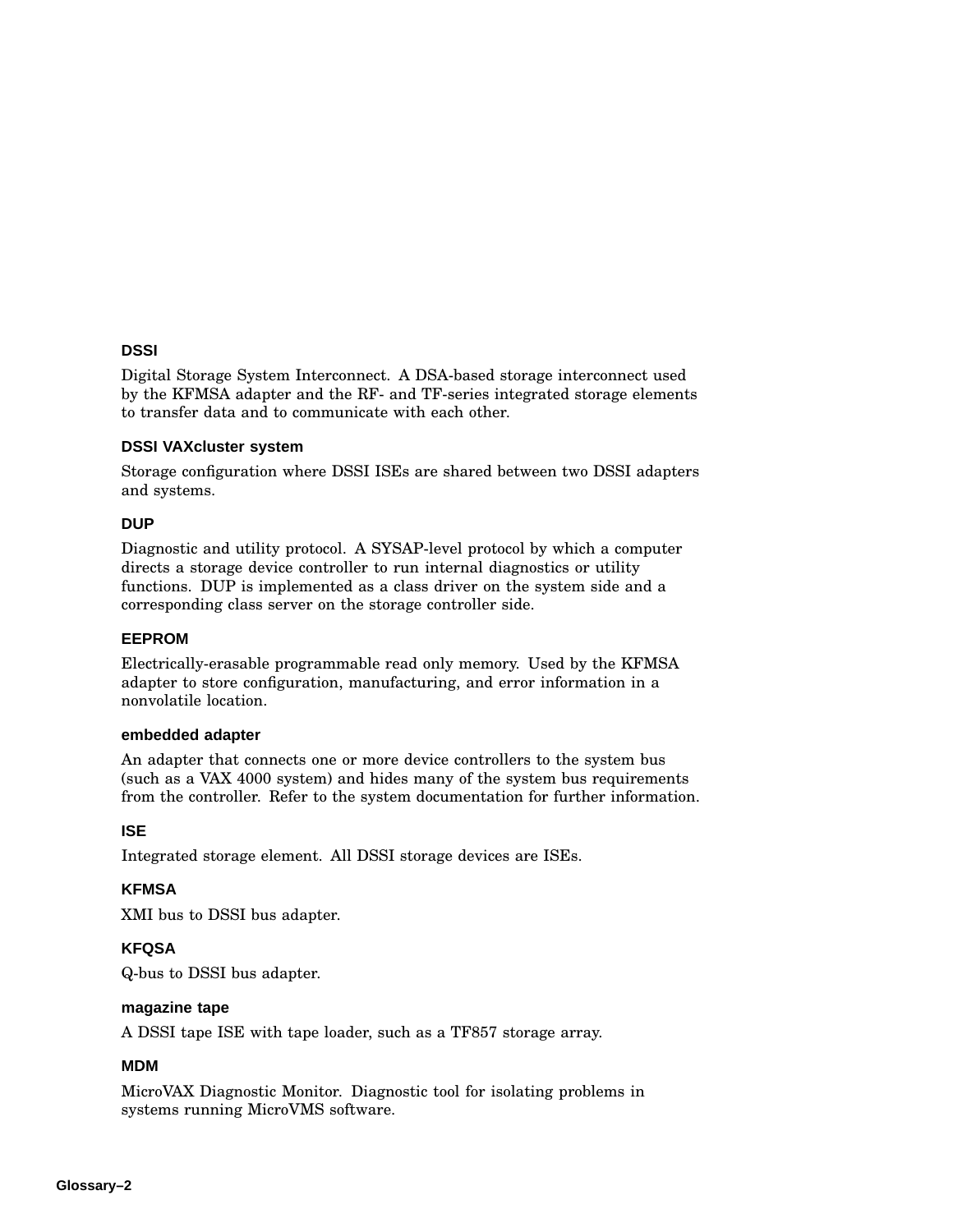### DSSI

Digital Storage System Interconnect. A DSA-based storage interconnect used by the KFMSA adapter and the RF- and TF-series integrated storage elements to transfer data and to communicate with each other.

### DSSI VAXcluster system

Storage configuration where DSSI ISEs are shared between two DSSI adapters and systems.

### DUP

Diagnostic and utility protocol. A SYSAP-level protocol by which a computer directs a storage device controller to run internal diagnostics or utility functions. DUP is implemented as a class driver on the system side and a corresponding class server on the storage controller side.

### EEPROM

Electrically-erasable programmable read only memory. Used by the KFMSA adapter to store configuration, manufacturing, and error information in a nonvolatile location.

### embedded adapter

An adapter that connects one or more device controllers to the system bus (such as a VAX 4000 system) and hides many of the system bus requirements from the controller. Refer to the system documentation for further information.

### ISE

Integrated storage element. All DSSI storage devices are ISEs.

### KFMSA

XMI bus to DSSI bus adapter.

### KFQSA

Q-bus to DSSI bus adapter.

### magazine tape

A DSSI tape ISE with tape loader, such as a TF857 storage array.

### MDM

MicroVAX Diagnostic Monitor. Diagnostic tool for isolating problems in systems running MicroVMS software.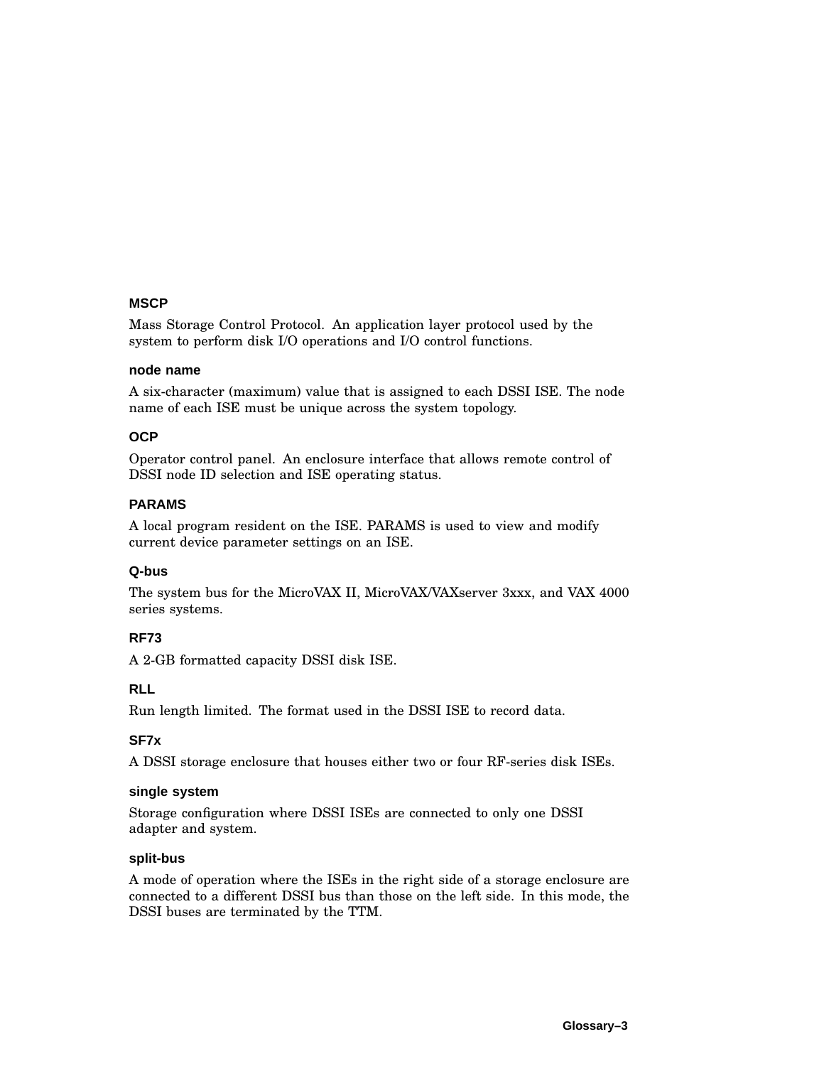### MSCP

Mass Storage Control Protocol. An application layer protocol used by the system to perform disk I/O operations and I/O control functions.

### node name

A six-character (maximum) value that is assigned to each DSSI ISE. The node name of each ISE must be unique across the system topology.

### OCP

Operator control panel. An enclosure interface that allows remote control of DSSI node ID selection and ISE operating status.

### PARAMS

A local program resident on the ISE. PARAMS is used to view and modify current device parameter settings on an ISE.

### Q-bus

The system bus for the MicroVAX II, MicroVAX/VAXserver 3xxx, and VAX 4000 series systems.

### RF73

A 2-GB formatted capacity DSSI disk ISE.

### RLL

Run length limited. The format used in the DSSI ISE to record data.

### SF7x

A DSSI storage enclosure that houses either two or four RF-series disk ISEs.

### single system

Storage configuration where DSSI ISEs are connected to only one DSSI adapter and system.

### split-bus

A mode of operation where the ISEs in the right side of a storage enclosure are connected to a different DSSI bus than those on the left side. In this mode, the DSSI buses are terminated by the TTM.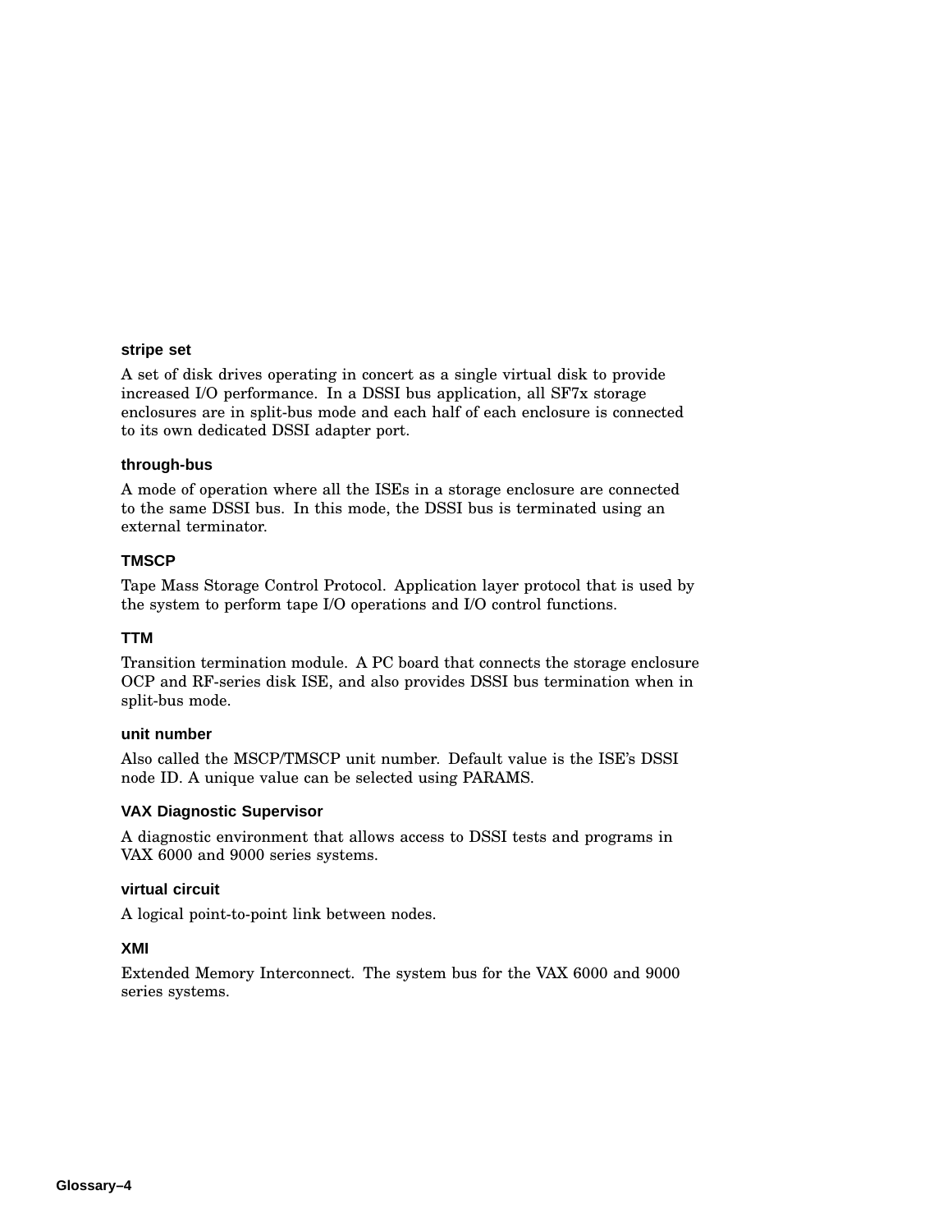### stripe set

A set of disk drives operating in concert as a single virtual disk to provide increased I/O performance. In a DSSI bus application, all SF7x storage enclosures are in split-bus mode and each half of each enclosure is connected to its own dedicated DSSI adapter port.

### through-bus

A mode of operation where all the ISEs in a storage enclosure are connected to the same DSSI bus. In this mode, the DSSI bus is terminated using an external terminator.

### TMSCP

Tape Mass Storage Control Protocol. Application layer protocol that is used by the system to perform tape I/O operations and I/O control functions.

### TTM

Transition termination module. A PC board that connects the storage enclosure OCP and RF-series disk ISE, and also provides DSSI bus termination when in split-bus mode.

### unit number

Also called the MSCP/TMSCP unit number. Default value is the ISE's DSSI node ID. A unique value can be selected using PARAMS.

### VAX Diagnostic Supervisor

A diagnostic environment that allows access to DSSI tests and programs in VAX 6000 and 9000 series systems.

### virtual circuit

A logical point-to-point link between nodes.

### XMI

Extended Memory Interconnect. The system bus for the VAX 6000 and 9000 series systems.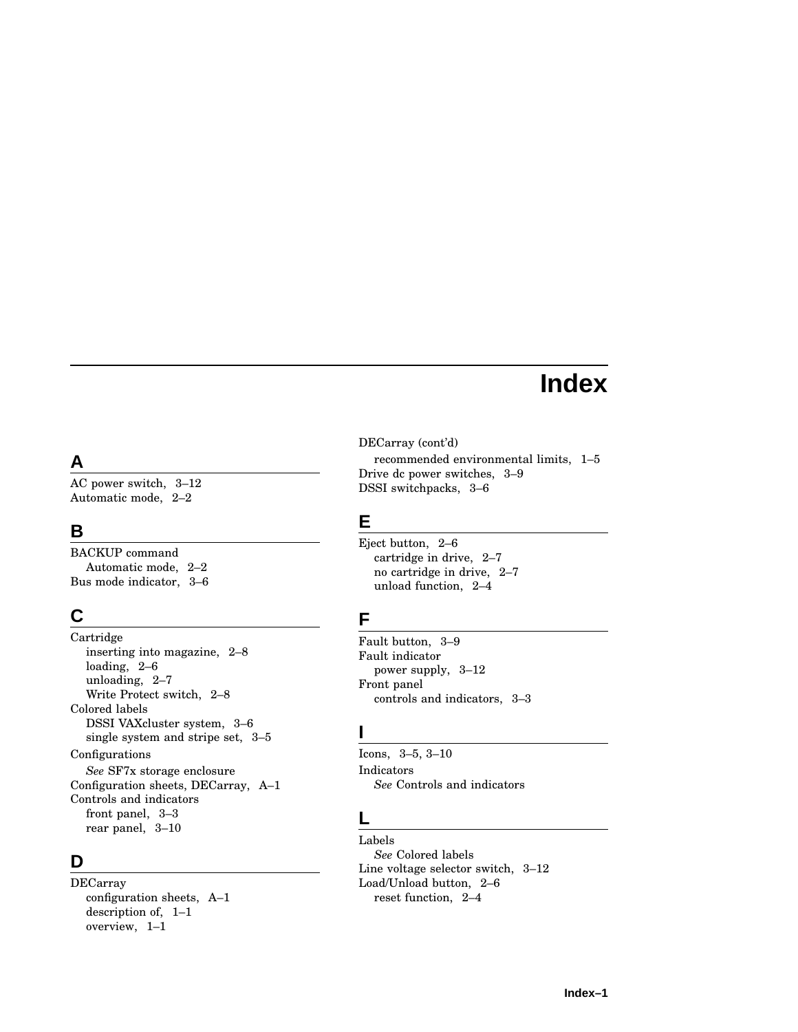# Index

## A

AC power switch, 3–12
Automatic mode, 2–2

## B

BACKUP command
  Automatic mode, 2–2
Bus mode indicator, 3–6

## C

Cartridge
  inserting into magazine, 2–8
  loading, 2–6
  unloading, 2–7
  Write Protect switch, 2–8
Colored labels
  DSSI VAXcluster system, 3–6
  single system and stripe set, 3–5
Configurations
  *See* SF7x storage enclosure
Configuration sheets, DECarray, A–1
Controls and indicators
  front panel, 3–3
  rear panel, 3–10

## D

DECarray
  configuration sheets, A–1
  description of, 1–1
  overview, 1–1
DECarray (cont'd)
  recommended environmental limits, 1–5
Drive dc power switches, 3–9
DSSI switchpacks, 3–6

## E

Eject button, 2–6
  cartridge in drive, 2–7
  no cartridge in drive, 2–7
  unload function, 2–4

## F

Fault button, 3–9
Fault indicator
  power supply, 3–12
Front panel
  controls and indicators, 3–3

## I

Icons, 3–5, 3–10
Indicators
  *See* Controls and indicators

## L

Labels
  *See* Colored labels
Line voltage selector switch, 3–12
Load/Unload button, 2–6
  reset function, 2–4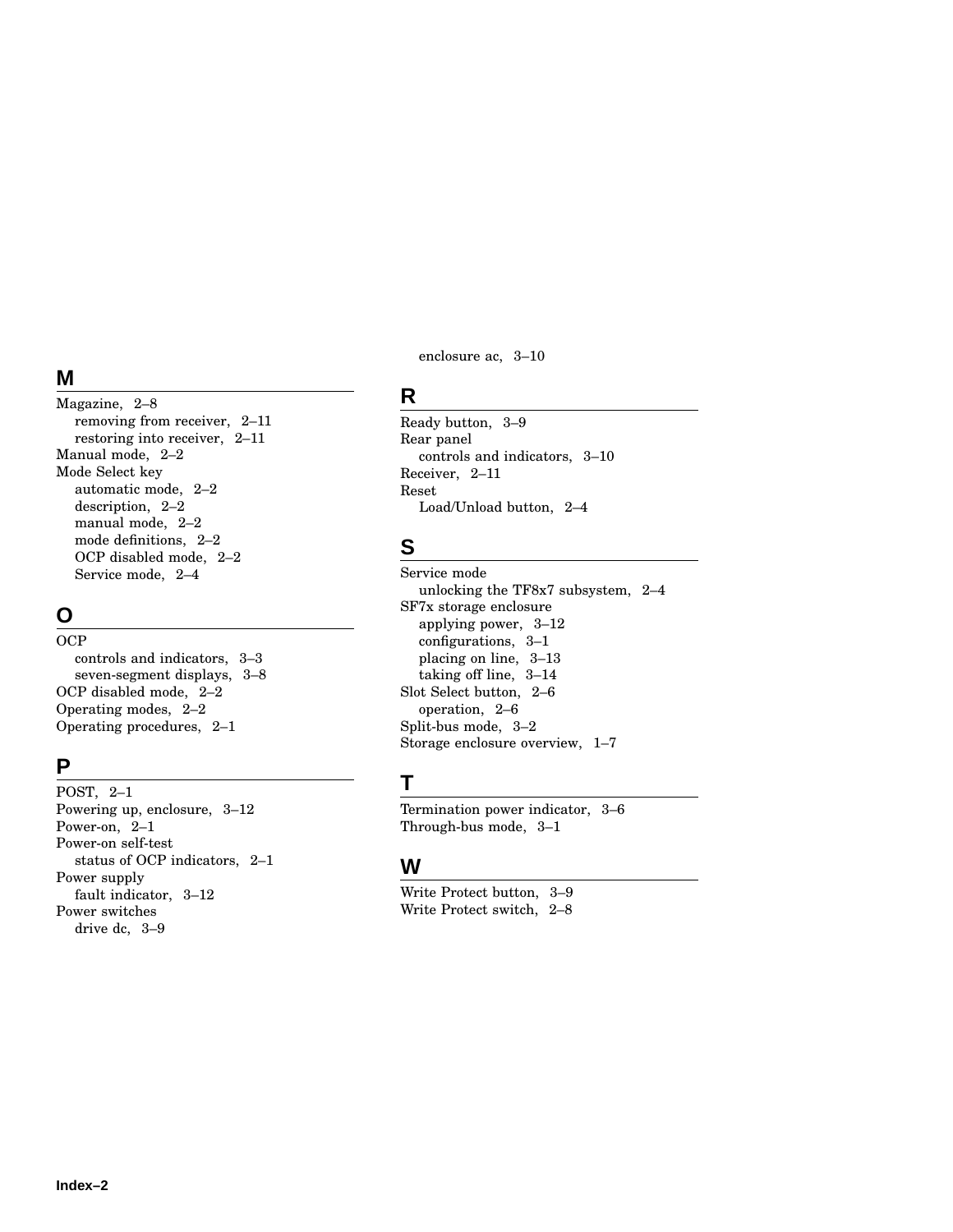## M

Magazine, 2–8
  removing from receiver, 2–11
  restoring into receiver, 2–11
Manual mode, 2–2
Mode Select key
  automatic mode, 2–2
  description, 2–2
  manual mode, 2–2
  mode definitions, 2–2
  OCP disabled mode, 2–2
  Service mode, 2–4

## O

OCP
  controls and indicators, 3–3
  seven-segment displays, 3–8
OCP disabled mode, 2–2
Operating modes, 2–2
Operating procedures, 2–1

## P

POST, 2–1
Powering up, enclosure, 3–12
Power-on, 2–1
Power-on self-test
  status of OCP indicators, 2–1
Power supply
  fault indicator, 3–12
Power switches
  drive dc, 3–9
  enclosure ac, 3–10

## R

Ready button, 3–9
Rear panel
  controls and indicators, 3–10
Receiver, 2–11
Reset
  Load/Unload button, 2–4

## S

Service mode
  unlocking the TF8x7 subsystem, 2–4
SF7x storage enclosure
  applying power, 3–12
  configurations, 3–1
  placing on line, 3–13
  taking off line, 3–14
Slot Select button, 2–6
  operation, 2–6
Split-bus mode, 3–2
Storage enclosure overview, 1–7

## T

Termination power indicator, 3–6
Through-bus mode, 3–1

## W

Write Protect button, 3–9
Write Protect switch, 2–8